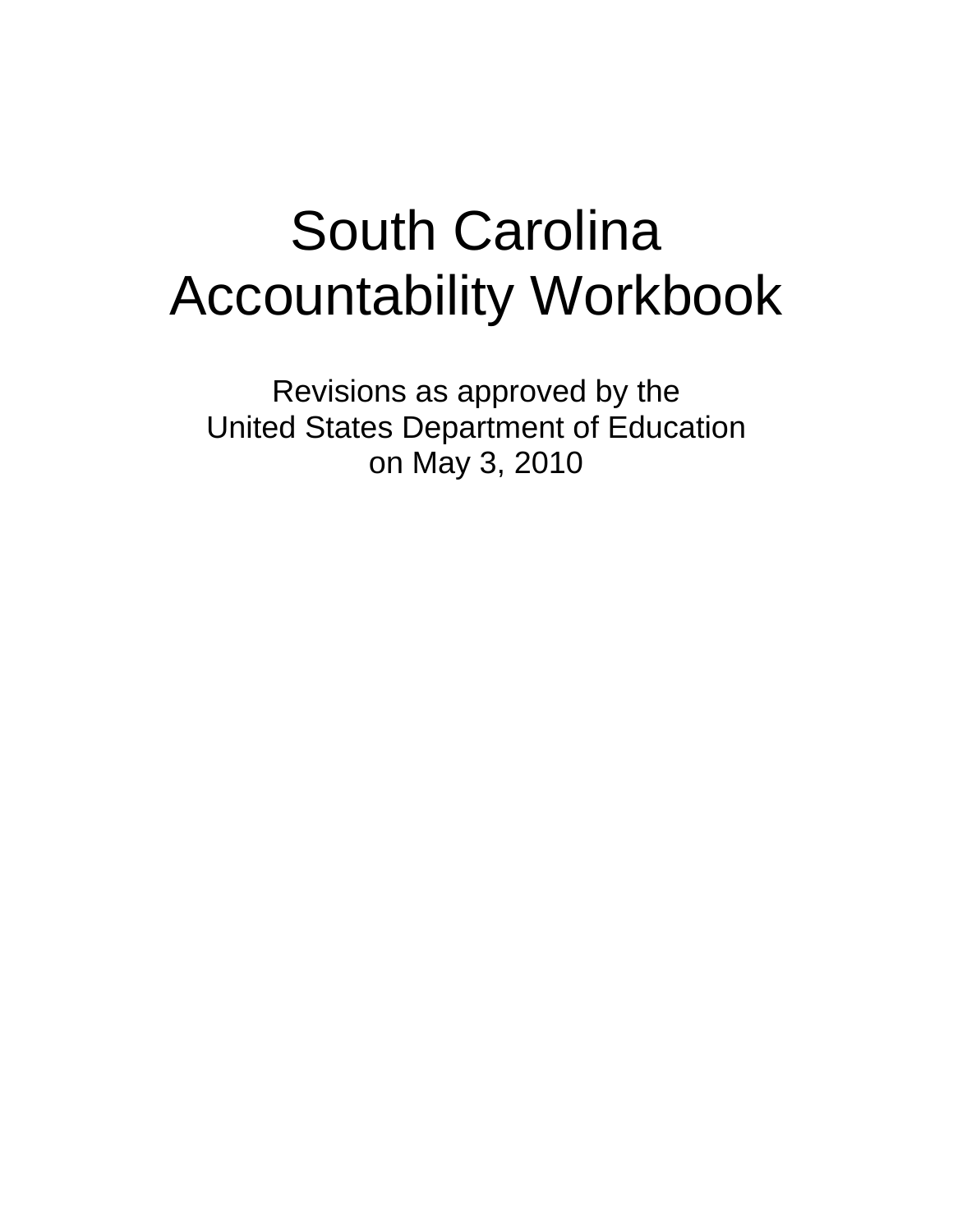# South Carolina Accountability Workbook

Revisions as approved by the
United States Department of Education
on May 3, 2010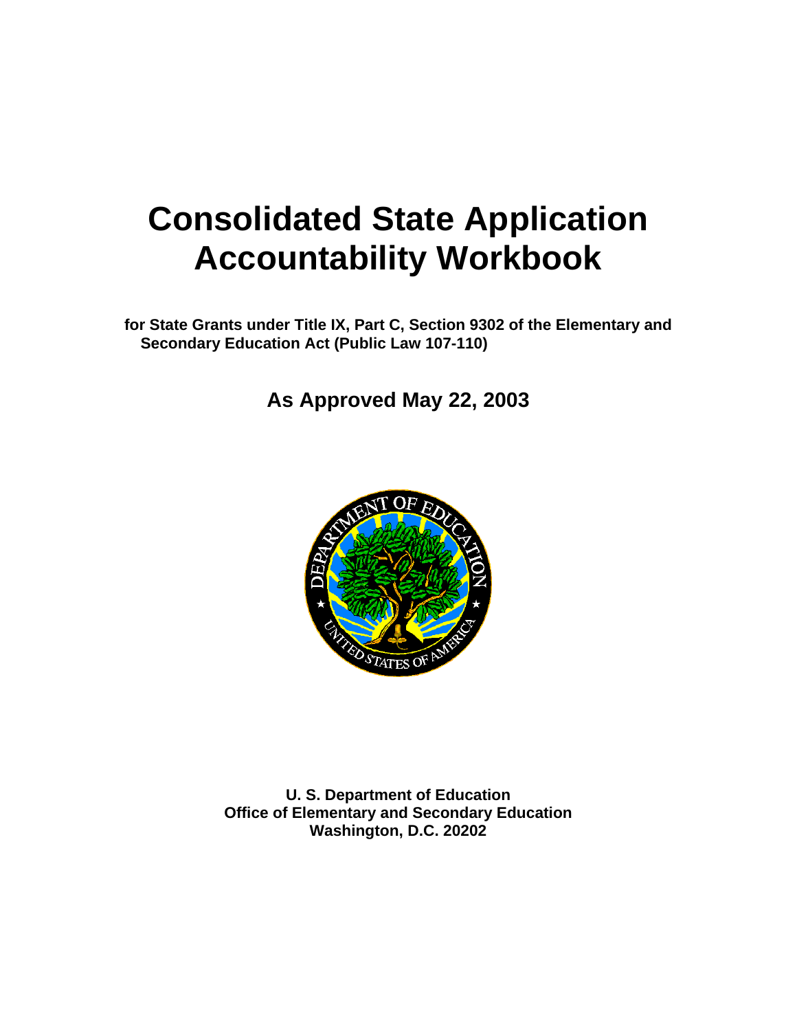# Consolidated State Application Accountability Workbook

**for State Grants under Title IX, Part C, Section 9302 of the Elementary and Secondary Education Act (Public Law 107-110)**

## As Approved May 22, 2003

**U. S. Department of Education**
**Office of Elementary and Secondary Education**
**Washington, D.C. 20202**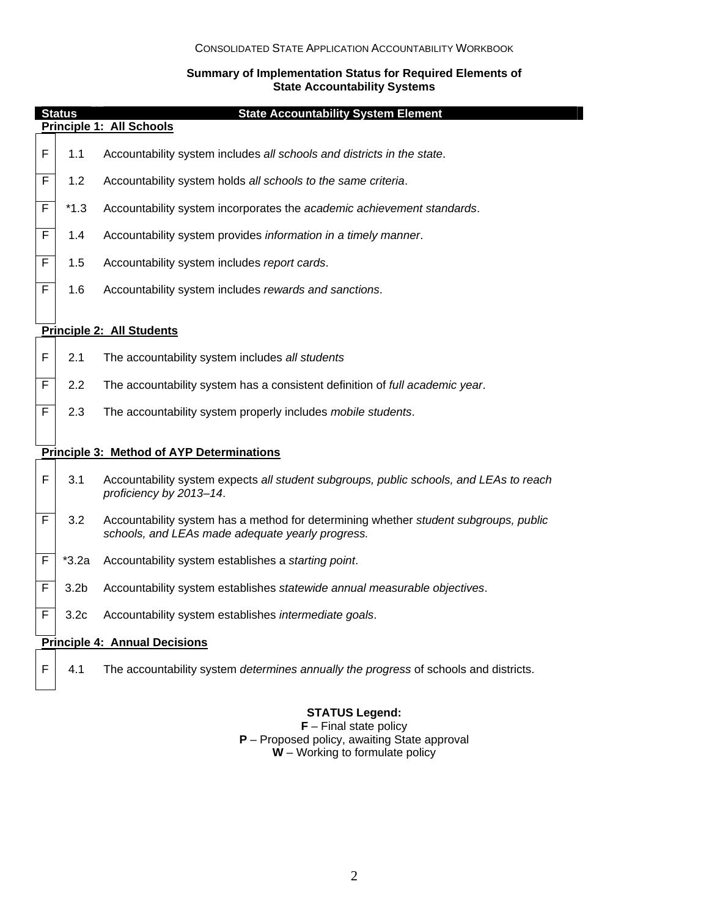Consolidated State Application Accountability Workbook

**Summary of Implementation Status for Required Elements of State Accountability Systems**

| Status | | State Accountability System Element |
|---|---|---|
| **Principle 1: All Schools** | | |
| F | 1.1 | Accountability system includes *all schools and districts in the state*. |
| F | 1.2 | Accountability system holds *all schools to the same criteria*. |
| F | *1.3 | Accountability system incorporates the *academic achievement standards*. |
| F | 1.4 | Accountability system provides *information in a timely manner*. |
| F | 1.5 | Accountability system includes *report cards*. |
| F | 1.6 | Accountability system includes *rewards and sanctions*. |
| **Principle 2: All Students** | | |
| F | 2.1 | The accountability system includes *all students* |
| F | 2.2 | The accountability system has a consistent definition of *full academic year*. |
| F | 2.3 | The accountability system properly includes *mobile students*. |
| **Principle 3: Method of AYP Determinations** | | |
| F | 3.1 | Accountability system expects *all student subgroups, public schools, and LEAs to reach proficiency by 2013–14*. |
| F | 3.2 | Accountability system has a method for determining whether *student subgroups, public schools, and LEAs made adequate yearly progress.* |
| F | *3.2a | Accountability system establishes a *starting point*. |
| F | 3.2b | Accountability system establishes *statewide annual measurable objectives*. |
| F | 3.2c | Accountability system establishes *intermediate goals*. |
| **Principle 4: Annual Decisions** | | |
| F | 4.1 | The accountability system *determines annually the progress* of schools and districts. |

**STATUS Legend:**
**F** – Final state policy
**P** – Proposed policy, awaiting State approval
**W** – Working to formulate policy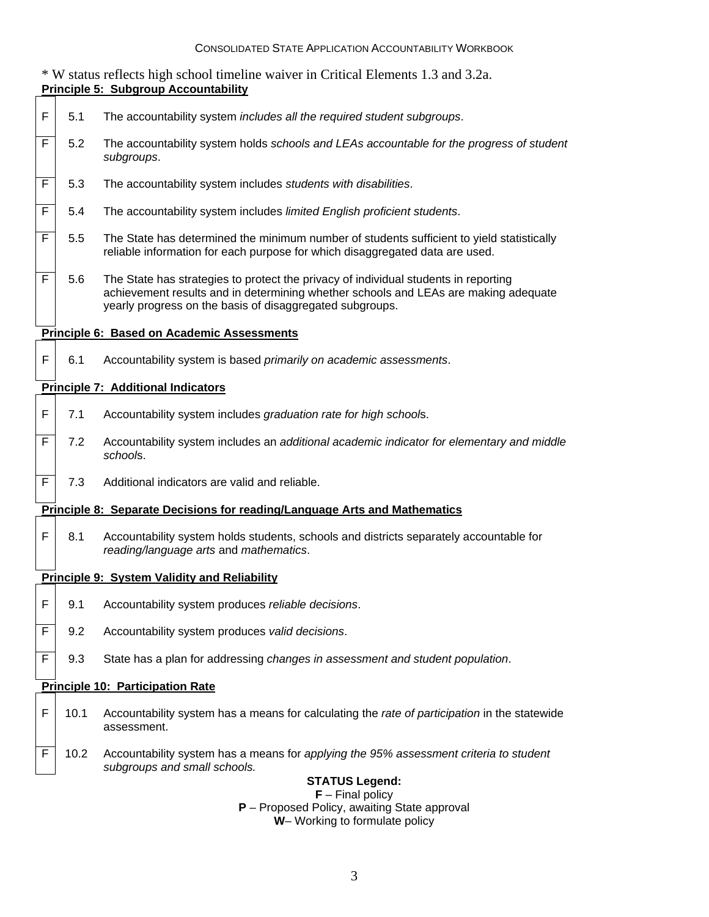* W status reflects high school timeline waiver in Critical Elements 1.3 and 3.2a.

**Principle 5: Subgroup Accountability**

| Status | | |
|---|---|---|
| F | 5.1 | The accountability system *includes all the required student subgroups*. |
| F | 5.2 | The accountability system holds *schools and LEAs accountable for the progress of student subgroups*. |
| F | 5.3 | The accountability system includes *students with disabilities*. |
| F | 5.4 | The accountability system includes *limited English proficient students*. |
| F | 5.5 | The State has determined the minimum number of students sufficient to yield statistically reliable information for each purpose for which disaggregated data are used. |
| F | 5.6 | The State has strategies to protect the privacy of individual students in reporting achievement results and in determining whether schools and LEAs are making adequate yearly progress on the basis of disaggregated subgroups. |

**Principle 6: Based on Academic Assessments**

| Status | | |
|---|---|---|
| F | 6.1 | Accountability system is based *primarily on academic assessments*. |

**Principle 7: Additional Indicators**

| Status | | |
|---|---|---|
| F | 7.1 | Accountability system includes *graduation rate for high school*s. |
| F | 7.2 | Accountability system includes an *additional academic indicator for elementary and middle school*s. |
| F | 7.3 | Additional indicators are valid and reliable. |

**Principle 8: Separate Decisions for reading/Language Arts and Mathematics**

| Status | | |
|---|---|---|
| F | 8.1 | Accountability system holds students, schools and districts separately accountable for *reading/language arts* and *mathematics*. |

**Principle 9: System Validity and Reliability**

| Status | | |
|---|---|---|
| F | 9.1 | Accountability system produces *reliable decisions*. |
| F | 9.2 | Accountability system produces *valid decisions*. |
| F | 9.3 | State has a plan for addressing *changes in assessment and student population*. |

**Principle 10: Participation Rate**

| Status | | |
|---|---|---|
| F | 10.1 | Accountability system has a means for calculating the *rate of participation* in the statewide assessment. |
| F | 10.2 | Accountability system has a means for *applying the 95% assessment criteria to student subgroups and small schools.* |

**STATUS Legend:**

**F** – Final policy

**P** – Proposed Policy, awaiting State approval

**W**– Working to formulate policy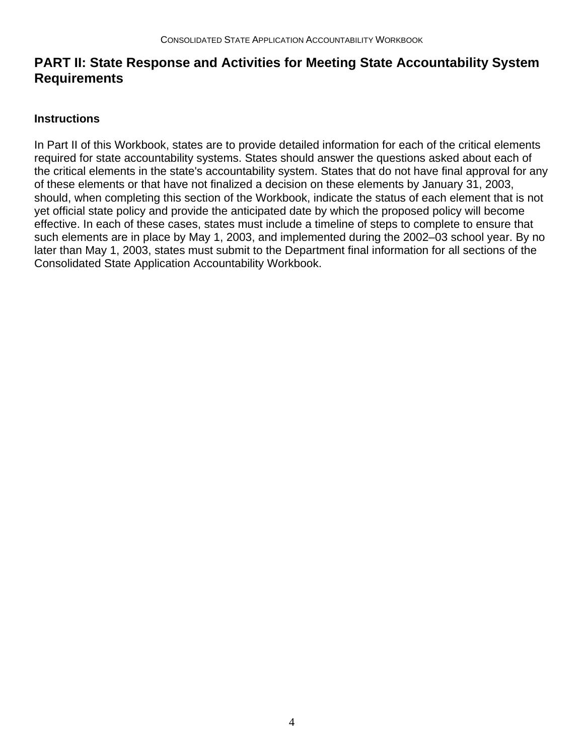## PART II: State Response and Activities for Meeting State Accountability System Requirements

### Instructions

In Part II of this Workbook, states are to provide detailed information for each of the critical elements required for state accountability systems. States should answer the questions asked about each of the critical elements in the state's accountability system. States that do not have final approval for any of these elements or that have not finalized a decision on these elements by January 31, 2003, should, when completing this section of the Workbook, indicate the status of each element that is not yet official state policy and provide the anticipated date by which the proposed policy will become effective. In each of these cases, states must include a timeline of steps to complete to ensure that such elements are in place by May 1, 2003, and implemented during the 2002–03 school year. By no later than May 1, 2003, states must submit to the Department final information for all sections of the Consolidated State Application Accountability Workbook.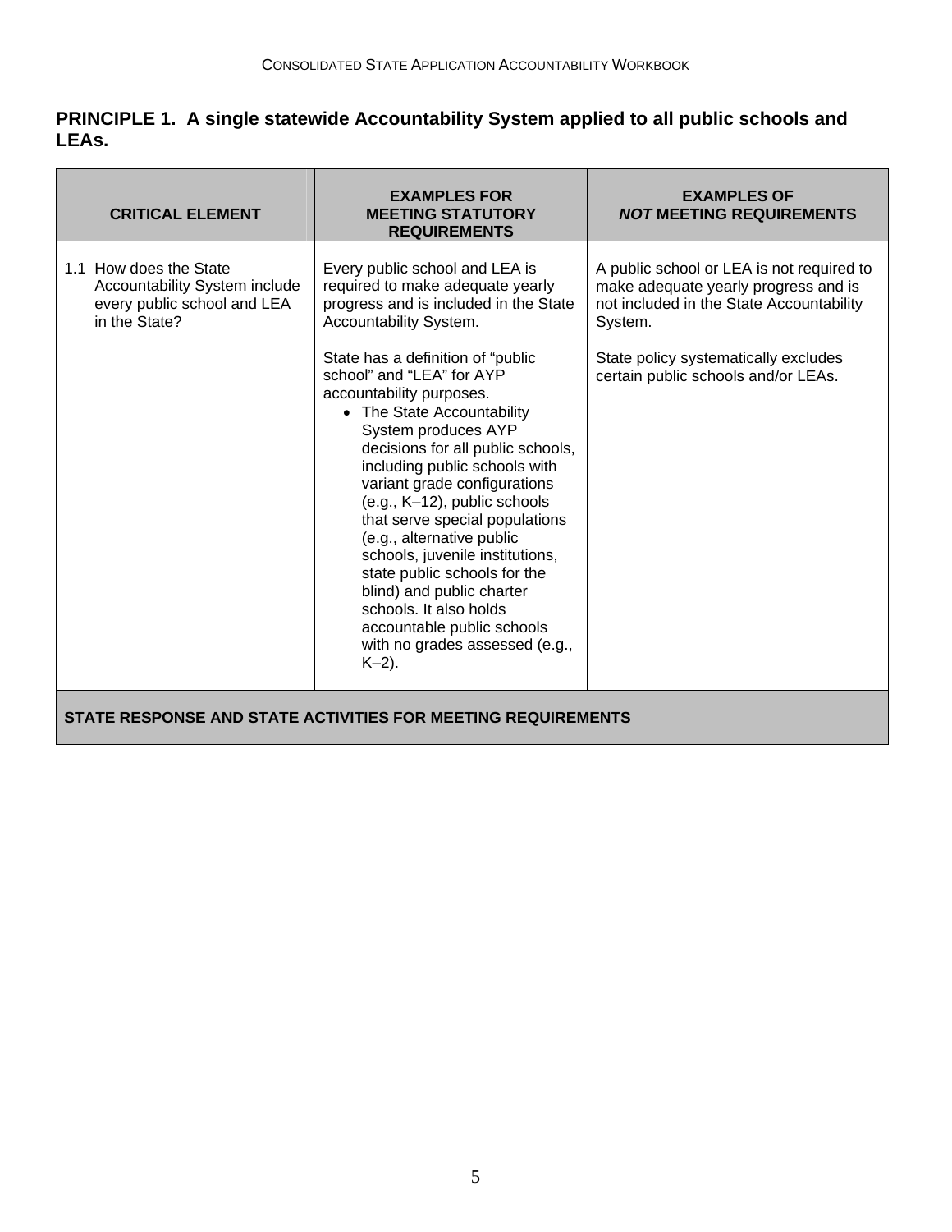## PRINCIPLE 1. A single statewide Accountability System applied to all public schools and LEAs.

| CRITICAL ELEMENT | EXAMPLES FOR MEETING STATUTORY REQUIREMENTS | EXAMPLES OF *NOT* MEETING REQUIREMENTS |
|---|---|---|
| 1.1 How does the State Accountability System include every public school and LEA in the State? | Every public school and LEA is required to make adequate yearly progress and is included in the State Accountability System.<br><br>State has a definition of "public school" and "LEA" for AYP accountability purposes.<br>• The State Accountability System produces AYP decisions for all public schools, including public schools with variant grade configurations (e.g., K–12), public schools that serve special populations (e.g., alternative public schools, juvenile institutions, state public schools for the blind) and public charter schools. It also holds accountable public schools with no grades assessed (e.g., K–2). | A public school or LEA is not required to make adequate yearly progress and is not included in the State Accountability System.<br><br>State policy systematically excludes certain public schools and/or LEAs. |
| **STATE RESPONSE AND STATE ACTIVITIES FOR MEETING REQUIREMENTS** | | |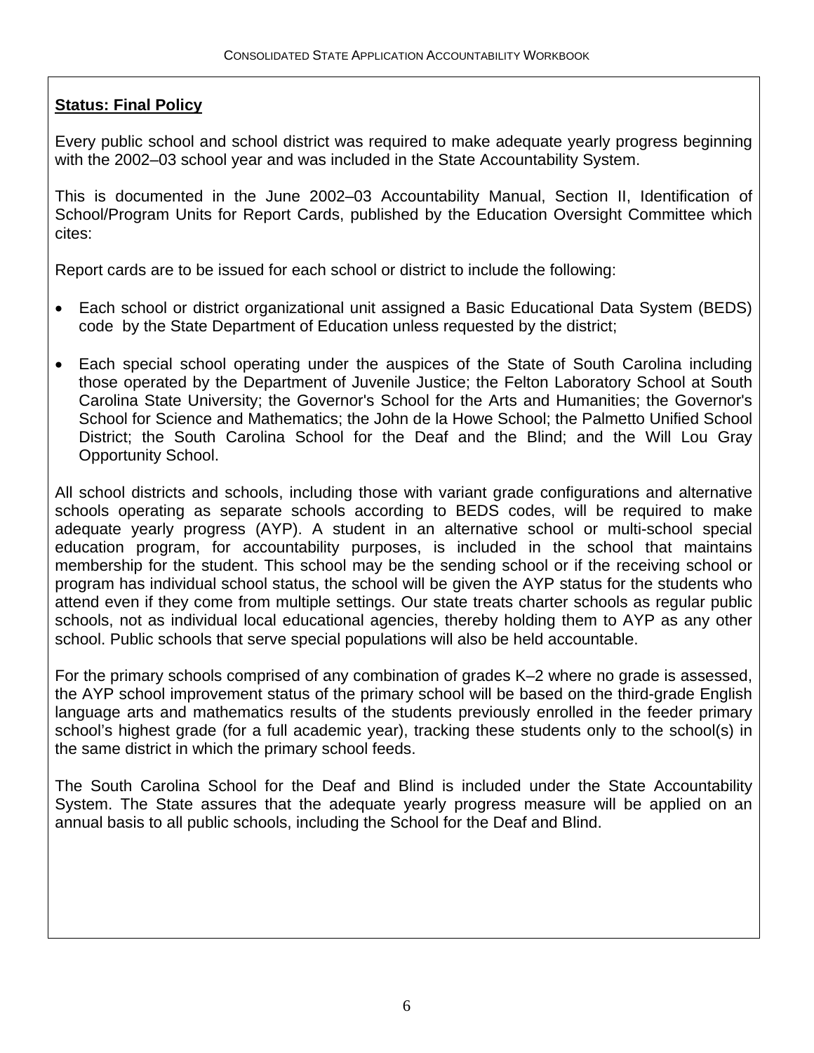**Status: Final Policy**

Every public school and school district was required to make adequate yearly progress beginning with the 2002–03 school year and was included in the State Accountability System.

This is documented in the June 2002–03 Accountability Manual, Section II, Identification of School/Program Units for Report Cards, published by the Education Oversight Committee which cites:

Report cards are to be issued for each school or district to include the following:

- Each school or district organizational unit assigned a Basic Educational Data System (BEDS) code by the State Department of Education unless requested by the district;
- Each special school operating under the auspices of the State of South Carolina including those operated by the Department of Juvenile Justice; the Felton Laboratory School at South Carolina State University; the Governor's School for the Arts and Humanities; the Governor's School for Science and Mathematics; the John de la Howe School; the Palmetto Unified School District; the South Carolina School for the Deaf and the Blind; and the Will Lou Gray Opportunity School.

All school districts and schools, including those with variant grade configurations and alternative schools operating as separate schools according to BEDS codes, will be required to make adequate yearly progress (AYP). A student in an alternative school or multi-school special education program, for accountability purposes, is included in the school that maintains membership for the student. This school may be the sending school or if the receiving school or program has individual school status, the school will be given the AYP status for the students who attend even if they come from multiple settings. Our state treats charter schools as regular public schools, not as individual local educational agencies, thereby holding them to AYP as any other school. Public schools that serve special populations will also be held accountable.

For the primary schools comprised of any combination of grades K–2 where no grade is assessed, the AYP school improvement status of the primary school will be based on the third-grade English language arts and mathematics results of the students previously enrolled in the feeder primary school's highest grade (for a full academic year), tracking these students only to the school(s) in the same district in which the primary school feeds.

The South Carolina School for the Deaf and Blind is included under the State Accountability System. The State assures that the adequate yearly progress measure will be applied on an annual basis to all public schools, including the School for the Deaf and Blind.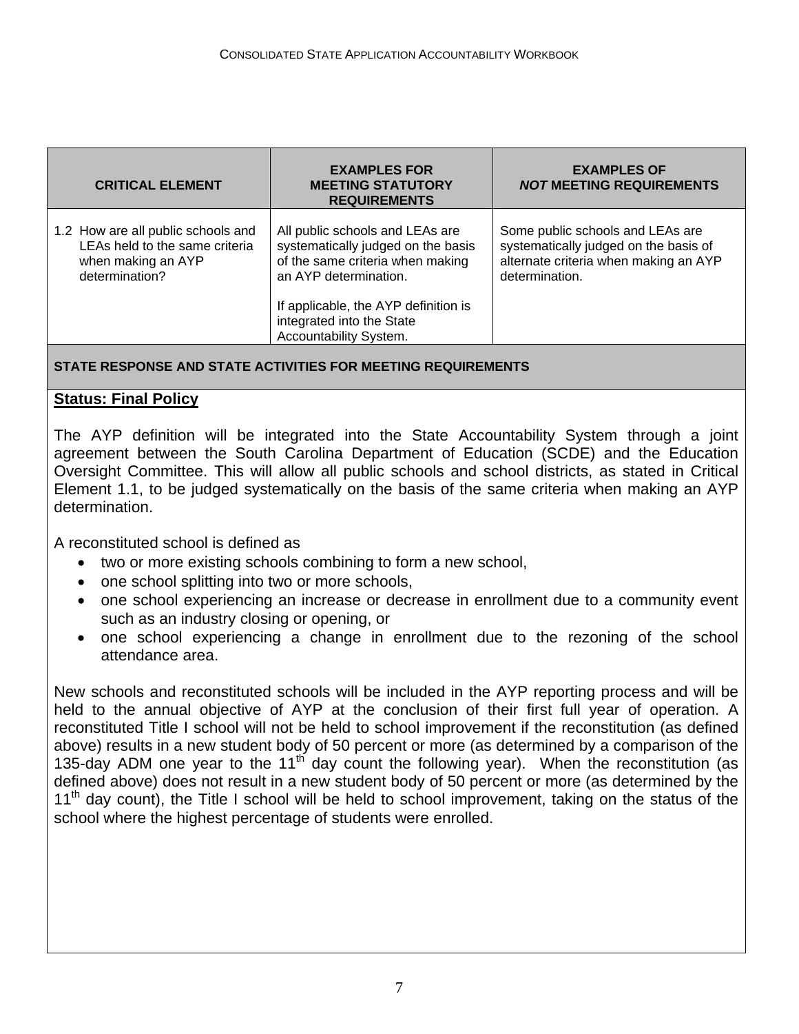| CRITICAL ELEMENT | EXAMPLES FOR MEETING STATUTORY REQUIREMENTS | EXAMPLES OF *NOT* MEETING REQUIREMENTS |
|---|---|---|
| 1.2 How are all public schools and LEAs held to the same criteria when making an AYP determination? | All public schools and LEAs are systematically judged on the basis of the same criteria when making an AYP determination.<br><br>If applicable, the AYP definition is integrated into the State Accountability System. | Some public schools and LEAs are systematically judged on the basis of alternate criteria when making an AYP determination. |

**STATE RESPONSE AND STATE ACTIVITIES FOR MEETING REQUIREMENTS**

**Status: Final Policy**

The AYP definition will be integrated into the State Accountability System through a joint agreement between the South Carolina Department of Education (SCDE) and the Education Oversight Committee. This will allow all public schools and school districts, as stated in Critical Element 1.1, to be judged systematically on the basis of the same criteria when making an AYP determination.

A reconstituted school is defined as

- two or more existing schools combining to form a new school,
- one school splitting into two or more schools,
- one school experiencing an increase or decrease in enrollment due to a community event such as an industry closing or opening, or
- one school experiencing a change in enrollment due to the rezoning of the school attendance area.

New schools and reconstituted schools will be included in the AYP reporting process and will be held to the annual objective of AYP at the conclusion of their first full year of operation. A reconstituted Title I school will not be held to school improvement if the reconstitution (as defined above) results in a new student body of 50 percent or more (as determined by a comparison of the 135-day ADM one year to the 11th day count the following year). When the reconstitution (as defined above) does not result in a new student body of 50 percent or more (as determined by the 11th day count), the Title I school will be held to school improvement, taking on the status of the school where the highest percentage of students were enrolled.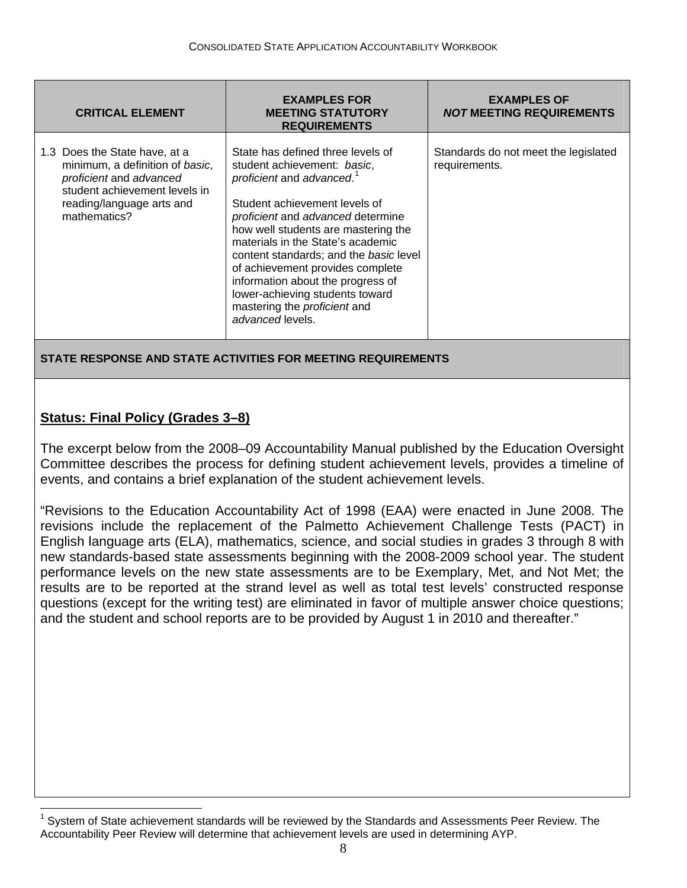| CRITICAL ELEMENT | EXAMPLES FOR MEETING STATUTORY REQUIREMENTS | EXAMPLES OF *NOT* MEETING REQUIREMENTS |
|---|---|---|
| 1.3 Does the State have, at a minimum, a definition of *basic*, *proficient* and *advanced* student achievement levels in reading/language arts and mathematics? | State has defined three levels of student achievement: *basic*, *proficient* and *advanced*.[1]<br><br>Student achievement levels of *proficient* and *advanced* determine how well students are mastering the materials in the State's academic content standards; and the *basic* level of achievement provides complete information about the progress of lower-achieving students toward mastering the *proficient* and *advanced* levels. | Standards do not meet the legislated requirements. |

**STATE RESPONSE AND STATE ACTIVITIES FOR MEETING REQUIREMENTS**

**Status: Final Policy (Grades 3–8)**

The excerpt below from the 2008–09 Accountability Manual published by the Education Oversight Committee describes the process for defining student achievement levels, provides a timeline of events, and contains a brief explanation of the student achievement levels.

"Revisions to the Education Accountability Act of 1998 (EAA) were enacted in June 2008. The revisions include the replacement of the Palmetto Achievement Challenge Tests (PACT) in English language arts (ELA), mathematics, science, and social studies in grades 3 through 8 with new standards-based state assessments beginning with the 2008-2009 school year. The student performance levels on the new state assessments are to be Exemplary, Met, and Not Met; the results are to be reported at the strand level as well as total test levels' constructed response questions (except for the writing test) are eliminated in favor of multiple answer choice questions; and the student and school reports are to be provided by August 1 in 2010 and thereafter."

[1] System of State achievement standards will be reviewed by the Standards and Assessments Peer Review. The Accountability Peer Review will determine that achievement levels are used in determining AYP.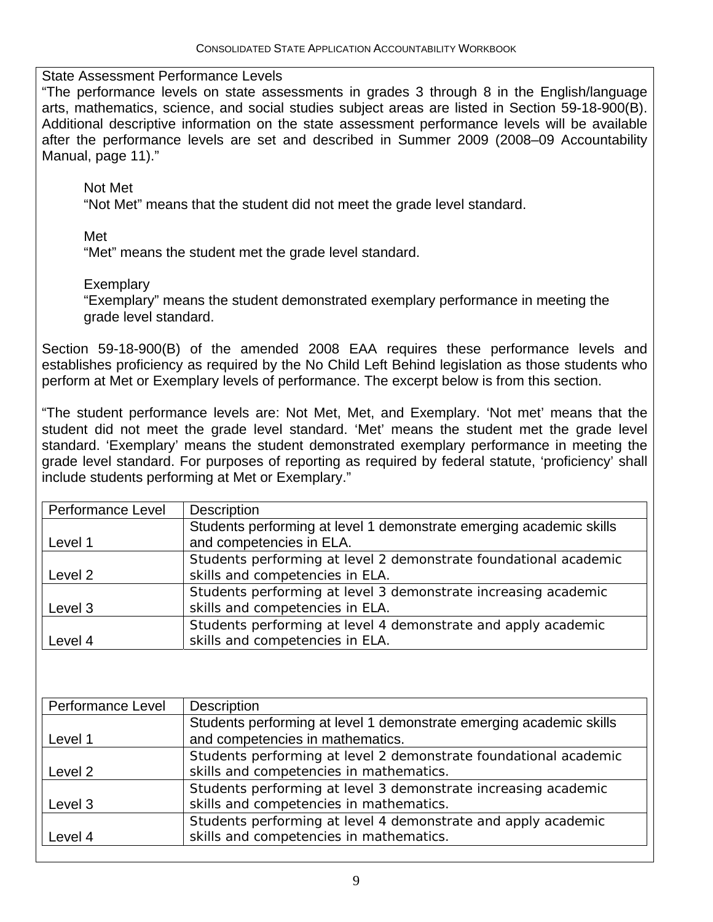State Assessment Performance Levels

"The performance levels on state assessments in grades 3 through 8 in the English/language arts, mathematics, science, and social studies subject areas are listed in Section 59-18-900(B). Additional descriptive information on the state assessment performance levels will be available after the performance levels are set and described in Summer 2009 (2008–09 Accountability Manual, page 11)."

> Not Met
> "Not Met" means that the student did not meet the grade level standard.
>
> Met
> "Met" means the student met the grade level standard.
>
> Exemplary
> "Exemplary" means the student demonstrated exemplary performance in meeting the grade level standard.

Section 59-18-900(B) of the amended 2008 EAA requires these performance levels and establishes proficiency as required by the No Child Left Behind legislation as those students who perform at Met or Exemplary levels of performance. The excerpt below is from this section.

"The student performance levels are: Not Met, Met, and Exemplary. 'Not met' means that the student did not meet the grade level standard. 'Met' means the student met the grade level standard. 'Exemplary' means the student demonstrated exemplary performance in meeting the grade level standard. For purposes of reporting as required by federal statute, 'proficiency' shall include students performing at Met or Exemplary."

| Performance Level | Description |
|---|---|
| Level 1 | Students performing at level 1 demonstrate emerging academic skills and competencies in ELA. |
| Level 2 | Students performing at level 2 demonstrate foundational academic skills and competencies in ELA. |
| Level 3 | Students performing at level 3 demonstrate increasing academic skills and competencies in ELA. |
| Level 4 | Students performing at level 4 demonstrate and apply academic skills and competencies in ELA. |

| Performance Level | Description |
|---|---|
| Level 1 | Students performing at level 1 demonstrate emerging academic skills and competencies in mathematics. |
| Level 2 | Students performing at level 2 demonstrate foundational academic skills and competencies in mathematics. |
| Level 3 | Students performing at level 3 demonstrate increasing academic skills and competencies in mathematics. |
| Level 4 | Students performing at level 4 demonstrate and apply academic skills and competencies in mathematics. |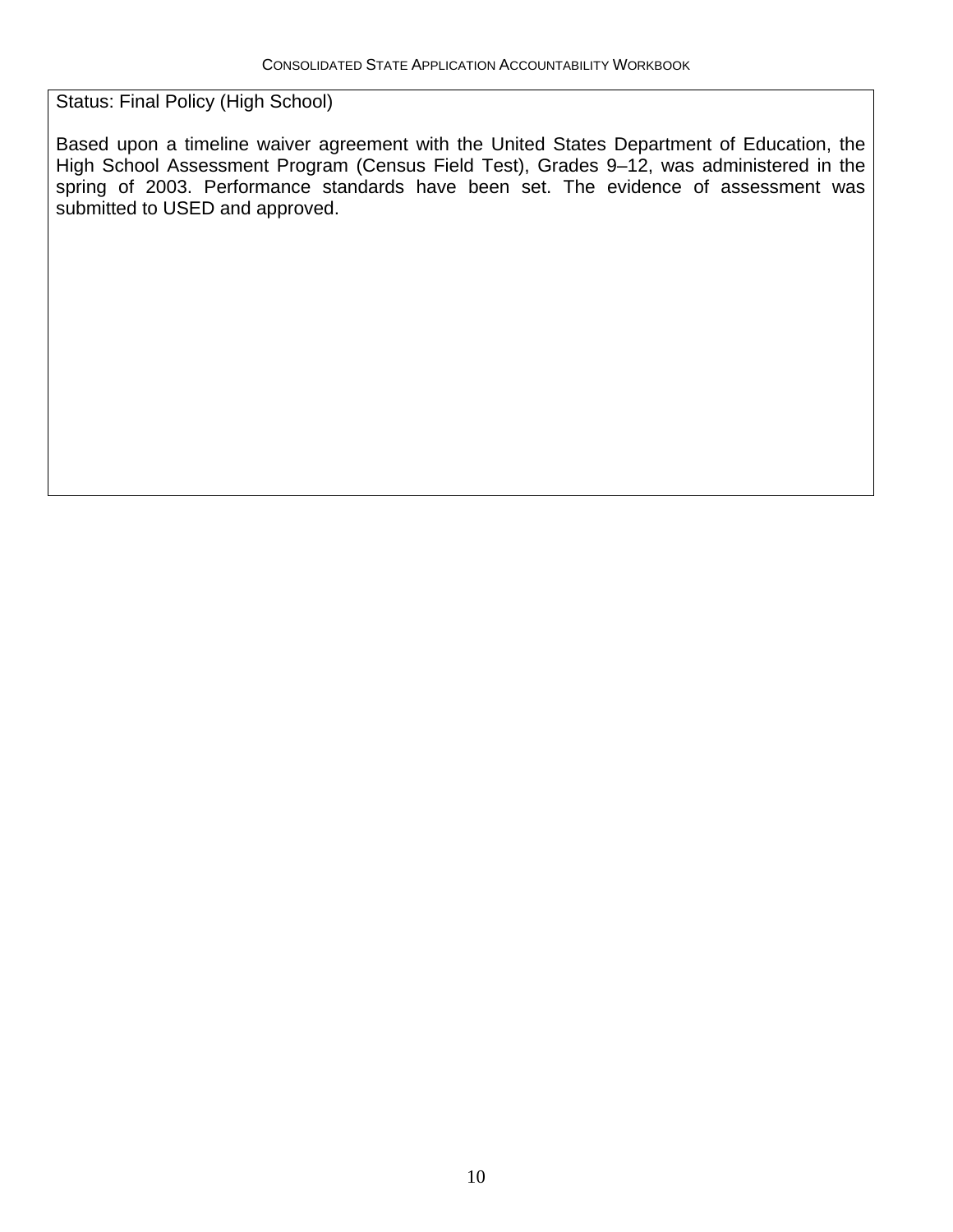Status: Final Policy (High School)

Based upon a timeline waiver agreement with the United States Department of Education, the High School Assessment Program (Census Field Test), Grades 9–12, was administered in the spring of 2003. Performance standards have been set. The evidence of assessment was submitted to USED and approved.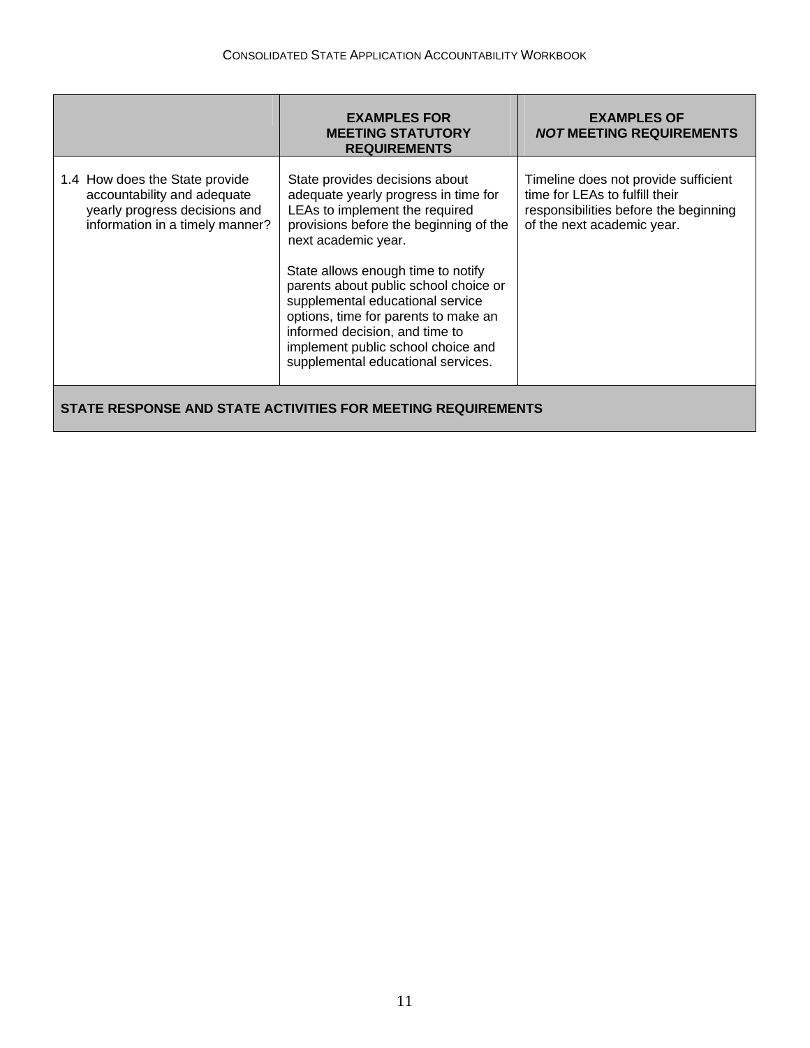| | EXAMPLES FOR MEETING STATUTORY REQUIREMENTS | EXAMPLES OF *NOT* MEETING REQUIREMENTS |
|---|---|---|
| 1.4 How does the State provide accountability and adequate yearly progress decisions and information in a timely manner? | State provides decisions about adequate yearly progress in time for LEAs to implement the required provisions before the beginning of the next academic year.<br><br>State allows enough time to notify parents about public school choice or supplemental educational service options, time for parents to make an informed decision, and time to implement public school choice and supplemental educational services. | Timeline does not provide sufficient time for LEAs to fulfill their responsibilities before the beginning of the next academic year. |

**STATE RESPONSE AND STATE ACTIVITIES FOR MEETING REQUIREMENTS**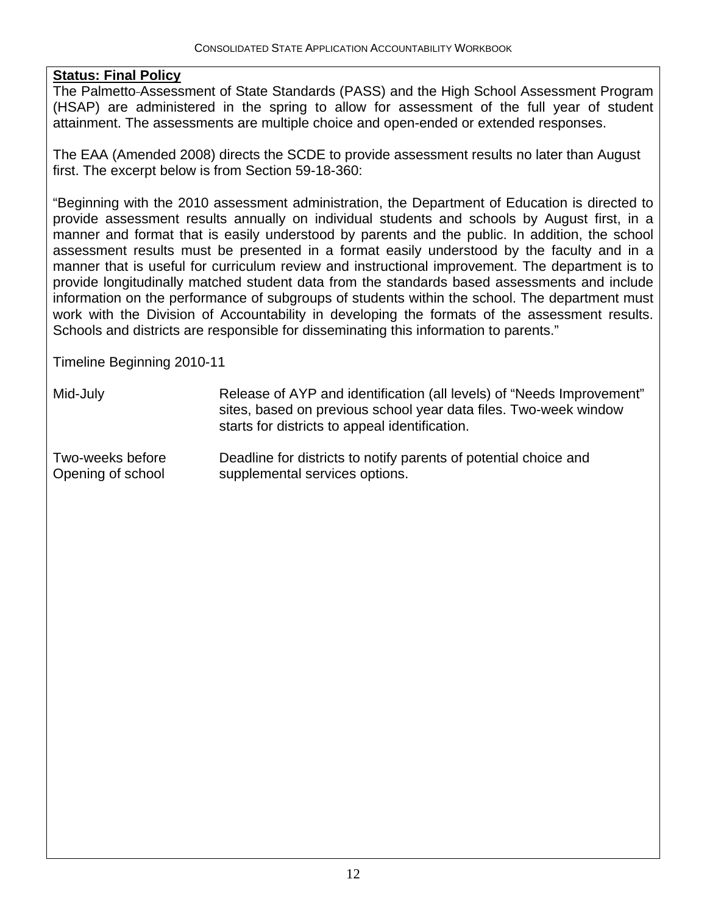**Status: Final Policy**

The Palmetto Assessment of State Standards (PASS) and the High School Assessment Program (HSAP) are administered in the spring to allow for assessment of the full year of student attainment. The assessments are multiple choice and open-ended or extended responses.

The EAA (Amended 2008) directs the SCDE to provide assessment results no later than August first. The excerpt below is from Section 59-18-360:

"Beginning with the 2010 assessment administration, the Department of Education is directed to provide assessment results annually on individual students and schools by August first, in a manner and format that is easily understood by parents and the public. In addition, the school assessment results must be presented in a format easily understood by the faculty and in a manner that is useful for curriculum review and instructional improvement. The department is to provide longitudinally matched student data from the standards based assessments and include information on the performance of subgroups of students within the school. The department must work with the Division of Accountability in developing the formats of the assessment results. Schools and districts are responsible for disseminating this information to parents."

Timeline Beginning 2010-11

| | |
|---|---|
| Mid-July | Release of AYP and identification (all levels) of "Needs Improvement" sites, based on previous school year data files. Two-week window starts for districts to appeal identification. |
| Two-weeks before Opening of school | Deadline for districts to notify parents of potential choice and supplemental services options. |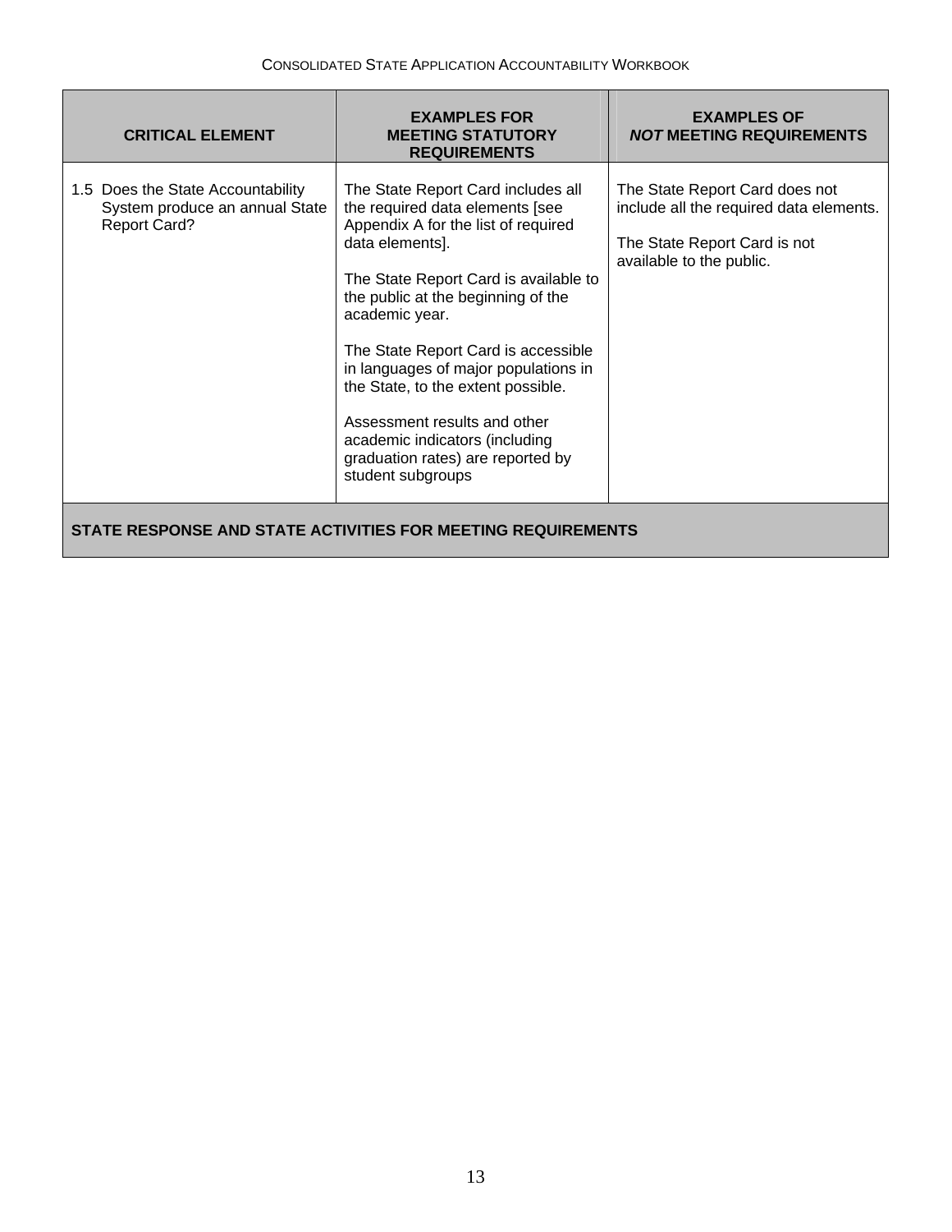| CRITICAL ELEMENT | EXAMPLES FOR MEETING STATUTORY REQUIREMENTS | EXAMPLES OF *NOT* MEETING REQUIREMENTS |
|---|---|---|
| 1.5 Does the State Accountability System produce an annual State Report Card? | The State Report Card includes all the required data elements [see Appendix A for the list of required data elements].<br><br>The State Report Card is available to the public at the beginning of the academic year.<br><br>The State Report Card is accessible in languages of major populations in the State, to the extent possible.<br><br>Assessment results and other academic indicators (including graduation rates) are reported by student subgroups | The State Report Card does not include all the required data elements.<br><br>The State Report Card is not available to the public. |

**STATE RESPONSE AND STATE ACTIVITIES FOR MEETING REQUIREMENTS**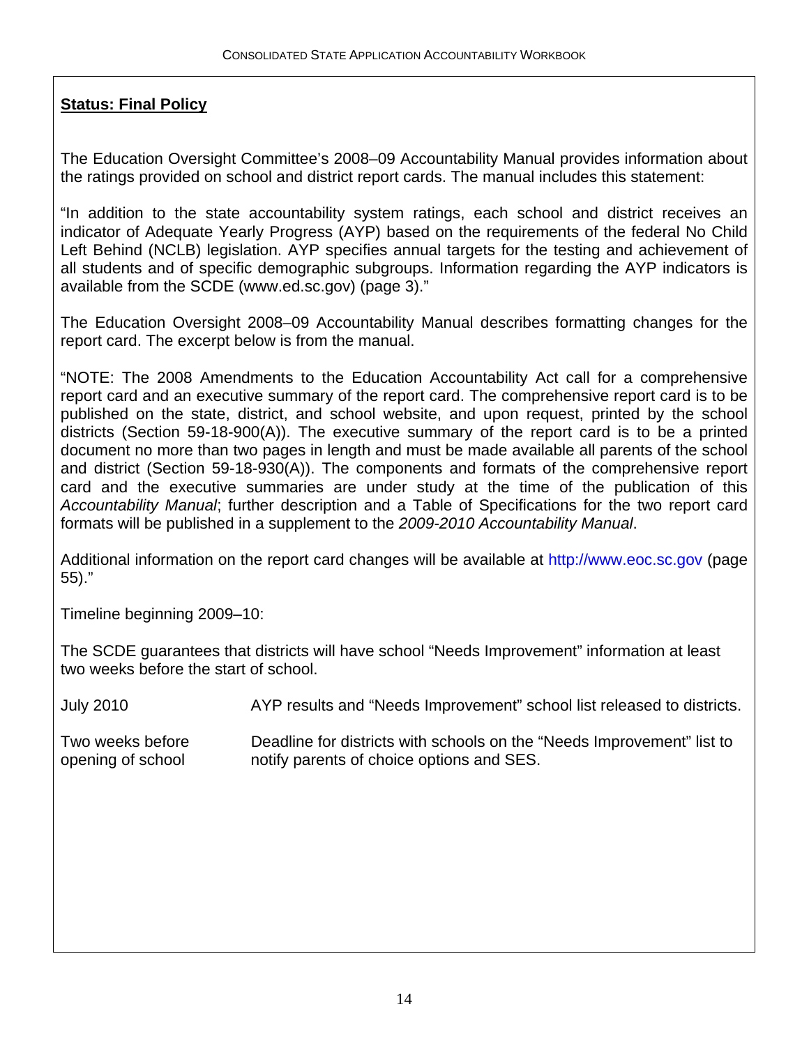**Status: Final Policy**

The Education Oversight Committee's 2008–09 Accountability Manual provides information about the ratings provided on school and district report cards. The manual includes this statement:

"In addition to the state accountability system ratings, each school and district receives an indicator of Adequate Yearly Progress (AYP) based on the requirements of the federal No Child Left Behind (NCLB) legislation. AYP specifies annual targets for the testing and achievement of all students and of specific demographic subgroups. Information regarding the AYP indicators is available from the SCDE (www.ed.sc.gov) (page 3)."

The Education Oversight 2008–09 Accountability Manual describes formatting changes for the report card. The excerpt below is from the manual.

"NOTE: The 2008 Amendments to the Education Accountability Act call for a comprehensive report card and an executive summary of the report card. The comprehensive report card is to be published on the state, district, and school website, and upon request, printed by the school districts (Section 59-18-900(A)). The executive summary of the report card is to be a printed document no more than two pages in length and must be made available all parents of the school and district (Section 59-18-930(A)). The components and formats of the comprehensive report card and the executive summaries are under study at the time of the publication of this *Accountability Manual*; further description and a Table of Specifications for the two report card formats will be published in a supplement to the *2009-2010 Accountability Manual*.

Additional information on the report card changes will be available at http://www.eoc.sc.gov (page 55)."

Timeline beginning 2009–10:

The SCDE guarantees that districts will have school "Needs Improvement" information at least two weeks before the start of school.

| | |
|---|---|
| July 2010 | AYP results and "Needs Improvement" school list released to districts. |
| Two weeks before opening of school | Deadline for districts with schools on the "Needs Improvement" list to notify parents of choice options and SES. |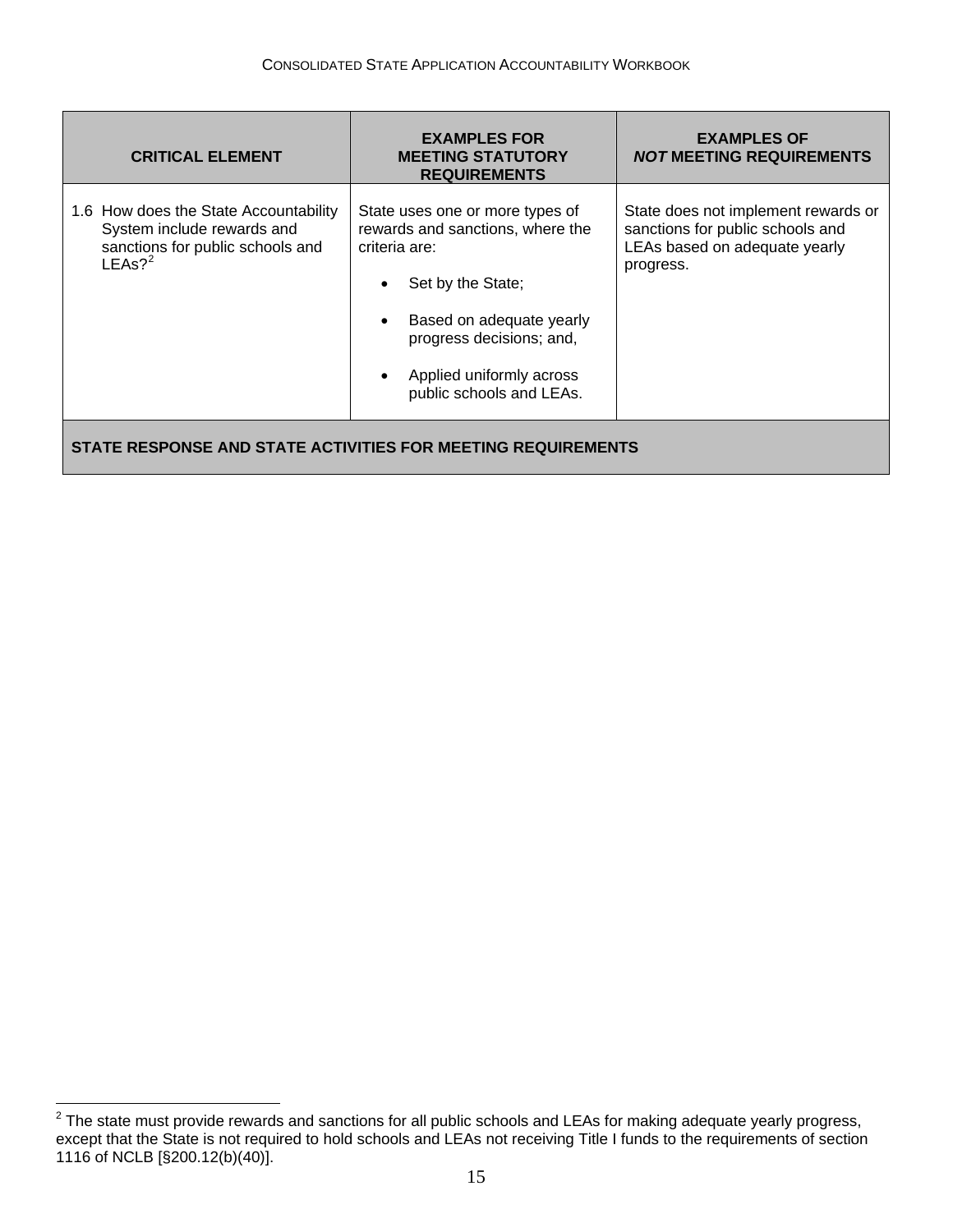| CRITICAL ELEMENT | EXAMPLES FOR MEETING STATUTORY REQUIREMENTS | EXAMPLES OF ***NOT*** MEETING REQUIREMENTS |
|---|---|---|
| 1.6 How does the State Accountability System include rewards and sanctions for public schools and LEAs?[2] | State uses one or more types of rewards and sanctions, where the criteria are: <br>• Set by the State; <br>• Based on adequate yearly progress decisions; and, <br>• Applied uniformly across public schools and LEAs. | State does not implement rewards or sanctions for public schools and LEAs based on adequate yearly progress. |
| **STATE RESPONSE AND STATE ACTIVITIES FOR MEETING REQUIREMENTS** | | |

[2] The state must provide rewards and sanctions for all public schools and LEAs for making adequate yearly progress, except that the State is not required to hold schools and LEAs not receiving Title I funds to the requirements of section 1116 of NCLB [§200.12(b)(40)].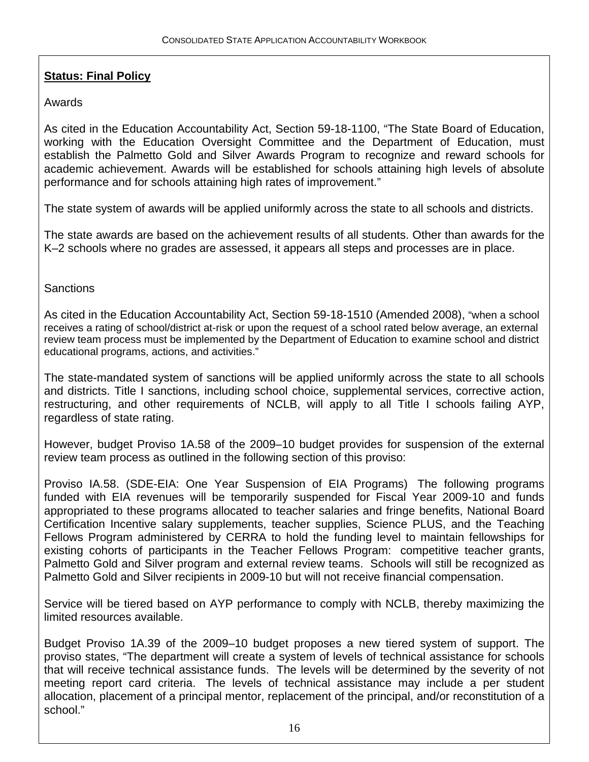**Status: Final Policy**

Awards

As cited in the Education Accountability Act, Section 59-18-1100, "The State Board of Education, working with the Education Oversight Committee and the Department of Education, must establish the Palmetto Gold and Silver Awards Program to recognize and reward schools for academic achievement. Awards will be established for schools attaining high levels of absolute performance and for schools attaining high rates of improvement."

The state system of awards will be applied uniformly across the state to all schools and districts.

The state awards are based on the achievement results of all students. Other than awards for the K–2 schools where no grades are assessed, it appears all steps and processes are in place.

Sanctions

As cited in the Education Accountability Act, Section 59-18-1510 (Amended 2008), "when a school receives a rating of school/district at-risk or upon the request of a school rated below average, an external review team process must be implemented by the Department of Education to examine school and district educational programs, actions, and activities."

The state-mandated system of sanctions will be applied uniformly across the state to all schools and districts. Title I sanctions, including school choice, supplemental services, corrective action, restructuring, and other requirements of NCLB, will apply to all Title I schools failing AYP, regardless of state rating.

However, budget Proviso 1A.58 of the 2009–10 budget provides for suspension of the external review team process as outlined in the following section of this proviso:

Proviso IA.58. (SDE-EIA: One Year Suspension of EIA Programs) The following programs funded with EIA revenues will be temporarily suspended for Fiscal Year 2009-10 and funds appropriated to these programs allocated to teacher salaries and fringe benefits, National Board Certification Incentive salary supplements, teacher supplies, Science PLUS, and the Teaching Fellows Program administered by CERRA to hold the funding level to maintain fellowships for existing cohorts of participants in the Teacher Fellows Program: competitive teacher grants, Palmetto Gold and Silver program and external review teams. Schools will still be recognized as Palmetto Gold and Silver recipients in 2009-10 but will not receive financial compensation.

Service will be tiered based on AYP performance to comply with NCLB, thereby maximizing the limited resources available.

Budget Proviso 1A.39 of the 2009–10 budget proposes a new tiered system of support. The proviso states, "The department will create a system of levels of technical assistance for schools that will receive technical assistance funds. The levels will be determined by the severity of not meeting report card criteria. The levels of technical assistance may include a per student allocation, placement of a principal mentor, replacement of the principal, and/or reconstitution of a school."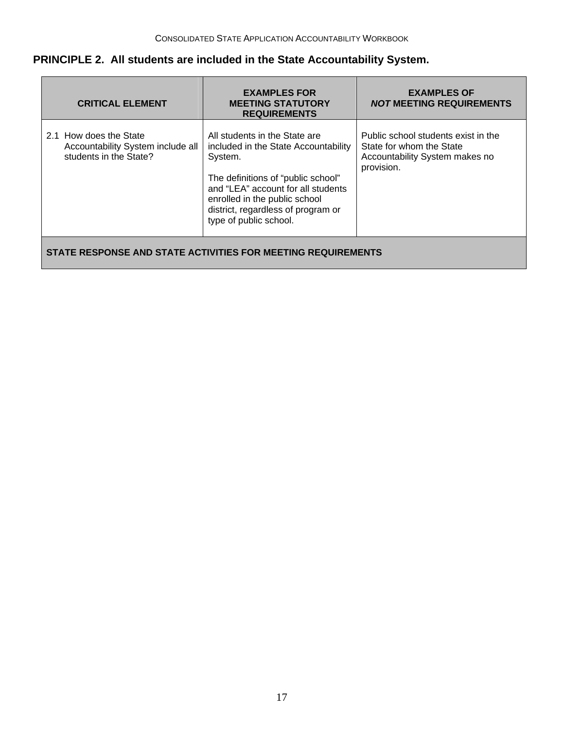## PRINCIPLE 2. All students are included in the State Accountability System.

| CRITICAL ELEMENT | EXAMPLES FOR MEETING STATUTORY REQUIREMENTS | EXAMPLES OF *NOT* MEETING REQUIREMENTS |
|---|---|---|
| 2.1 How does the State Accountability System include all students in the State? | All students in the State are included in the State Accountability System.<br><br>The definitions of "public school" and "LEA" account for all students enrolled in the public school district, regardless of program or type of public school. | Public school students exist in the State for whom the State Accountability System makes no provision. |
| **STATE RESPONSE AND STATE ACTIVITIES FOR MEETING REQUIREMENTS** | | |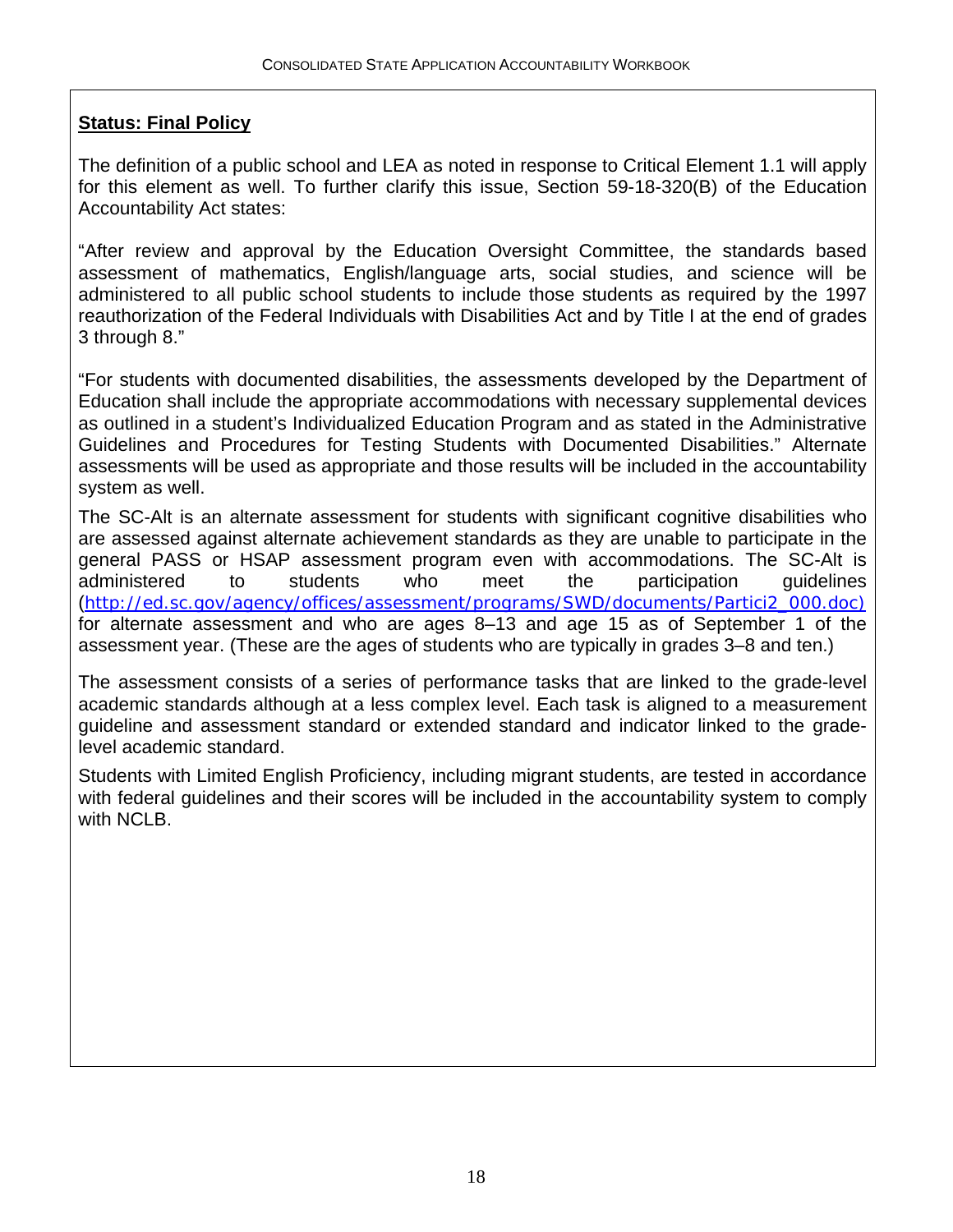**Status: Final Policy**

The definition of a public school and LEA as noted in response to Critical Element 1.1 will apply for this element as well. To further clarify this issue, Section 59-18-320(B) of the Education Accountability Act states:

"After review and approval by the Education Oversight Committee, the standards based assessment of mathematics, English/language arts, social studies, and science will be administered to all public school students to include those students as required by the 1997 reauthorization of the Federal Individuals with Disabilities Act and by Title I at the end of grades 3 through 8."

"For students with documented disabilities, the assessments developed by the Department of Education shall include the appropriate accommodations with necessary supplemental devices as outlined in a student's Individualized Education Program and as stated in the Administrative Guidelines and Procedures for Testing Students with Documented Disabilities." Alternate assessments will be used as appropriate and those results will be included in the accountability system as well.

The SC-Alt is an alternate assessment for students with significant cognitive disabilities who are assessed against alternate achievement standards as they are unable to participate in the general PASS or HSAP assessment program even with accommodations. The SC-Alt is administered to students who meet the participation guidelines (http://ed.sc.gov/agency/offices/assessment/programs/SWD/documents/Partici2_000.doc) for alternate assessment and who are ages 8–13 and age 15 as of September 1 of the assessment year. (These are the ages of students who are typically in grades 3–8 and ten.)

The assessment consists of a series of performance tasks that are linked to the grade-level academic standards although at a less complex level. Each task is aligned to a measurement guideline and assessment standard or extended standard and indicator linked to the grade-level academic standard.

Students with Limited English Proficiency, including migrant students, are tested in accordance with federal guidelines and their scores will be included in the accountability system to comply with NCLB.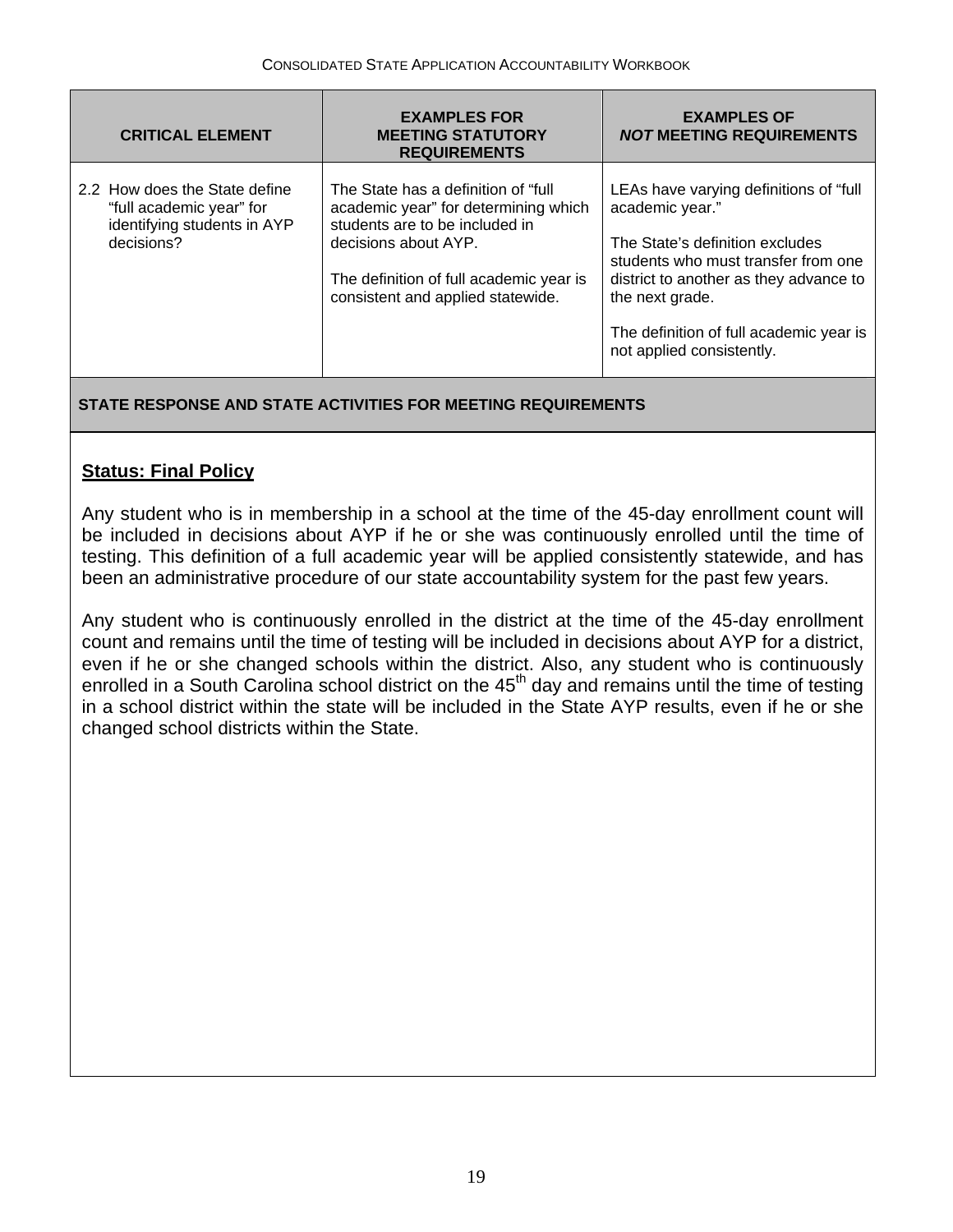| CRITICAL ELEMENT | EXAMPLES FOR MEETING STATUTORY REQUIREMENTS | EXAMPLES OF *NOT* MEETING REQUIREMENTS |
|---|---|---|
| 2.2 How does the State define "full academic year" for identifying students in AYP decisions? | The State has a definition of "full academic year" for determining which students are to be included in decisions about AYP.<br><br>The definition of full academic year is consistent and applied statewide. | LEAs have varying definitions of "full academic year."<br><br>The State's definition excludes students who must transfer from one district to another as they advance to the next grade.<br><br>The definition of full academic year is not applied consistently. |

**STATE RESPONSE AND STATE ACTIVITIES FOR MEETING REQUIREMENTS**

**Status: Final Policy**

Any student who is in membership in a school at the time of the 45-day enrollment count will be included in decisions about AYP if he or she was continuously enrolled until the time of testing. This definition of a full academic year will be applied consistently statewide, and has been an administrative procedure of our state accountability system for the past few years.

Any student who is continuously enrolled in the district at the time of the 45-day enrollment count and remains until the time of testing will be included in decisions about AYP for a district, even if he or she changed schools within the district. Also, any student who is continuously enrolled in a South Carolina school district on the 45th day and remains until the time of testing in a school district within the state will be included in the State AYP results, even if he or she changed school districts within the State.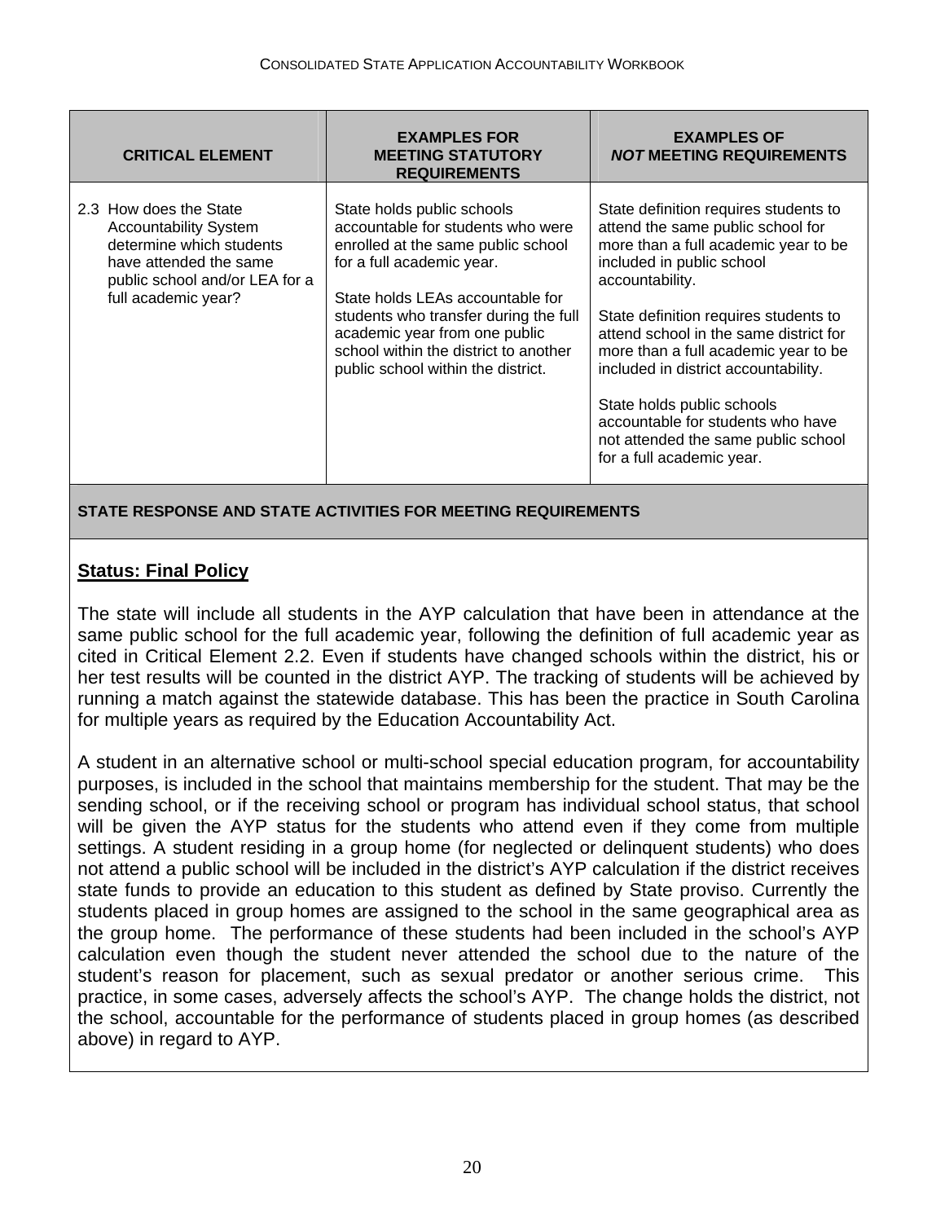| CRITICAL ELEMENT | EXAMPLES FOR MEETING STATUTORY REQUIREMENTS | EXAMPLES OF *NOT* MEETING REQUIREMENTS |
|---|---|---|
| 2.3 How does the State Accountability System determine which students have attended the same public school and/or LEA for a full academic year? | State holds public schools accountable for students who were enrolled at the same public school for a full academic year.<br><br>State holds LEAs accountable for students who transfer during the full academic year from one public school within the district to another public school within the district. | State definition requires students to attend the same public school for more than a full academic year to be included in public school accountability.<br><br>State definition requires students to attend school in the same district for more than a full academic year to be included in district accountability.<br><br>State holds public schools accountable for students who have not attended the same public school for a full academic year. |

**STATE RESPONSE AND STATE ACTIVITIES FOR MEETING REQUIREMENTS**

**Status: Final Policy**

The state will include all students in the AYP calculation that have been in attendance at the same public school for the full academic year, following the definition of full academic year as cited in Critical Element 2.2. Even if students have changed schools within the district, his or her test results will be counted in the district AYP. The tracking of students will be achieved by running a match against the statewide database. This has been the practice in South Carolina for multiple years as required by the Education Accountability Act.

A student in an alternative school or multi-school special education program, for accountability purposes, is included in the school that maintains membership for the student. That may be the sending school, or if the receiving school or program has individual school status, that school will be given the AYP status for the students who attend even if they come from multiple settings. A student residing in a group home (for neglected or delinquent students) who does not attend a public school will be included in the district's AYP calculation if the district receives state funds to provide an education to this student as defined by State proviso. Currently the students placed in group homes are assigned to the school in the same geographical area as the group home. The performance of these students had been included in the school's AYP calculation even though the student never attended the school due to the nature of the student's reason for placement, such as sexual predator or another serious crime. This practice, in some cases, adversely affects the school's AYP. The change holds the district, not the school, accountable for the performance of students placed in group homes (as described above) in regard to AYP.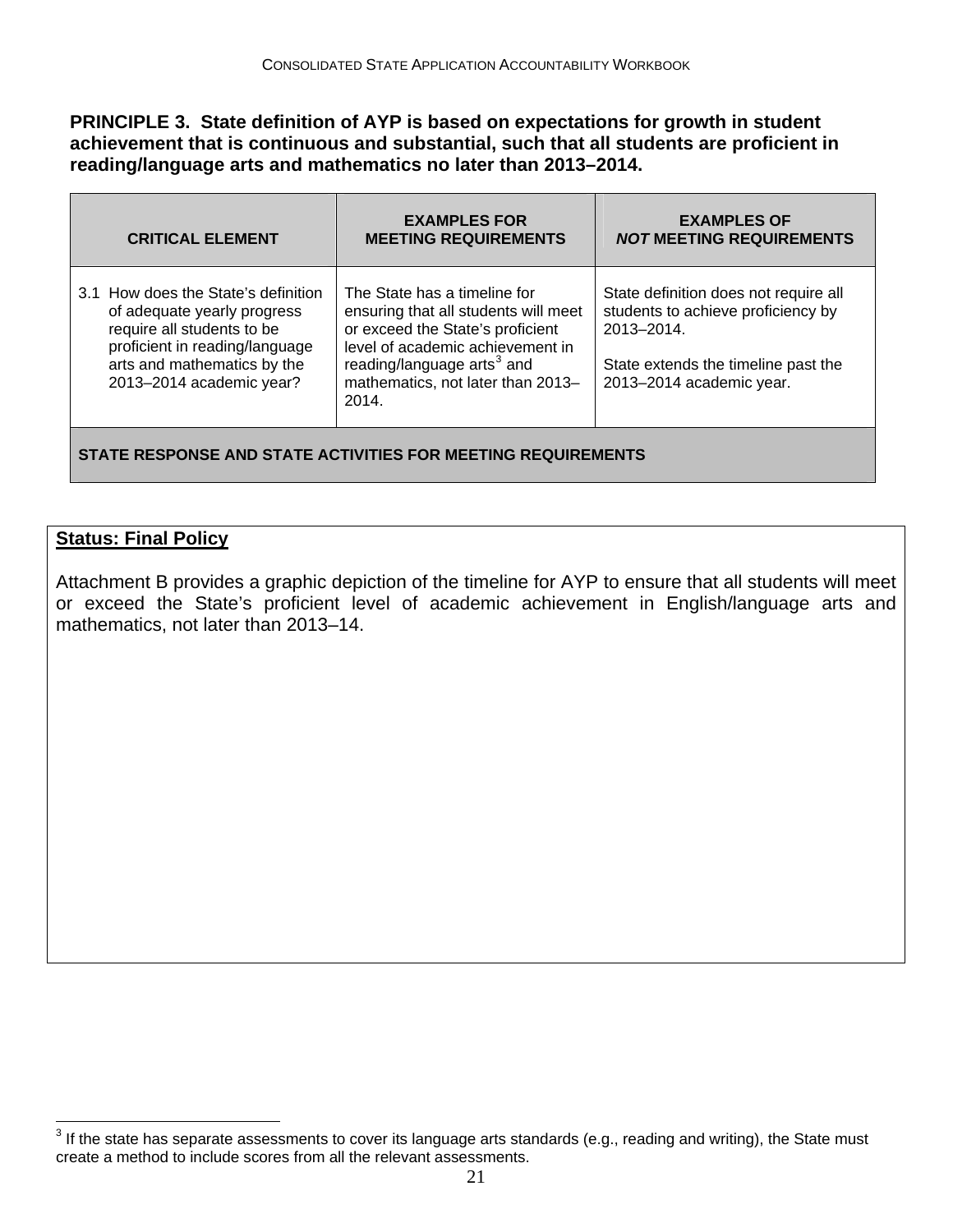**PRINCIPLE 3. State definition of AYP is based on expectations for growth in student achievement that is continuous and substantial, such that all students are proficient in reading/language arts and mathematics no later than 2013–2014.**

| CRITICAL ELEMENT | EXAMPLES FOR MEETING REQUIREMENTS | EXAMPLES OF *NOT* MEETING REQUIREMENTS |
|---|---|---|
| 3.1 How does the State's definition of adequate yearly progress require all students to be proficient in reading/language arts and mathematics by the 2013–2014 academic year? | The State has a timeline for ensuring that all students will meet or exceed the State's proficient level of academic achievement in reading/language arts[3] and mathematics, not later than 2013–2014. | State definition does not require all students to achieve proficiency by 2013–2014.<br><br>State extends the timeline past the 2013–2014 academic year. |
| **STATE RESPONSE AND STATE ACTIVITIES FOR MEETING REQUIREMENTS** | | |

**Status: Final Policy**

Attachment B provides a graphic depiction of the timeline for AYP to ensure that all students will meet or exceed the State's proficient level of academic achievement in English/language arts and mathematics, not later than 2013–14.

[3] If the state has separate assessments to cover its language arts standards (e.g., reading and writing), the State must create a method to include scores from all the relevant assessments.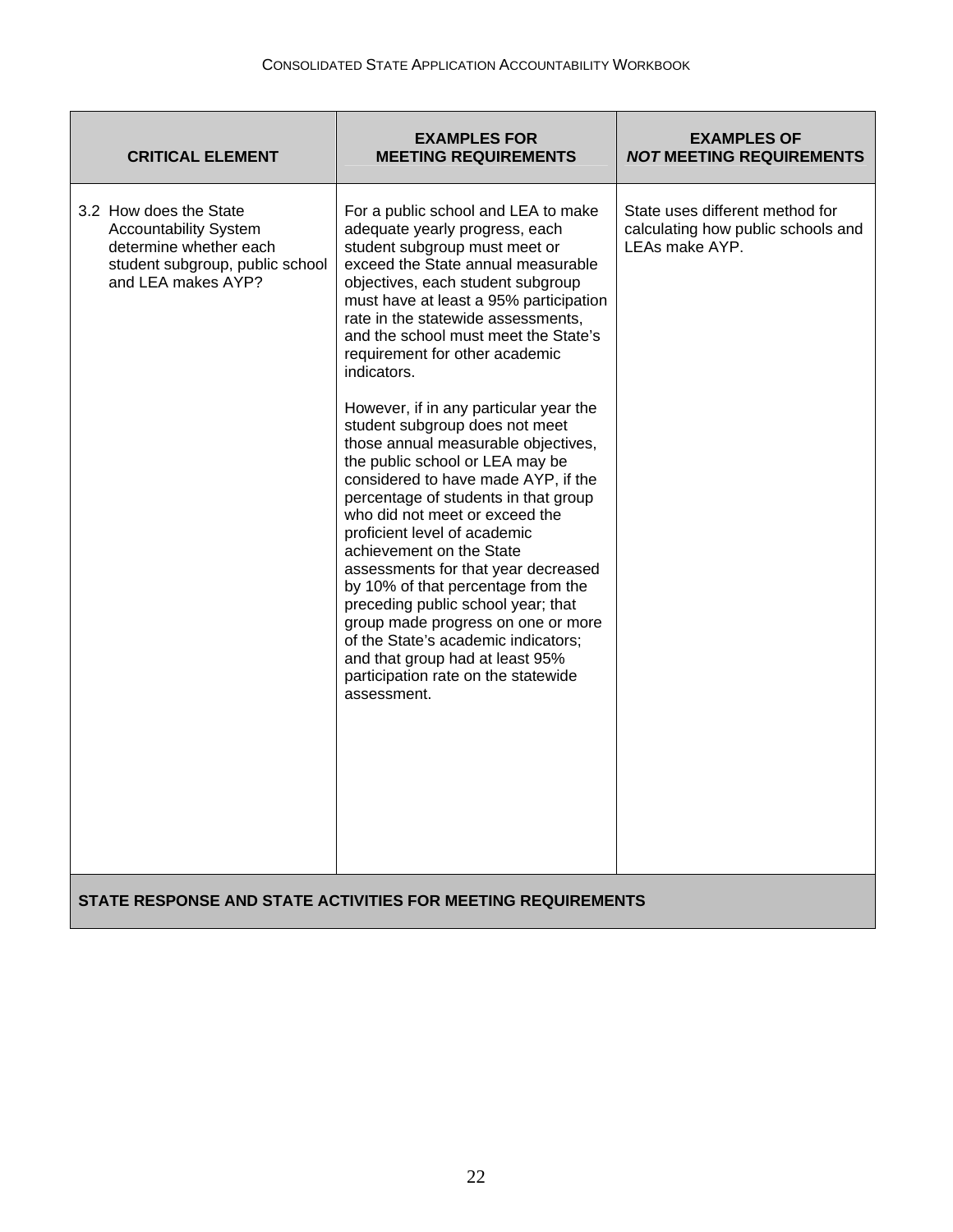| CRITICAL ELEMENT | EXAMPLES FOR MEETING REQUIREMENTS | EXAMPLES OF ***NOT*** MEETING REQUIREMENTS |
|---|---|---|
| 3.2 How does the State Accountability System determine whether each student subgroup, public school and LEA makes AYP? | For a public school and LEA to make adequate yearly progress, each student subgroup must meet or exceed the State annual measurable objectives, each student subgroup must have at least a 95% participation rate in the statewide assessments, and the school must meet the State's requirement for other academic indicators.<br><br>However, if in any particular year the student subgroup does not meet those annual measurable objectives, the public school or LEA may be considered to have made AYP, if the percentage of students in that group who did not meet or exceed the proficient level of academic achievement on the State assessments for that year decreased by 10% of that percentage from the preceding public school year; that group made progress on one or more of the State's academic indicators; and that group had at least 95% participation rate on the statewide assessment. | State uses different method for calculating how public schools and LEAs make AYP. |

**STATE RESPONSE AND STATE ACTIVITIES FOR MEETING REQUIREMENTS**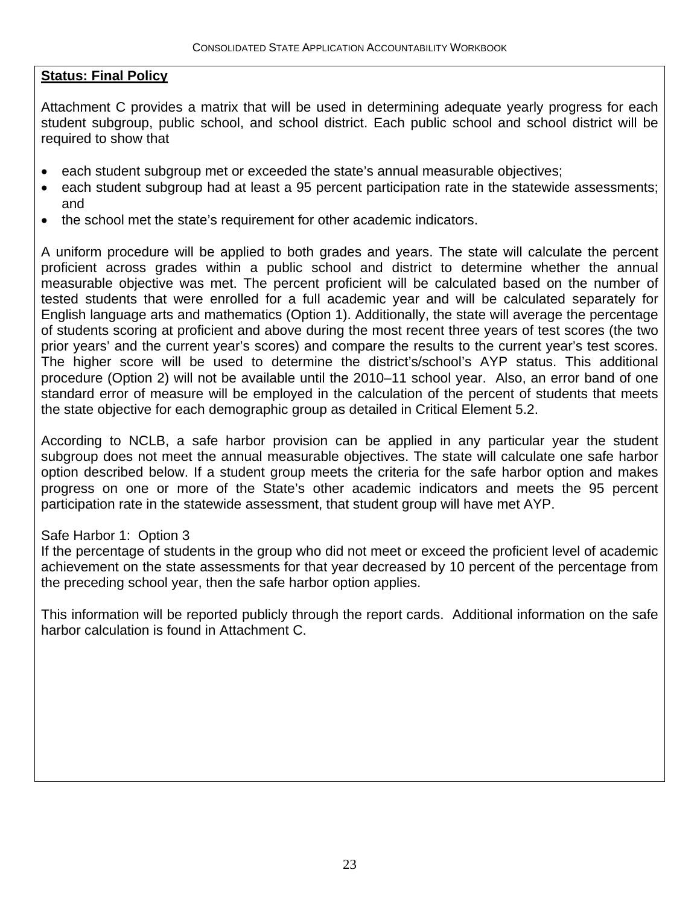**Status: Final Policy**

Attachment C provides a matrix that will be used in determining adequate yearly progress for each student subgroup, public school, and school district. Each public school and school district will be required to show that

- each student subgroup met or exceeded the state's annual measurable objectives;
- each student subgroup had at least a 95 percent participation rate in the statewide assessments; and
- the school met the state's requirement for other academic indicators.

A uniform procedure will be applied to both grades and years. The state will calculate the percent proficient across grades within a public school and district to determine whether the annual measurable objective was met. The percent proficient will be calculated based on the number of tested students that were enrolled for a full academic year and will be calculated separately for English language arts and mathematics (Option 1). Additionally, the state will average the percentage of students scoring at proficient and above during the most recent three years of test scores (the two prior years' and the current year's scores) and compare the results to the current year's test scores. The higher score will be used to determine the district's/school's AYP status. This additional procedure (Option 2) will not be available until the 2010–11 school year. Also, an error band of one standard error of measure will be employed in the calculation of the percent of students that meets the state objective for each demographic group as detailed in Critical Element 5.2.

According to NCLB, a safe harbor provision can be applied in any particular year the student subgroup does not meet the annual measurable objectives. The state will calculate one safe harbor option described below. If a student group meets the criteria for the safe harbor option and makes progress on one or more of the State's other academic indicators and meets the 95 percent participation rate in the statewide assessment, that student group will have met AYP.

Safe Harbor 1: Option 3
If the percentage of students in the group who did not meet or exceed the proficient level of academic achievement on the state assessments for that year decreased by 10 percent of the percentage from the preceding school year, then the safe harbor option applies.

This information will be reported publicly through the report cards. Additional information on the safe harbor calculation is found in Attachment C.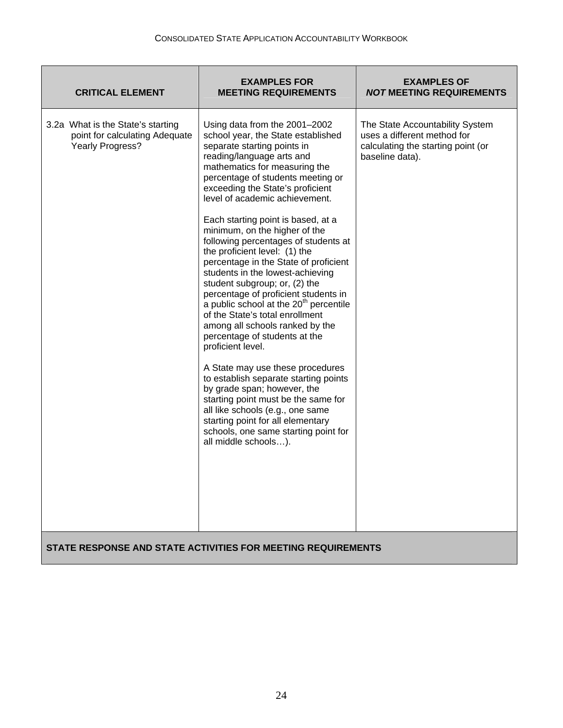| CRITICAL ELEMENT | EXAMPLES FOR MEETING REQUIREMENTS | EXAMPLES OF *NOT* MEETING REQUIREMENTS |
|---|---|---|
| 3.2a What is the State's starting point for calculating Adequate Yearly Progress? | Using data from the 2001–2002 school year, the State established separate starting points in reading/language arts and mathematics for measuring the percentage of students meeting or exceeding the State's proficient level of academic achievement.<br><br>Each starting point is based, at a minimum, on the higher of the following percentages of students at the proficient level: (1) the percentage in the State of proficient students in the lowest-achieving student subgroup; or, (2) the percentage of proficient students in a public school at the 20th percentile of the State's total enrollment among all schools ranked by the percentage of students at the proficient level.<br><br>A State may use these procedures to establish separate starting points by grade span; however, the starting point must be the same for all like schools (e.g., one same starting point for all elementary schools, one same starting point for all middle schools…). | The State Accountability System uses a different method for calculating the starting point (or baseline data). |

**STATE RESPONSE AND STATE ACTIVITIES FOR MEETING REQUIREMENTS**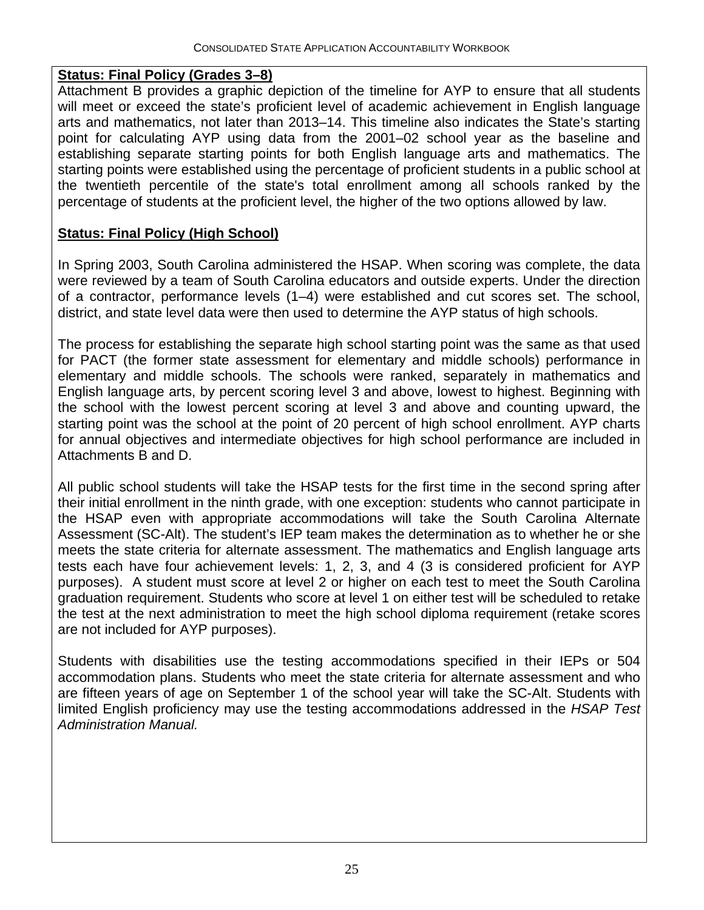**Status: Final Policy (Grades 3–8)**

Attachment B provides a graphic depiction of the timeline for AYP to ensure that all students will meet or exceed the state's proficient level of academic achievement in English language arts and mathematics, not later than 2013–14. This timeline also indicates the State's starting point for calculating AYP using data from the 2001–02 school year as the baseline and establishing separate starting points for both English language arts and mathematics. The starting points were established using the percentage of proficient students in a public school at the twentieth percentile of the state's total enrollment among all schools ranked by the percentage of students at the proficient level, the higher of the two options allowed by law.

**Status: Final Policy (High School)**

In Spring 2003, South Carolina administered the HSAP. When scoring was complete, the data were reviewed by a team of South Carolina educators and outside experts. Under the direction of a contractor, performance levels (1–4) were established and cut scores set. The school, district, and state level data were then used to determine the AYP status of high schools.

The process for establishing the separate high school starting point was the same as that used for PACT (the former state assessment for elementary and middle schools) performance in elementary and middle schools. The schools were ranked, separately in mathematics and English language arts, by percent scoring level 3 and above, lowest to highest. Beginning with the school with the lowest percent scoring at level 3 and above and counting upward, the starting point was the school at the point of 20 percent of high school enrollment. AYP charts for annual objectives and intermediate objectives for high school performance are included in Attachments B and D.

All public school students will take the HSAP tests for the first time in the second spring after their initial enrollment in the ninth grade, with one exception: students who cannot participate in the HSAP even with appropriate accommodations will take the South Carolina Alternate Assessment (SC-Alt). The student's IEP team makes the determination as to whether he or she meets the state criteria for alternate assessment. The mathematics and English language arts tests each have four achievement levels: 1, 2, 3, and 4 (3 is considered proficient for AYP purposes). A student must score at level 2 or higher on each test to meet the South Carolina graduation requirement. Students who score at level 1 on either test will be scheduled to retake the test at the next administration to meet the high school diploma requirement (retake scores are not included for AYP purposes).

Students with disabilities use the testing accommodations specified in their IEPs or 504 accommodation plans. Students who meet the state criteria for alternate assessment and who are fifteen years of age on September 1 of the school year will take the SC-Alt. Students with limited English proficiency may use the testing accommodations addressed in the *HSAP Test Administration Manual.*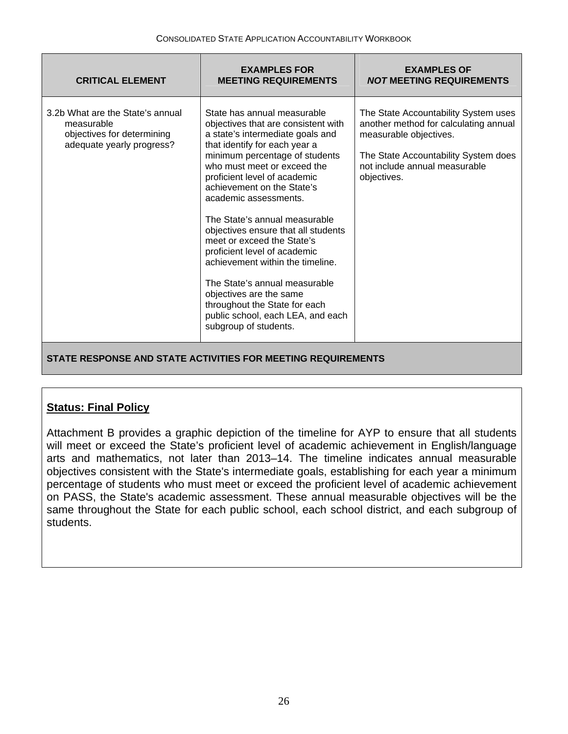| CRITICAL ELEMENT | EXAMPLES FOR MEETING REQUIREMENTS | EXAMPLES OF *NOT* MEETING REQUIREMENTS |
|---|---|---|
| 3.2b What are the State's annual measurable objectives for determining adequate yearly progress? | State has annual measurable objectives that are consistent with a state's intermediate goals and that identify for each year a minimum percentage of students who must meet or exceed the proficient level of academic achievement on the State's academic assessments.<br><br>The State's annual measurable objectives ensure that all students meet or exceed the State's proficient level of academic achievement within the timeline.<br><br>The State's annual measurable objectives are the same throughout the State for each public school, each LEA, and each subgroup of students. | The State Accountability System uses another method for calculating annual measurable objectives.<br><br>The State Accountability System does not include annual measurable objectives. |

**STATE RESPONSE AND STATE ACTIVITIES FOR MEETING REQUIREMENTS**

**Status: Final Policy**

Attachment B provides a graphic depiction of the timeline for AYP to ensure that all students will meet or exceed the State's proficient level of academic achievement in English/language arts and mathematics, not later than 2013–14. The timeline indicates annual measurable objectives consistent with the State's intermediate goals, establishing for each year a minimum percentage of students who must meet or exceed the proficient level of academic achievement on PASS, the State's academic assessment. These annual measurable objectives will be the same throughout the State for each public school, each school district, and each subgroup of students.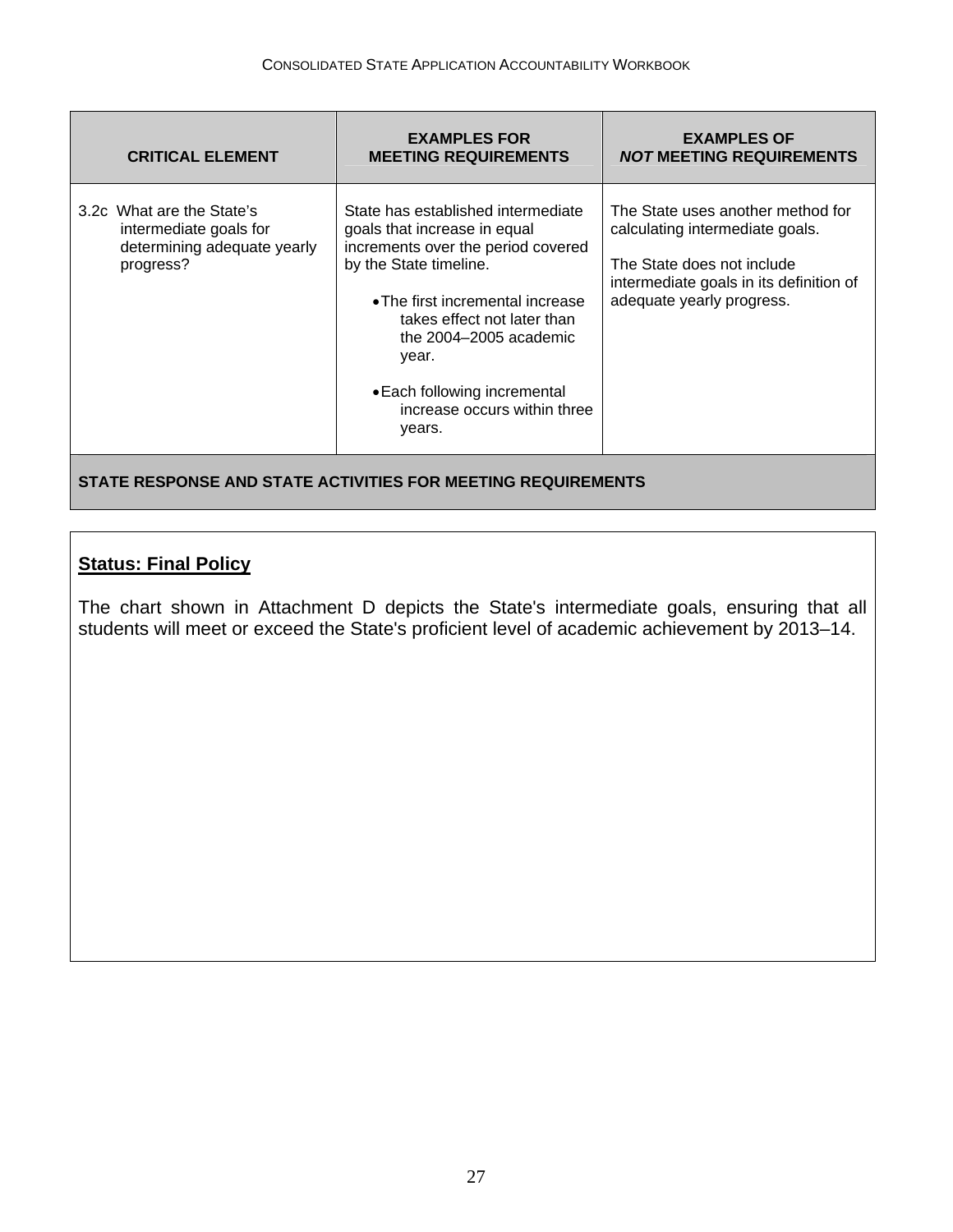| CRITICAL ELEMENT | EXAMPLES FOR MEETING REQUIREMENTS | EXAMPLES OF *NOT* MEETING REQUIREMENTS |
|---|---|---|
| 3.2c What are the State's intermediate goals for determining adequate yearly progress? | State has established intermediate goals that increase in equal increments over the period covered by the State timeline.<br><br>• The first incremental increase takes effect not later than the 2004–2005 academic year.<br><br>• Each following incremental increase occurs within three years. | The State uses another method for calculating intermediate goals.<br><br>The State does not include intermediate goals in its definition of adequate yearly progress. |

**STATE RESPONSE AND STATE ACTIVITIES FOR MEETING REQUIREMENTS**

**Status: Final Policy**

The chart shown in Attachment D depicts the State's intermediate goals, ensuring that all students will meet or exceed the State's proficient level of academic achievement by 2013–14.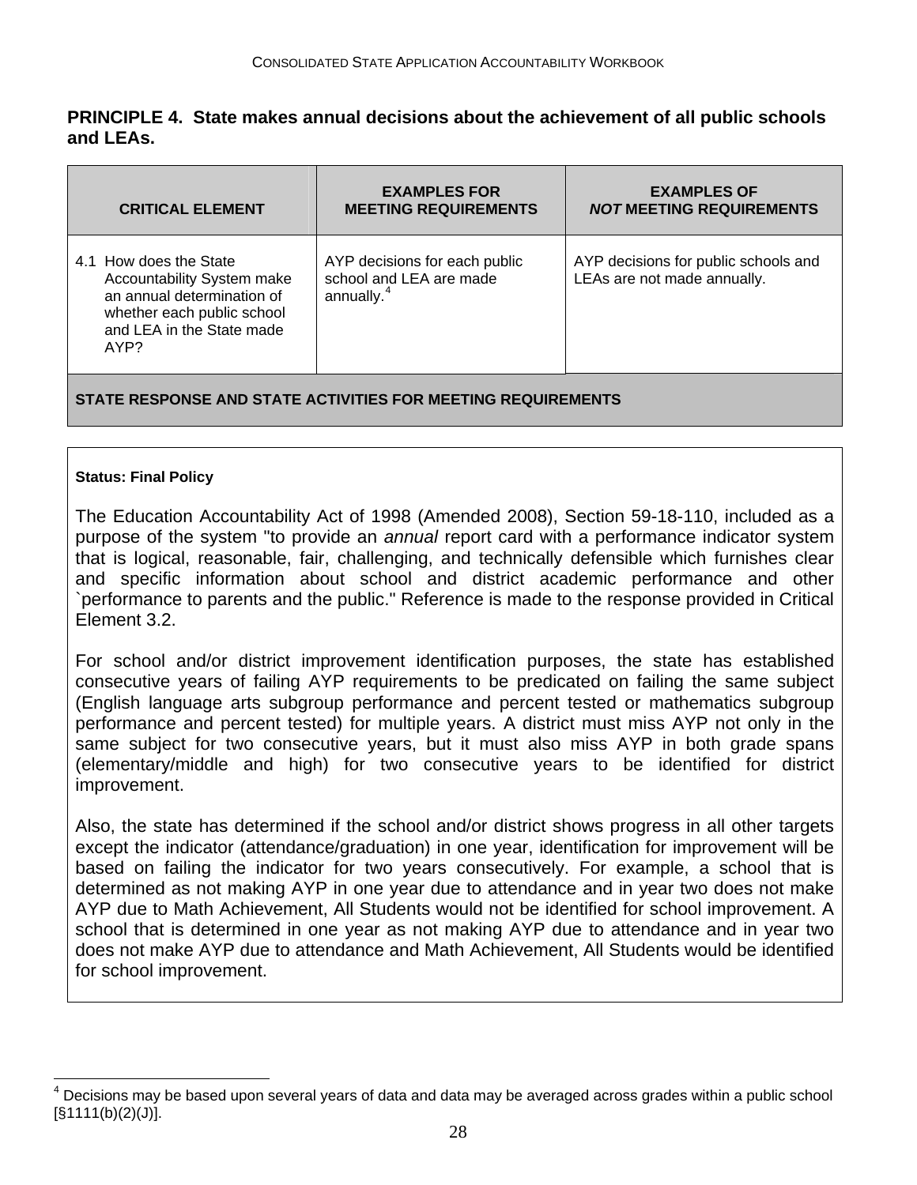## PRINCIPLE 4. State makes annual decisions about the achievement of all public schools and LEAs.

| CRITICAL ELEMENT | EXAMPLES FOR MEETING REQUIREMENTS | EXAMPLES OF *NOT* MEETING REQUIREMENTS |
|---|---|---|
| 4.1 How does the State Accountability System make an annual determination of whether each public school and LEA in the State made AYP? | AYP decisions for each public school and LEA are made annually.[4] | AYP decisions for public schools and LEAs are not made annually. |

**STATE RESPONSE AND STATE ACTIVITIES FOR MEETING REQUIREMENTS**

**Status: Final Policy**

The Education Accountability Act of 1998 (Amended 2008), Section 59-18-110, included as a purpose of the system "to provide an *annual* report card with a performance indicator system that is logical, reasonable, fair, challenging, and technically defensible which furnishes clear and specific information about school and district academic performance and other `performance to parents and the public." Reference is made to the response provided in Critical Element 3.2.

For school and/or district improvement identification purposes, the state has established consecutive years of failing AYP requirements to be predicated on failing the same subject (English language arts subgroup performance and percent tested or mathematics subgroup performance and percent tested) for multiple years. A district must miss AYP not only in the same subject for two consecutive years, but it must also miss AYP in both grade spans (elementary/middle and high) for two consecutive years to be identified for district improvement.

Also, the state has determined if the school and/or district shows progress in all other targets except the indicator (attendance/graduation) in one year, identification for improvement will be based on failing the indicator for two years consecutively. For example, a school that is determined as not making AYP in one year due to attendance and in year two does not make AYP due to Math Achievement, All Students would not be identified for school improvement. A school that is determined in one year as not making AYP due to attendance and in year two does not make AYP due to attendance and Math Achievement, All Students would be identified for school improvement.

[4] Decisions may be based upon several years of data and data may be averaged across grades within a public school [§1111(b)(2)(J)].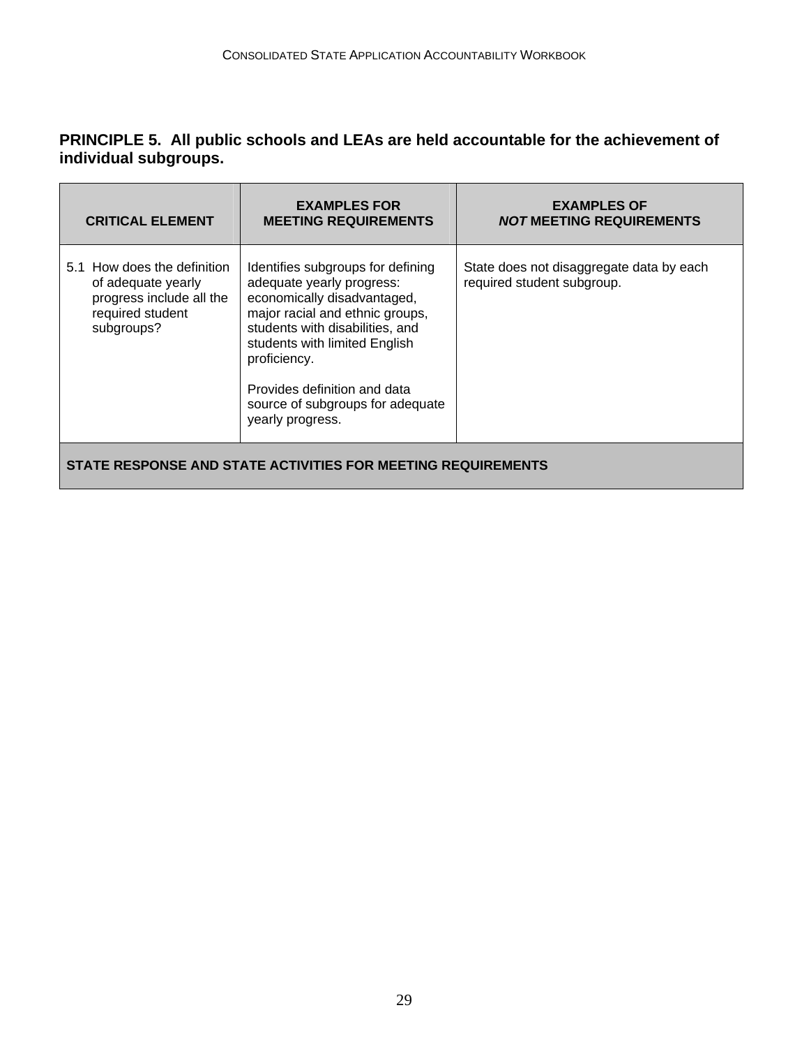## PRINCIPLE 5. All public schools and LEAs are held accountable for the achievement of individual subgroups.

| CRITICAL ELEMENT | EXAMPLES FOR MEETING REQUIREMENTS | EXAMPLES OF *NOT* MEETING REQUIREMENTS |
|---|---|---|
| 5.1 How does the definition of adequate yearly progress include all the required student subgroups? | Identifies subgroups for defining adequate yearly progress: economically disadvantaged, major racial and ethnic groups, students with disabilities, and students with limited English proficiency.<br><br>Provides definition and data source of subgroups for adequate yearly progress. | State does not disaggregate data by each required student subgroup. |
| **STATE RESPONSE AND STATE ACTIVITIES FOR MEETING REQUIREMENTS** | | |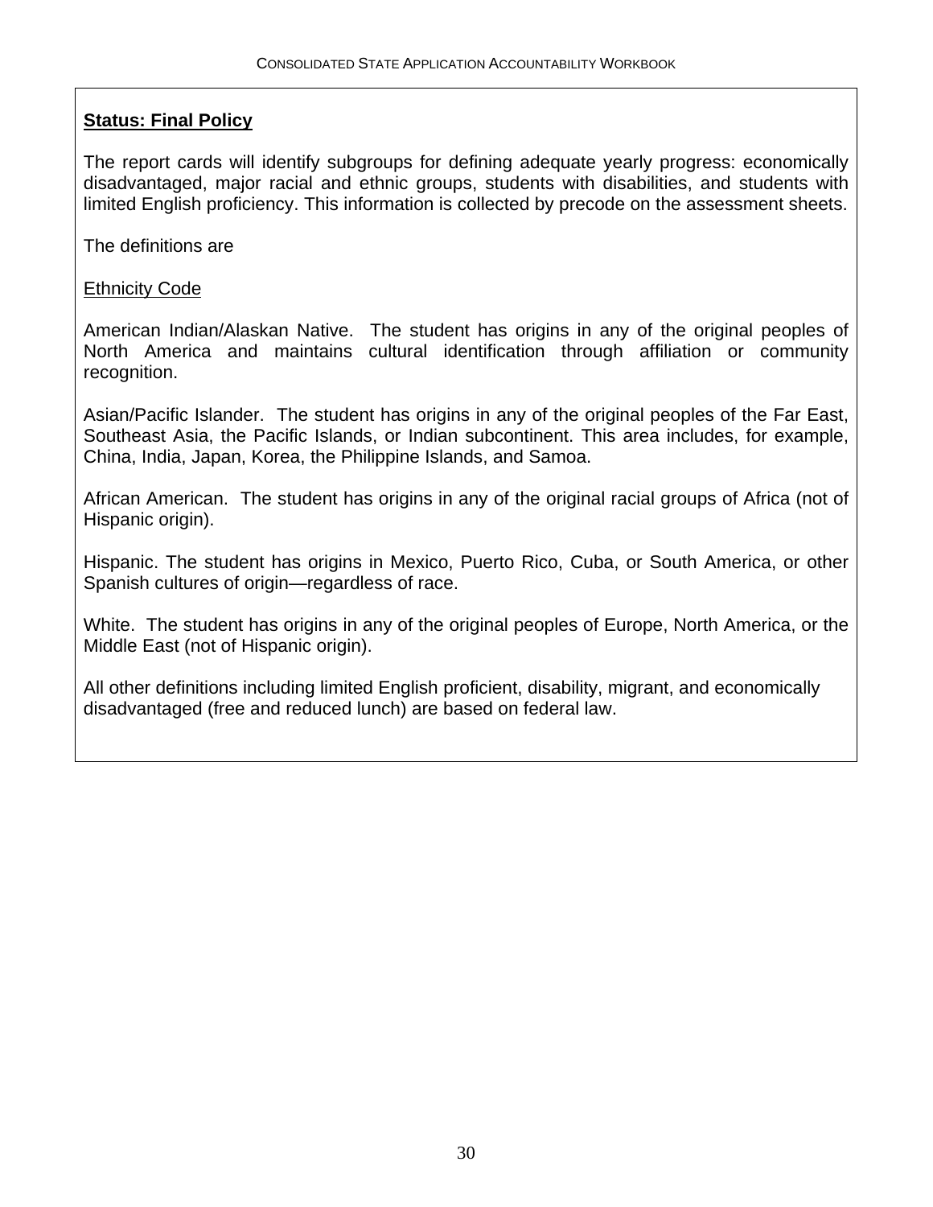**Status: Final Policy**

The report cards will identify subgroups for defining adequate yearly progress: economically disadvantaged, major racial and ethnic groups, students with disabilities, and students with limited English proficiency. This information is collected by precode on the assessment sheets.

The definitions are

Ethnicity Code

American Indian/Alaskan Native. The student has origins in any of the original peoples of North America and maintains cultural identification through affiliation or community recognition.

Asian/Pacific Islander. The student has origins in any of the original peoples of the Far East, Southeast Asia, the Pacific Islands, or Indian subcontinent. This area includes, for example, China, India, Japan, Korea, the Philippine Islands, and Samoa.

African American. The student has origins in any of the original racial groups of Africa (not of Hispanic origin).

Hispanic. The student has origins in Mexico, Puerto Rico, Cuba, or South America, or other Spanish cultures of origin—regardless of race.

White. The student has origins in any of the original peoples of Europe, North America, or the Middle East (not of Hispanic origin).

All other definitions including limited English proficient, disability, migrant, and economically disadvantaged (free and reduced lunch) are based on federal law.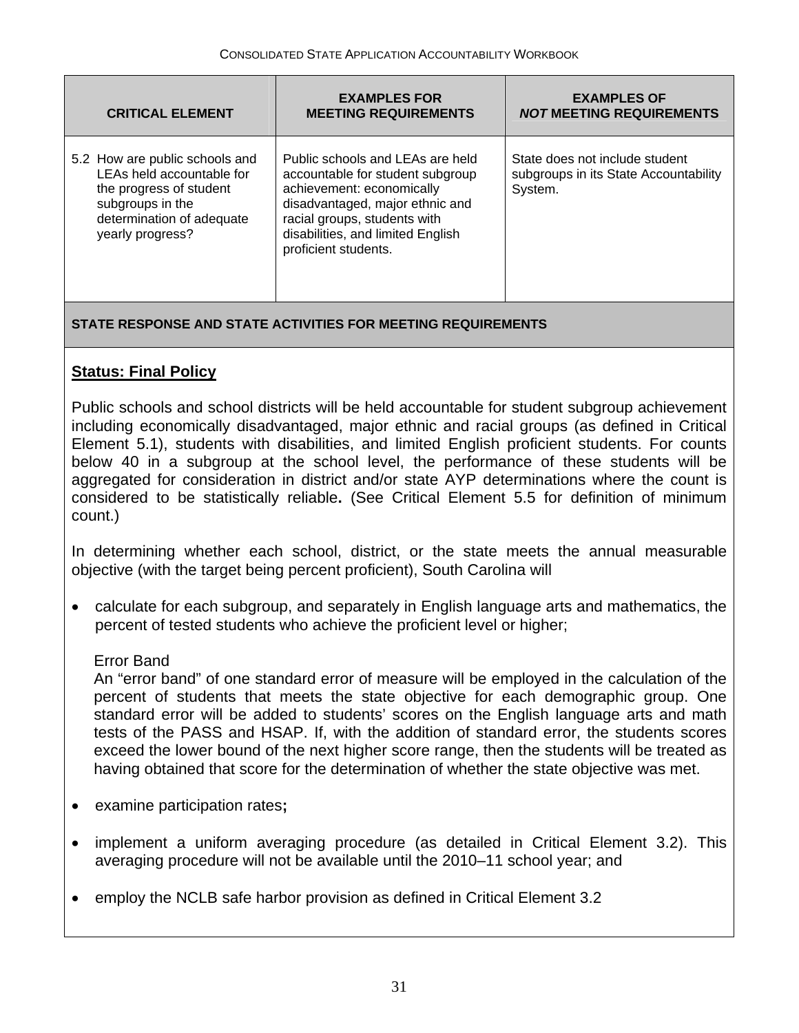| CRITICAL ELEMENT | EXAMPLES FOR MEETING REQUIREMENTS | EXAMPLES OF *NOT* MEETING REQUIREMENTS |
|---|---|---|
| 5.2 How are public schools and LEAs held accountable for the progress of student subgroups in the determination of adequate yearly progress? | Public schools and LEAs are held accountable for student subgroup achievement: economically disadvantaged, major ethnic and racial groups, students with disabilities, and limited English proficient students. | State does not include student subgroups in its State Accountability System. |

**STATE RESPONSE AND STATE ACTIVITIES FOR MEETING REQUIREMENTS**

**Status: Final Policy**

Public schools and school districts will be held accountable for student subgroup achievement including economically disadvantaged, major ethnic and racial groups (as defined in Critical Element 5.1), students with disabilities, and limited English proficient students. For counts below 40 in a subgroup at the school level, the performance of these students will be aggregated for consideration in district and/or state AYP determinations where the count is considered to be statistically reliable**.** (See Critical Element 5.5 for definition of minimum count.)

In determining whether each school, district, or the state meets the annual measurable objective (with the target being percent proficient), South Carolina will

- calculate for each subgroup, and separately in English language arts and mathematics, the percent of tested students who achieve the proficient level or higher;

  Error Band
  An "error band" of one standard error of measure will be employed in the calculation of the percent of students that meets the state objective for each demographic group. One standard error will be added to students' scores on the English language arts and math tests of the PASS and HSAP. If, with the addition of standard error, the students scores exceed the lower bound of the next higher score range, then the students will be treated as having obtained that score for the determination of whether the state objective was met.

- examine participation rates**;**
- implement a uniform averaging procedure (as detailed in Critical Element 3.2). This averaging procedure will not be available until the 2010–11 school year; and
- employ the NCLB safe harbor provision as defined in Critical Element 3.2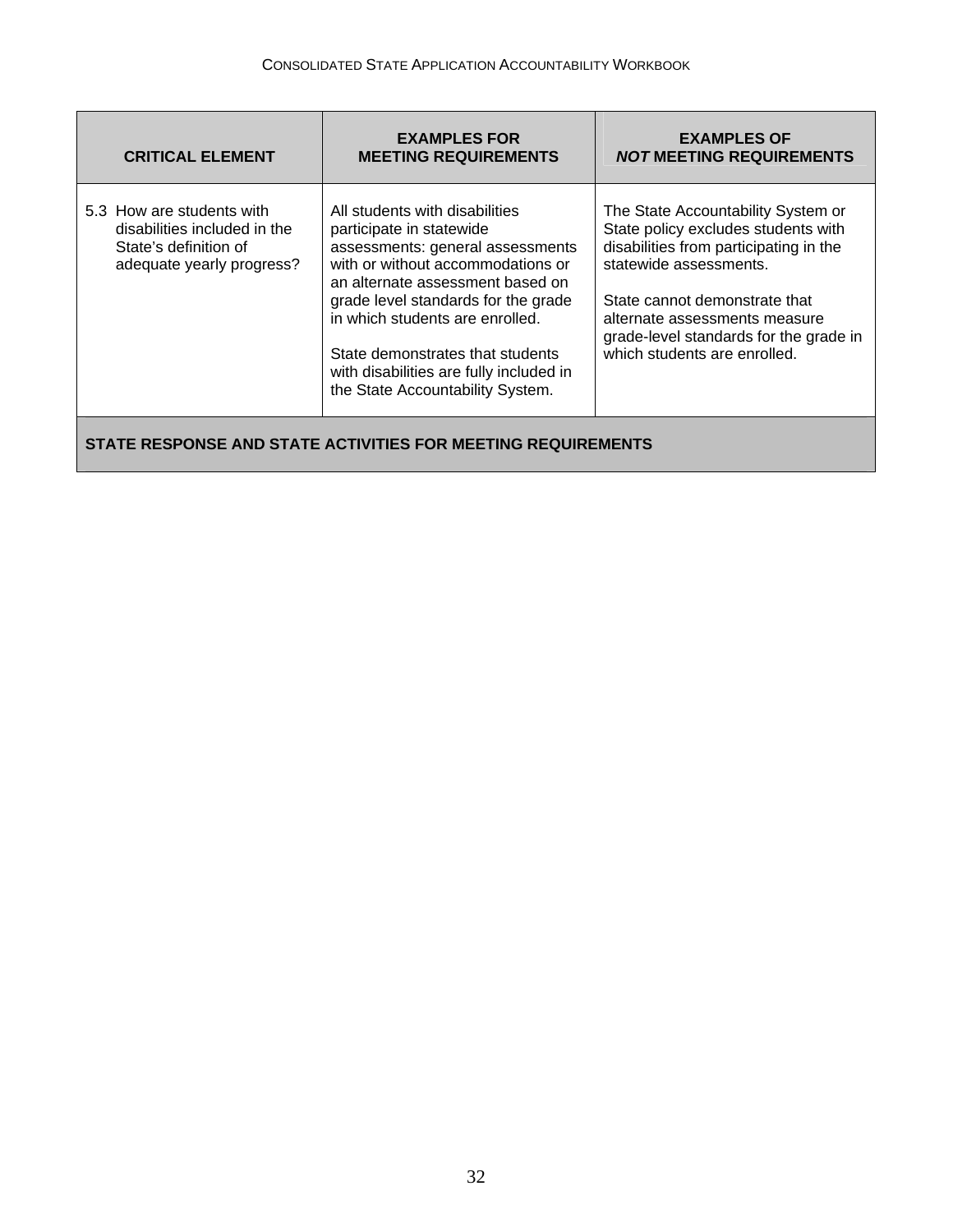| CRITICAL ELEMENT | EXAMPLES FOR MEETING REQUIREMENTS | EXAMPLES OF ***NOT*** MEETING REQUIREMENTS |
|---|---|---|
| 5.3 How are students with disabilities included in the State's definition of adequate yearly progress? | All students with disabilities participate in statewide assessments: general assessments with or without accommodations or an alternate assessment based on grade level standards for the grade in which students are enrolled.<br><br>State demonstrates that students with disabilities are fully included in the State Accountability System. | The State Accountability System or State policy excludes students with disabilities from participating in the statewide assessments.<br><br>State cannot demonstrate that alternate assessments measure grade-level standards for the grade in which students are enrolled. |

**STATE RESPONSE AND STATE ACTIVITIES FOR MEETING REQUIREMENTS**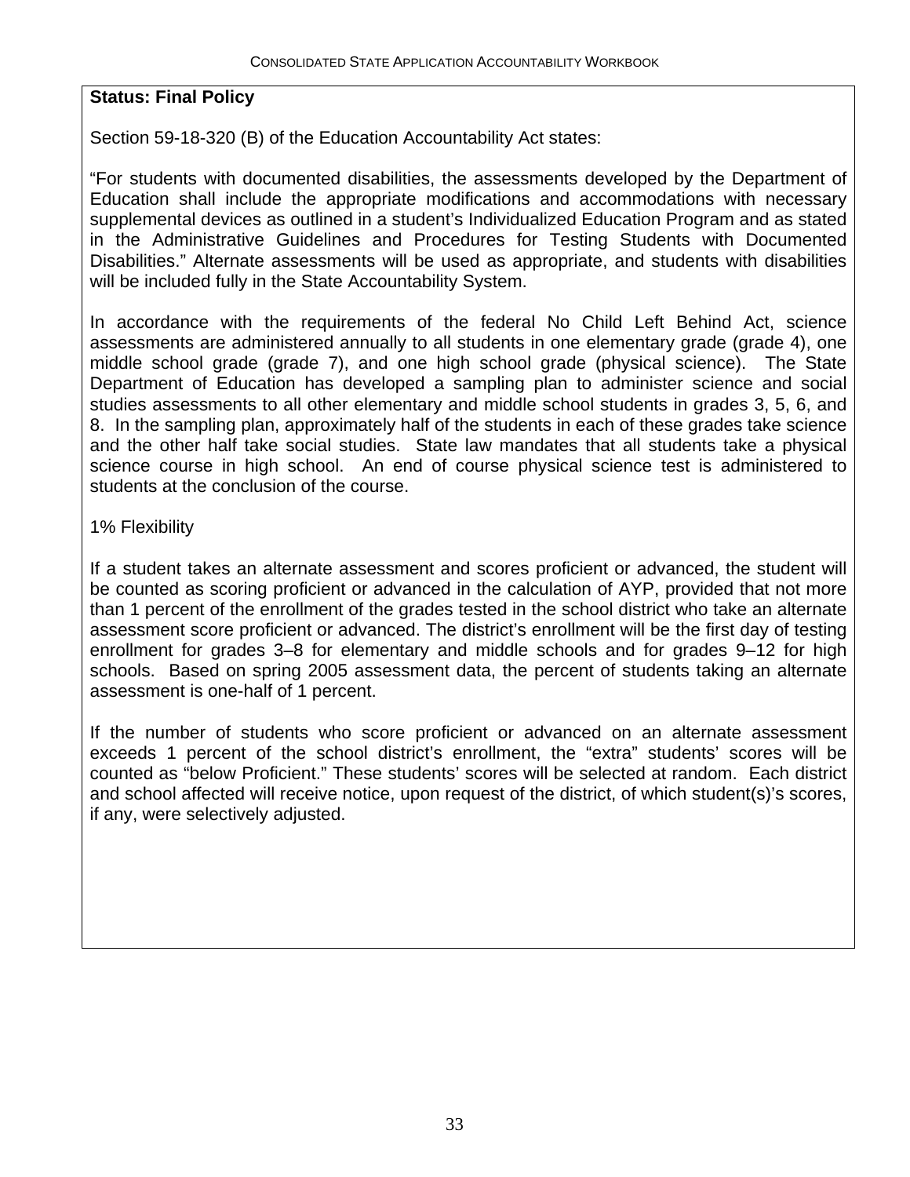**Status: Final Policy**

Section 59-18-320 (B) of the Education Accountability Act states:

"For students with documented disabilities, the assessments developed by the Department of Education shall include the appropriate modifications and accommodations with necessary supplemental devices as outlined in a student's Individualized Education Program and as stated in the Administrative Guidelines and Procedures for Testing Students with Documented Disabilities." Alternate assessments will be used as appropriate, and students with disabilities will be included fully in the State Accountability System.

In accordance with the requirements of the federal No Child Left Behind Act, science assessments are administered annually to all students in one elementary grade (grade 4), one middle school grade (grade 7), and one high school grade (physical science). The State Department of Education has developed a sampling plan to administer science and social studies assessments to all other elementary and middle school students in grades 3, 5, 6, and 8. In the sampling plan, approximately half of the students in each of these grades take science and the other half take social studies. State law mandates that all students take a physical science course in high school. An end of course physical science test is administered to students at the conclusion of the course.

1% Flexibility

If a student takes an alternate assessment and scores proficient or advanced, the student will be counted as scoring proficient or advanced in the calculation of AYP, provided that not more than 1 percent of the enrollment of the grades tested in the school district who take an alternate assessment score proficient or advanced. The district's enrollment will be the first day of testing enrollment for grades 3–8 for elementary and middle schools and for grades 9–12 for high schools. Based on spring 2005 assessment data, the percent of students taking an alternate assessment is one-half of 1 percent.

If the number of students who score proficient or advanced on an alternate assessment exceeds 1 percent of the school district's enrollment, the "extra" students' scores will be counted as "below Proficient." These students' scores will be selected at random. Each district and school affected will receive notice, upon request of the district, of which student(s)'s scores, if any, were selectively adjusted.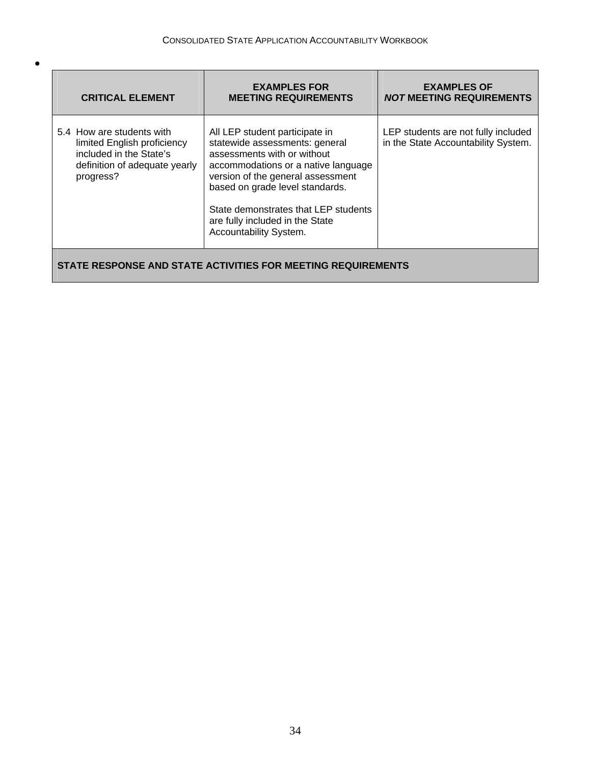•

| CRITICAL ELEMENT | EXAMPLES FOR MEETING REQUIREMENTS | EXAMPLES OF *NOT* MEETING REQUIREMENTS |
| --- | --- | --- |
| 5.4 How are students with limited English proficiency included in the State's definition of adequate yearly progress? | All LEP student participate in statewide assessments: general assessments with or without accommodations or a native language version of the general assessment based on grade level standards.<br><br>State demonstrates that LEP students are fully included in the State Accountability System. | LEP students are not fully included in the State Accountability System. |
| **STATE RESPONSE AND STATE ACTIVITIES FOR MEETING REQUIREMENTS** | | |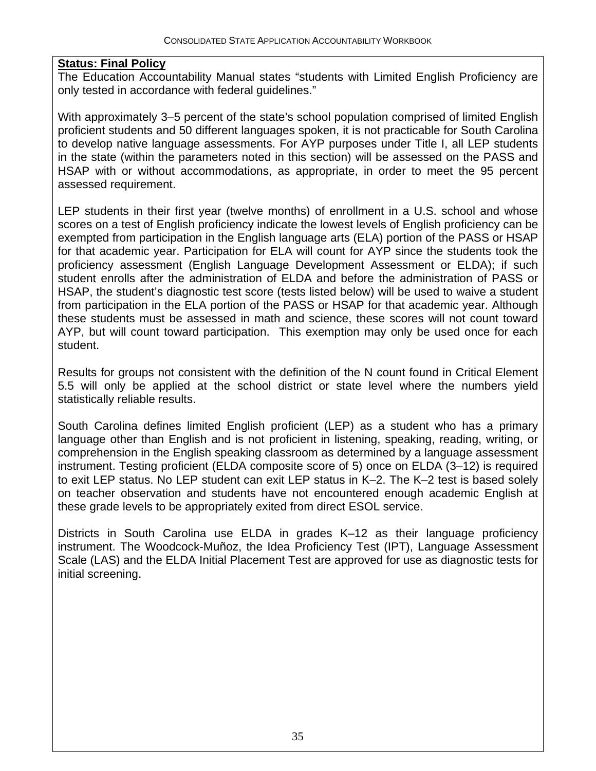**Status: Final Policy**

The Education Accountability Manual states “students with Limited English Proficiency are only tested in accordance with federal guidelines.”

With approximately 3–5 percent of the state’s school population comprised of limited English proficient students and 50 different languages spoken, it is not practicable for South Carolina to develop native language assessments. For AYP purposes under Title I, all LEP students in the state (within the parameters noted in this section) will be assessed on the PASS and HSAP with or without accommodations, as appropriate, in order to meet the 95 percent assessed requirement.

LEP students in their first year (twelve months) of enrollment in a U.S. school and whose scores on a test of English proficiency indicate the lowest levels of English proficiency can be exempted from participation in the English language arts (ELA) portion of the PASS or HSAP for that academic year. Participation for ELA will count for AYP since the students took the proficiency assessment (English Language Development Assessment or ELDA); if such student enrolls after the administration of ELDA and before the administration of PASS or HSAP, the student’s diagnostic test score (tests listed below) will be used to waive a student from participation in the ELA portion of the PASS or HSAP for that academic year. Although these students must be assessed in math and science, these scores will not count toward AYP, but will count toward participation. This exemption may only be used once for each student.

Results for groups not consistent with the definition of the N count found in Critical Element 5.5 will only be applied at the school district or state level where the numbers yield statistically reliable results.

South Carolina defines limited English proficient (LEP) as a student who has a primary language other than English and is not proficient in listening, speaking, reading, writing, or comprehension in the English speaking classroom as determined by a language assessment instrument. Testing proficient (ELDA composite score of 5) once on ELDA (3–12) is required to exit LEP status. No LEP student can exit LEP status in K–2. The K–2 test is based solely on teacher observation and students have not encountered enough academic English at these grade levels to be appropriately exited from direct ESOL service.

Districts in South Carolina use ELDA in grades K–12 as their language proficiency instrument. The Woodcock-Muñoz, the Idea Proficiency Test (IPT), Language Assessment Scale (LAS) and the ELDA Initial Placement Test are approved for use as diagnostic tests for initial screening.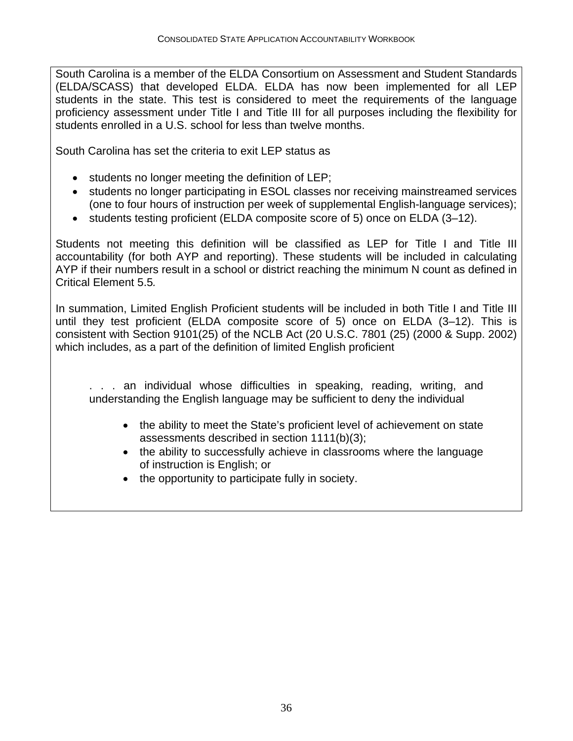South Carolina is a member of the ELDA Consortium on Assessment and Student Standards (ELDA/SCASS) that developed ELDA. ELDA has now been implemented for all LEP students in the state. This test is considered to meet the requirements of the language proficiency assessment under Title I and Title III for all purposes including the flexibility for students enrolled in a U.S. school for less than twelve months.

South Carolina has set the criteria to exit LEP status as

- students no longer meeting the definition of LEP;
- students no longer participating in ESOL classes nor receiving mainstreamed services (one to four hours of instruction per week of supplemental English-language services);
- students testing proficient (ELDA composite score of 5) once on ELDA (3–12).

Students not meeting this definition will be classified as LEP for Title I and Title III accountability (for both AYP and reporting). These students will be included in calculating AYP if their numbers result in a school or district reaching the minimum N count as defined in Critical Element 5.5*.*

In summation, Limited English Proficient students will be included in both Title I and Title III until they test proficient (ELDA composite score of 5) once on ELDA (3–12). This is consistent with Section 9101(25) of the NCLB Act (20 U.S.C. 7801 (25) (2000 & Supp. 2002) which includes, as a part of the definition of limited English proficient

> . . . an individual whose difficulties in speaking, reading, writing, and understanding the English language may be sufficient to deny the individual
>
> - the ability to meet the State's proficient level of achievement on state assessments described in section 1111(b)(3);
> - the ability to successfully achieve in classrooms where the language of instruction is English; or
> - the opportunity to participate fully in society.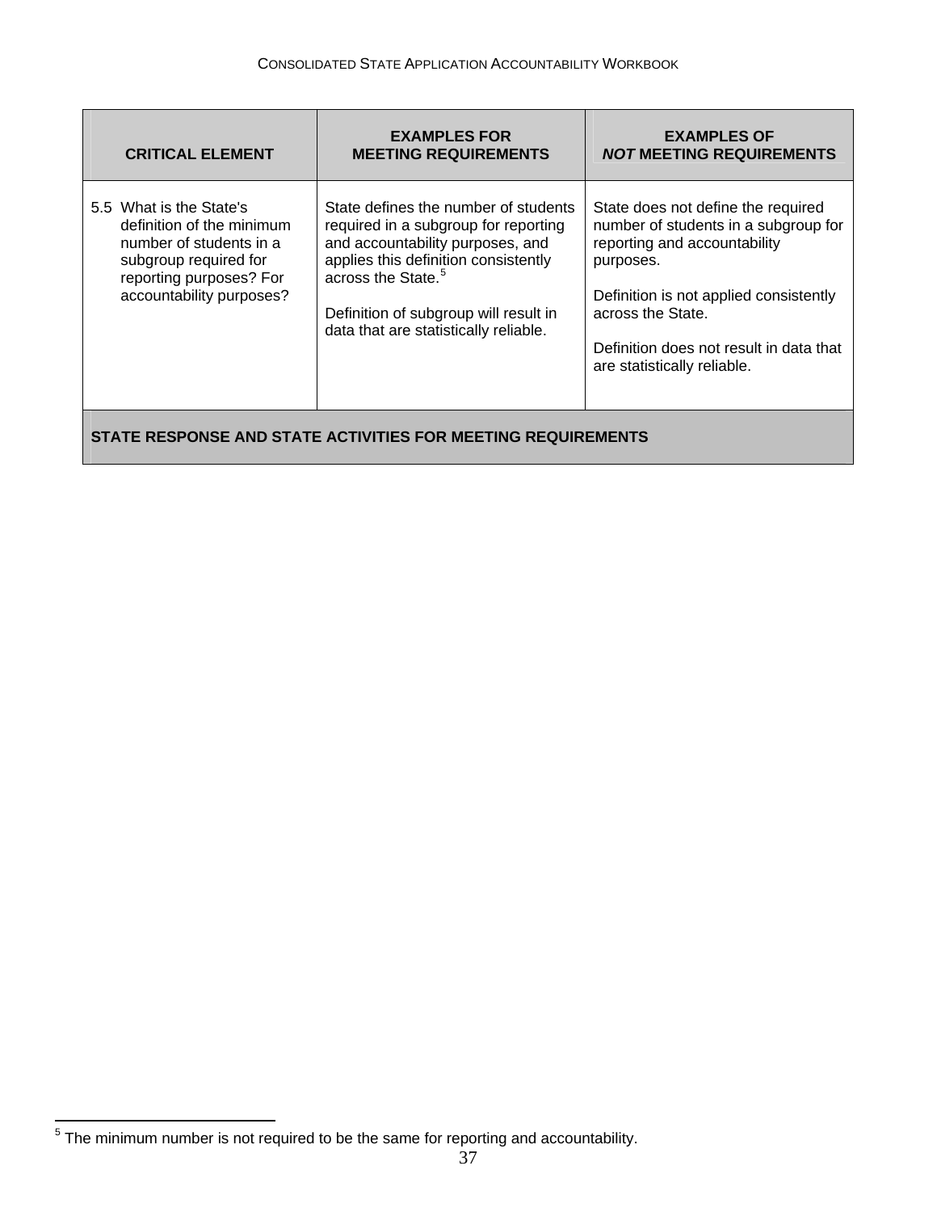| CRITICAL ELEMENT | EXAMPLES FOR MEETING REQUIREMENTS | EXAMPLES OF *NOT* MEETING REQUIREMENTS |
|---|---|---|
| 5.5 What is the State's definition of the minimum number of students in a subgroup required for reporting purposes? For accountability purposes? | State defines the number of students required in a subgroup for reporting and accountability purposes, and applies this definition consistently across the State.[5]<br><br>Definition of subgroup will result in data that are statistically reliable. | State does not define the required number of students in a subgroup for reporting and accountability purposes.<br><br>Definition is not applied consistently across the State.<br><br>Definition does not result in data that are statistically reliable. |
| **STATE RESPONSE AND STATE ACTIVITIES FOR MEETING REQUIREMENTS** | | |

[5] The minimum number is not required to be the same for reporting and accountability.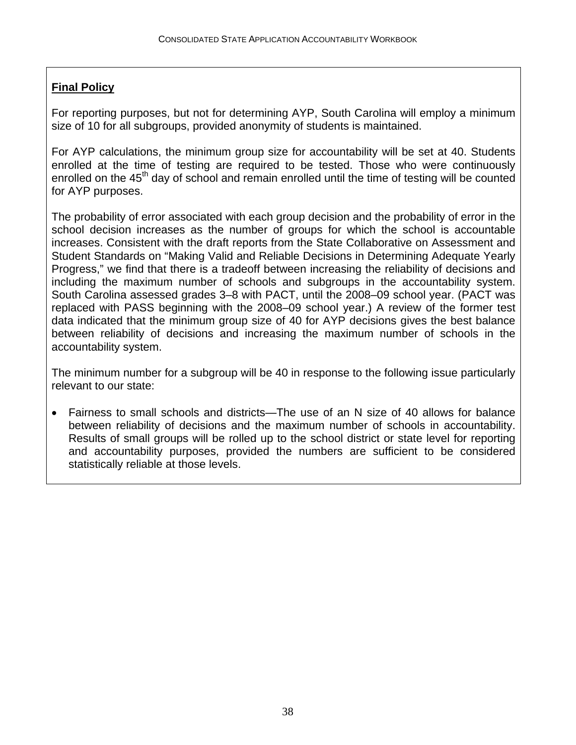**Final Policy**

For reporting purposes, but not for determining AYP, South Carolina will employ a minimum size of 10 for all subgroups, provided anonymity of students is maintained.

For AYP calculations, the minimum group size for accountability will be set at 40. Students enrolled at the time of testing are required to be tested. Those who were continuously enrolled on the 45th day of school and remain enrolled until the time of testing will be counted for AYP purposes.

The probability of error associated with each group decision and the probability of error in the school decision increases as the number of groups for which the school is accountable increases. Consistent with the draft reports from the State Collaborative on Assessment and Student Standards on "Making Valid and Reliable Decisions in Determining Adequate Yearly Progress," we find that there is a tradeoff between increasing the reliability of decisions and including the maximum number of schools and subgroups in the accountability system. South Carolina assessed grades 3–8 with PACT, until the 2008–09 school year. (PACT was replaced with PASS beginning with the 2008–09 school year.) A review of the former test data indicated that the minimum group size of 40 for AYP decisions gives the best balance between reliability of decisions and increasing the maximum number of schools in the accountability system.

The minimum number for a subgroup will be 40 in response to the following issue particularly relevant to our state:

- Fairness to small schools and districts—The use of an N size of 40 allows for balance between reliability of decisions and the maximum number of schools in accountability. Results of small groups will be rolled up to the school district or state level for reporting and accountability purposes, provided the numbers are sufficient to be considered statistically reliable at those levels.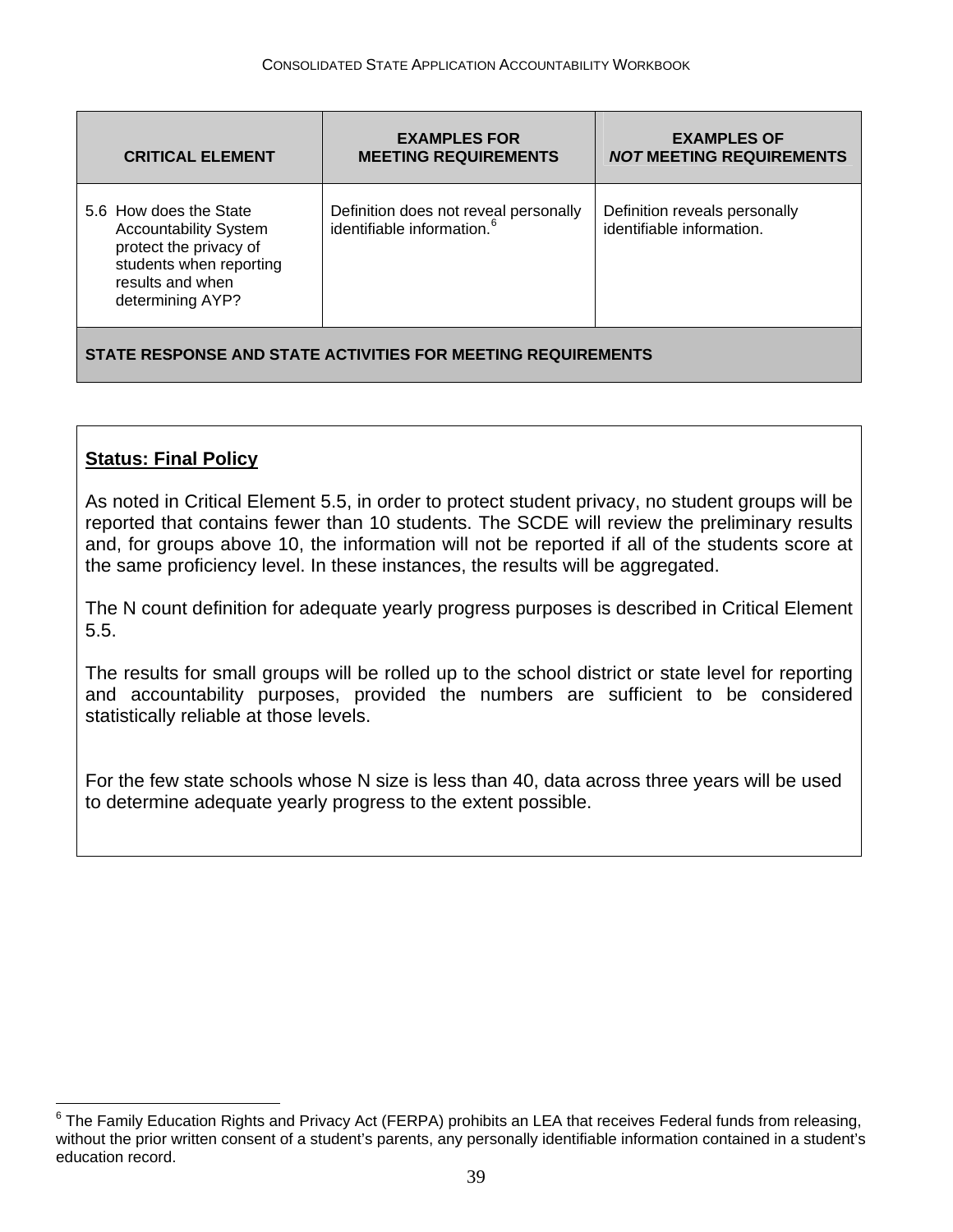| CRITICAL ELEMENT | EXAMPLES FOR MEETING REQUIREMENTS | EXAMPLES OF *NOT* MEETING REQUIREMENTS |
|---|---|---|
| 5.6 How does the State Accountability System protect the privacy of students when reporting results and when determining AYP? | Definition does not reveal personally identifiable information.[6] | Definition reveals personally identifiable information. |
| **STATE RESPONSE AND STATE ACTIVITIES FOR MEETING REQUIREMENTS** | | |

**Status: Final Policy**

As noted in Critical Element 5.5, in order to protect student privacy, no student groups will be reported that contains fewer than 10 students. The SCDE will review the preliminary results and, for groups above 10, the information will not be reported if all of the students score at the same proficiency level. In these instances, the results will be aggregated.

The N count definition for adequate yearly progress purposes is described in Critical Element 5.5.

The results for small groups will be rolled up to the school district or state level for reporting and accountability purposes, provided the numbers are sufficient to be considered statistically reliable at those levels.

For the few state schools whose N size is less than 40, data across three years will be used to determine adequate yearly progress to the extent possible.

[6] The Family Education Rights and Privacy Act (FERPA) prohibits an LEA that receives Federal funds from releasing, without the prior written consent of a student's parents, any personally identifiable information contained in a student's education record.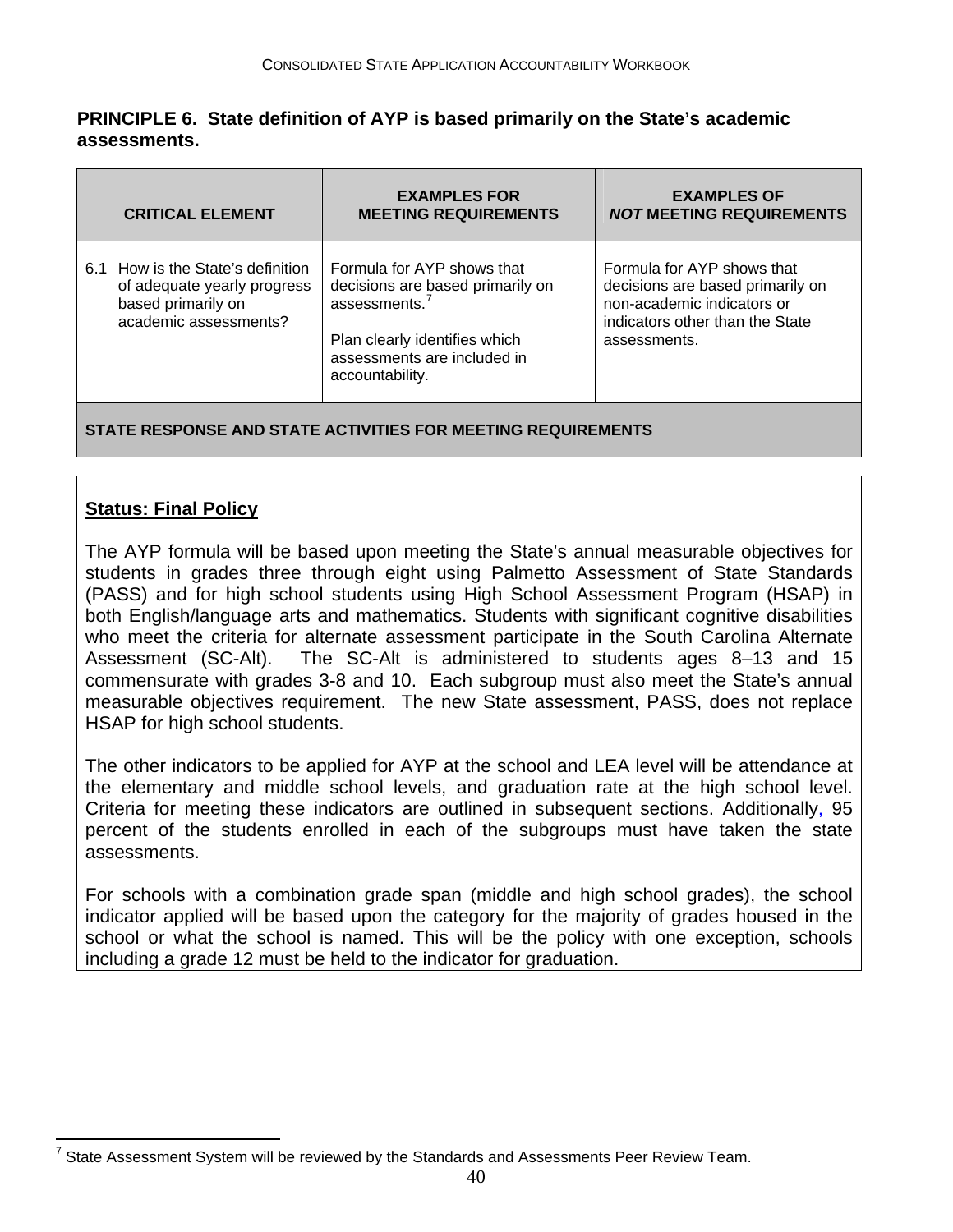**PRINCIPLE 6. State definition of AYP is based primarily on the State's academic assessments.**

| CRITICAL ELEMENT | EXAMPLES FOR MEETING REQUIREMENTS | EXAMPLES OF *NOT* MEETING REQUIREMENTS |
|---|---|---|
| 6.1 How is the State's definition of adequate yearly progress based primarily on academic assessments? | Formula for AYP shows that decisions are based primarily on assessments.[7]<br><br>Plan clearly identifies which assessments are included in accountability. | Formula for AYP shows that decisions are based primarily on non-academic indicators or indicators other than the State assessments. |
| **STATE RESPONSE AND STATE ACTIVITIES FOR MEETING REQUIREMENTS** | | |

**Status: Final Policy**

The AYP formula will be based upon meeting the State's annual measurable objectives for students in grades three through eight using Palmetto Assessment of State Standards (PASS) and for high school students using High School Assessment Program (HSAP) in both English/language arts and mathematics. Students with significant cognitive disabilities who meet the criteria for alternate assessment participate in the South Carolina Alternate Assessment (SC-Alt). The SC-Alt is administered to students ages 8–13 and 15 commensurate with grades 3-8 and 10. Each subgroup must also meet the State's annual measurable objectives requirement. The new State assessment, PASS, does not replace HSAP for high school students.

The other indicators to be applied for AYP at the school and LEA level will be attendance at the elementary and middle school levels, and graduation rate at the high school level. Criteria for meeting these indicators are outlined in subsequent sections. Additionally, 95 percent of the students enrolled in each of the subgroups must have taken the state assessments.

For schools with a combination grade span (middle and high school grades), the school indicator applied will be based upon the category for the majority of grades housed in the school or what the school is named. This will be the policy with one exception, schools including a grade 12 must be held to the indicator for graduation.

[7] State Assessment System will be reviewed by the Standards and Assessments Peer Review Team.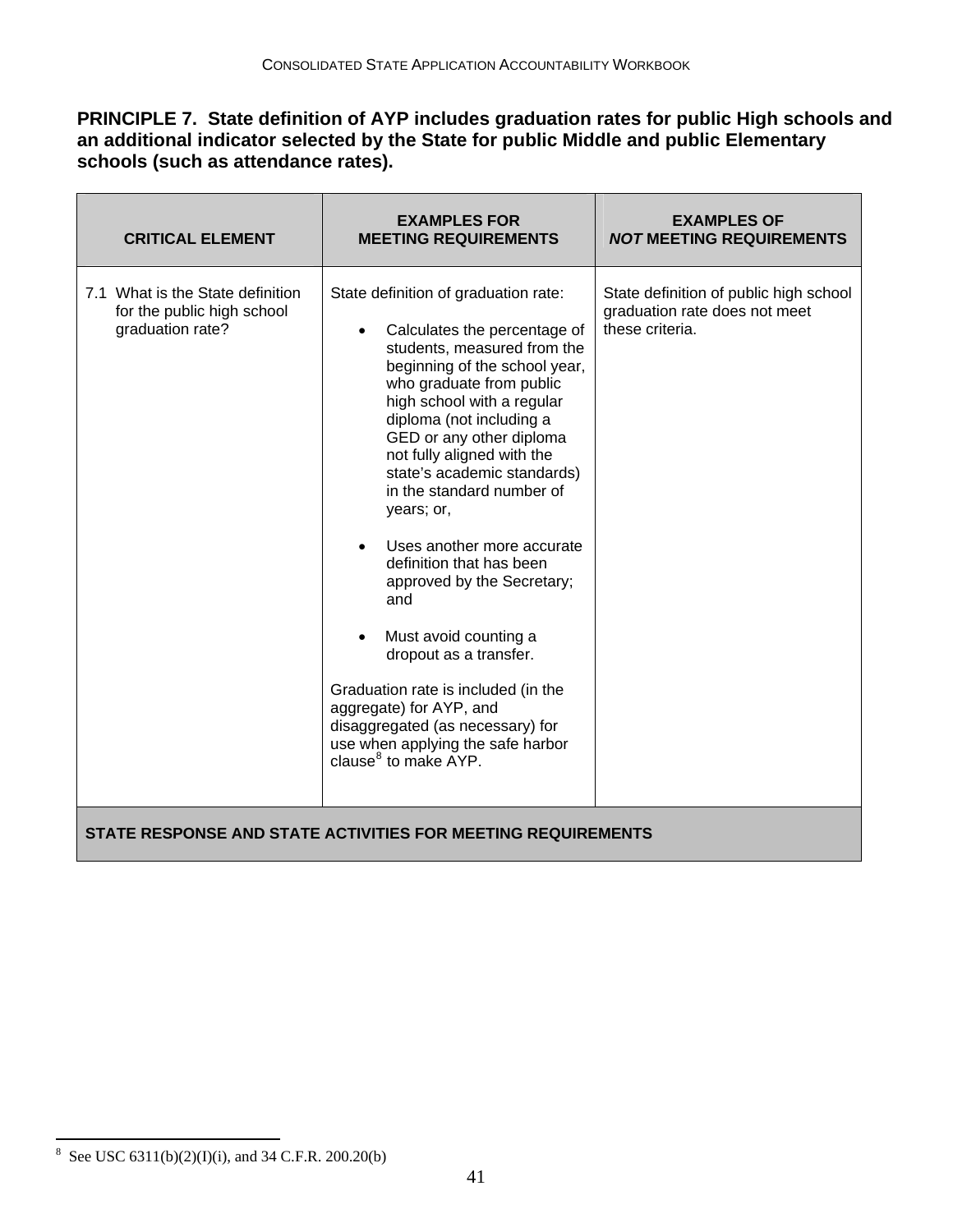**PRINCIPLE 7. State definition of AYP includes graduation rates for public High schools and an additional indicator selected by the State for public Middle and public Elementary schools (such as attendance rates).**

| CRITICAL ELEMENT | EXAMPLES FOR MEETING REQUIREMENTS | EXAMPLES OF *NOT* MEETING REQUIREMENTS |
|---|---|---|
| 7.1 What is the State definition for the public high school graduation rate? | State definition of graduation rate:<br><br>• Calculates the percentage of students, measured from the beginning of the school year, who graduate from public high school with a regular diploma (not including a GED or any other diploma not fully aligned with the state's academic standards) in the standard number of years; or,<br><br>• Uses another more accurate definition that has been approved by the Secretary; and<br><br>• Must avoid counting a dropout as a transfer.<br><br>Graduation rate is included (in the aggregate) for AYP, and disaggregated (as necessary) for use when applying the safe harbor clause[8] to make AYP. | State definition of public high school graduation rate does not meet these criteria. |
| **STATE RESPONSE AND STATE ACTIVITIES FOR MEETING REQUIREMENTS** | | |

[8] See USC 6311(b)(2)(I)(i), and 34 C.F.R. 200.20(b)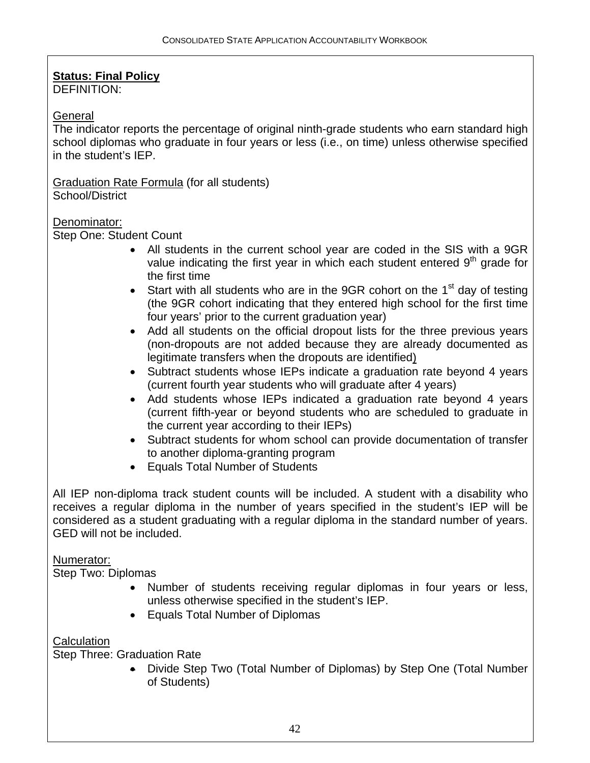**Status: Final Policy**
DEFINITION:

General
The indicator reports the percentage of original ninth-grade students who earn standard high school diplomas who graduate in four years or less (i.e., on time) unless otherwise specified in the student's IEP.

Graduation Rate Formula (for all students)
School/District

Denominator:
Step One: Student Count

- All students in the current school year are coded in the SIS with a 9GR value indicating the first year in which each student entered 9th grade for the first time
- Start with all students who are in the 9GR cohort on the 1st day of testing (the 9GR cohort indicating that they entered high school for the first time four years' prior to the current graduation year)
- Add all students on the official dropout lists for the three previous years (non-dropouts are not added because they are already documented as legitimate transfers when the dropouts are identified)
- Subtract students whose IEPs indicate a graduation rate beyond 4 years (current fourth year students who will graduate after 4 years)
- Add students whose IEPs indicated a graduation rate beyond 4 years (current fifth-year or beyond students who are scheduled to graduate in the current year according to their IEPs)
- Subtract students for whom school can provide documentation of transfer to another diploma-granting program
- Equals Total Number of Students

All IEP non-diploma track student counts will be included. A student with a disability who receives a regular diploma in the number of years specified in the student's IEP will be considered as a student graduating with a regular diploma in the standard number of years. GED will not be included.

Numerator:
Step Two: Diplomas

- Number of students receiving regular diplomas in four years or less, unless otherwise specified in the student's IEP.
- Equals Total Number of Diplomas

Calculation
Step Three: Graduation Rate

- Divide Step Two (Total Number of Diplomas) by Step One (Total Number of Students)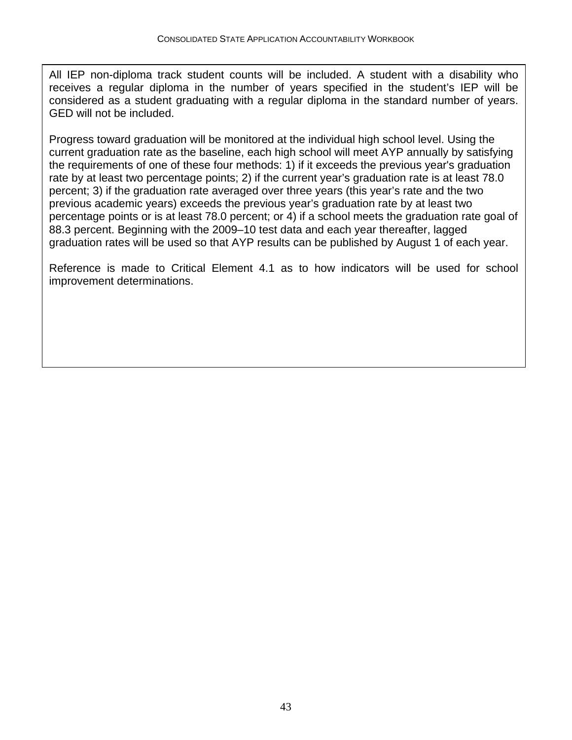All IEP non-diploma track student counts will be included. A student with a disability who receives a regular diploma in the number of years specified in the student's IEP will be considered as a student graduating with a regular diploma in the standard number of years. GED will not be included.

Progress toward graduation will be monitored at the individual high school level. Using the current graduation rate as the baseline, each high school will meet AYP annually by satisfying the requirements of one of these four methods: 1) if it exceeds the previous year's graduation rate by at least two percentage points; 2) if the current year's graduation rate is at least 78.0 percent; 3) if the graduation rate averaged over three years (this year's rate and the two previous academic years) exceeds the previous year's graduation rate by at least two percentage points or is at least 78.0 percent; or 4) if a school meets the graduation rate goal of 88.3 percent. Beginning with the 2009–10 test data and each year thereafter, lagged graduation rates will be used so that AYP results can be published by August 1 of each year.

Reference is made to Critical Element 4.1 as to how indicators will be used for school improvement determinations.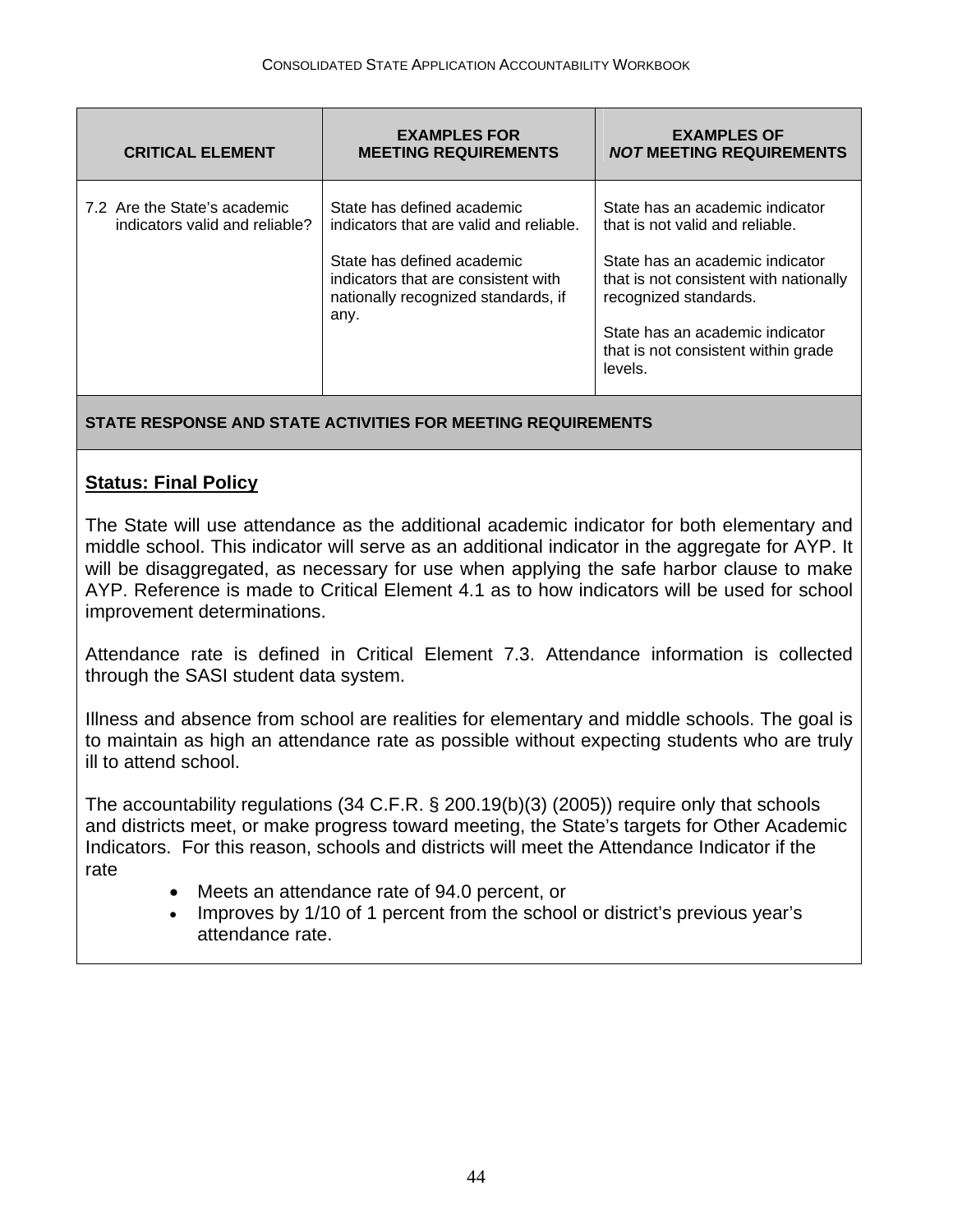| CRITICAL ELEMENT | EXAMPLES FOR MEETING REQUIREMENTS | EXAMPLES OF *NOT* MEETING REQUIREMENTS |
|---|---|---|
| 7.2 Are the State's academic indicators valid and reliable? | State has defined academic indicators that are valid and reliable.<br><br>State has defined academic indicators that are consistent with nationally recognized standards, if any. | State has an academic indicator that is not valid and reliable.<br><br>State has an academic indicator that is not consistent with nationally recognized standards.<br><br>State has an academic indicator that is not consistent within grade levels. |

**STATE RESPONSE AND STATE ACTIVITIES FOR MEETING REQUIREMENTS**

**Status: Final Policy**

The State will use attendance as the additional academic indicator for both elementary and middle school. This indicator will serve as an additional indicator in the aggregate for AYP. It will be disaggregated, as necessary for use when applying the safe harbor clause to make AYP. Reference is made to Critical Element 4.1 as to how indicators will be used for school improvement determinations.

Attendance rate is defined in Critical Element 7.3. Attendance information is collected through the SASI student data system.

Illness and absence from school are realities for elementary and middle schools. The goal is to maintain as high an attendance rate as possible without expecting students who are truly ill to attend school.

The accountability regulations (34 C.F.R. § 200.19(b)(3) (2005)) require only that schools and districts meet, or make progress toward meeting, the State's targets for Other Academic Indicators. For this reason, schools and districts will meet the Attendance Indicator if the rate

- Meets an attendance rate of 94.0 percent, or
- Improves by 1/10 of 1 percent from the school or district's previous year's attendance rate.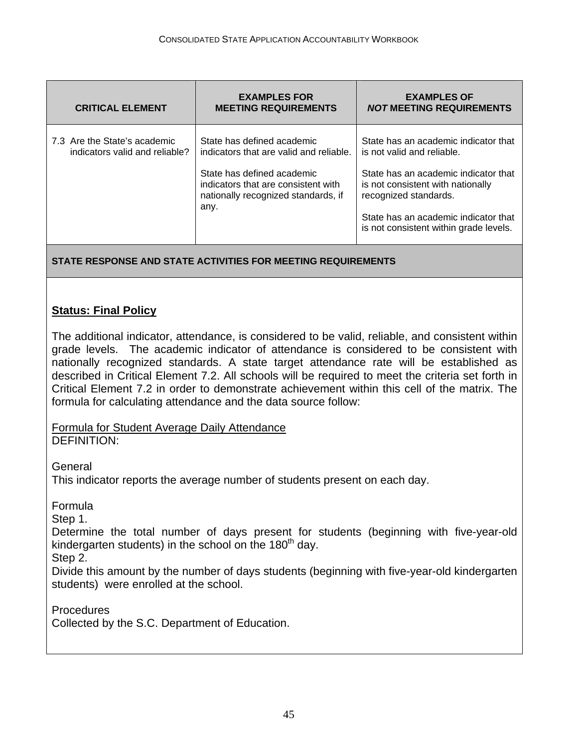| CRITICAL ELEMENT | EXAMPLES FOR MEETING REQUIREMENTS | EXAMPLES OF *NOT* MEETING REQUIREMENTS |
|---|---|---|
| 7.3 Are the State's academic indicators valid and reliable? | State has defined academic indicators that are valid and reliable.<br><br>State has defined academic indicators that are consistent with nationally recognized standards, if any. | State has an academic indicator that is not valid and reliable.<br><br>State has an academic indicator that is not consistent with nationally recognized standards.<br><br>State has an academic indicator that is not consistent within grade levels. |

**STATE RESPONSE AND STATE ACTIVITIES FOR MEETING REQUIREMENTS**

**Status: Final Policy**

The additional indicator, attendance, is considered to be valid, reliable, and consistent within grade levels. The academic indicator of attendance is considered to be consistent with nationally recognized standards. A state target attendance rate will be established as described in Critical Element 7.2. All schools will be required to meet the criteria set forth in Critical Element 7.2 in order to demonstrate achievement within this cell of the matrix. The formula for calculating attendance and the data source follow:

Formula for Student Average Daily Attendance
DEFINITION:

General
This indicator reports the average number of students present on each day.

Formula
Step 1.
Determine the total number of days present for students (beginning with five-year-old kindergarten students) in the school on the 180th day.
Step 2.
Divide this amount by the number of days students (beginning with five-year-old kindergarten students) were enrolled at the school.

Procedures
Collected by the S.C. Department of Education.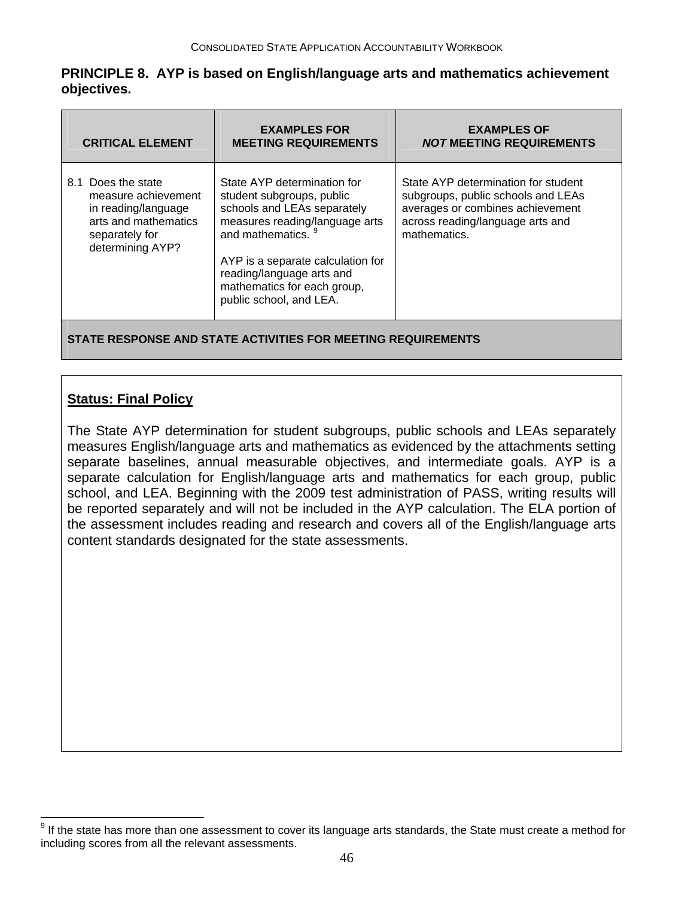**PRINCIPLE 8. AYP is based on English/language arts and mathematics achievement objectives.**

| CRITICAL ELEMENT | EXAMPLES FOR MEETING REQUIREMENTS | EXAMPLES OF *NOT* MEETING REQUIREMENTS |
|---|---|---|
| 8.1 Does the state measure achievement in reading/language arts and mathematics separately for determining AYP? | State AYP determination for student subgroups, public schools and LEAs separately measures reading/language arts and mathematics.[9]<br><br>AYP is a separate calculation for reading/language arts and mathematics for each group, public school, and LEA. | State AYP determination for student subgroups, public schools and LEAs averages or combines achievement across reading/language arts and mathematics. |
| **STATE RESPONSE AND STATE ACTIVITIES FOR MEETING REQUIREMENTS** | | |

**Status: Final Policy**

The State AYP determination for student subgroups, public schools and LEAs separately measures English/language arts and mathematics as evidenced by the attachments setting separate baselines, annual measurable objectives, and intermediate goals. AYP is a separate calculation for English/language arts and mathematics for each group, public school, and LEA. Beginning with the 2009 test administration of PASS, writing results will be reported separately and will not be included in the AYP calculation. The ELA portion of the assessment includes reading and research and covers all of the English/language arts content standards designated for the state assessments.

[9] If the state has more than one assessment to cover its language arts standards, the State must create a method for including scores from all the relevant assessments.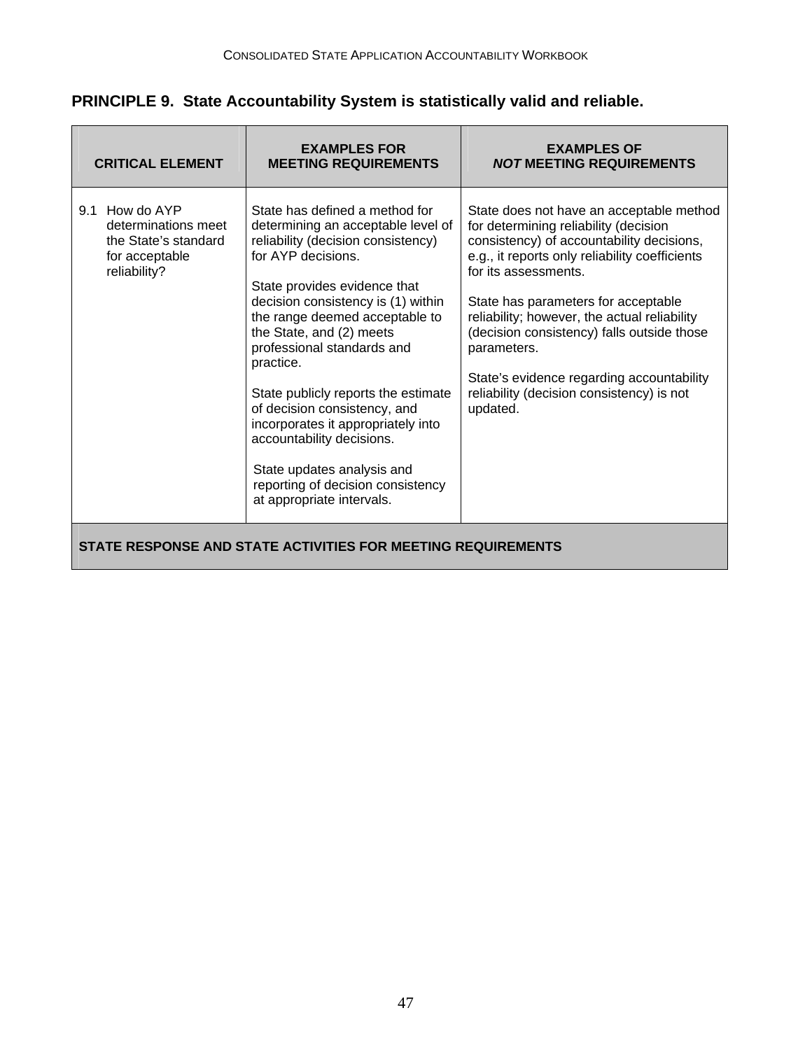## PRINCIPLE 9. State Accountability System is statistically valid and reliable.

| CRITICAL ELEMENT | EXAMPLES FOR MEETING REQUIREMENTS | EXAMPLES OF *NOT* MEETING REQUIREMENTS |
|---|---|---|
| 9.1 How do AYP determinations meet the State's standard for acceptable reliability? | State has defined a method for determining an acceptable level of reliability (decision consistency) for AYP decisions.<br><br>State provides evidence that decision consistency is (1) within the range deemed acceptable to the State, and (2) meets professional standards and practice.<br><br>State publicly reports the estimate of decision consistency, and incorporates it appropriately into accountability decisions.<br><br>State updates analysis and reporting of decision consistency at appropriate intervals. | State does not have an acceptable method for determining reliability (decision consistency) of accountability decisions, e.g., it reports only reliability coefficients for its assessments.<br><br>State has parameters for acceptable reliability; however, the actual reliability (decision consistency) falls outside those parameters.<br><br>State's evidence regarding accountability reliability (decision consistency) is not updated. |
| **STATE RESPONSE AND STATE ACTIVITIES FOR MEETING REQUIREMENTS** | | |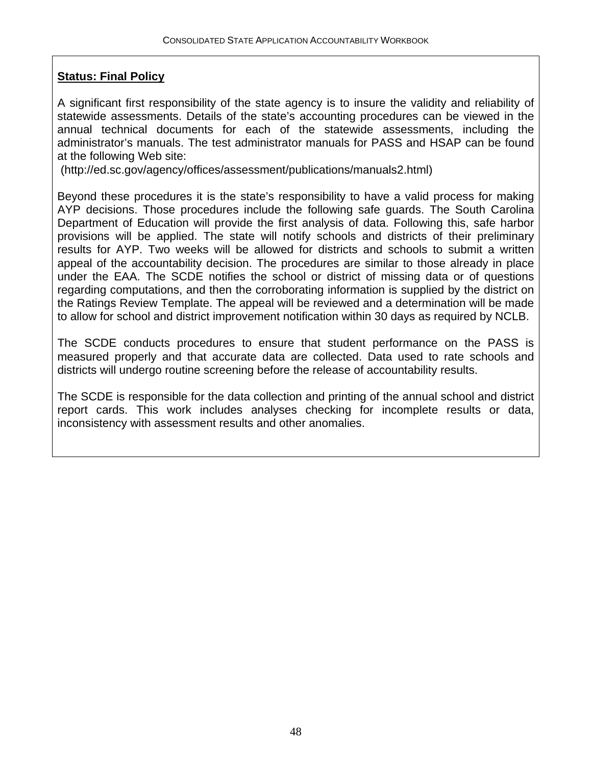**Status: Final Policy**

A significant first responsibility of the state agency is to insure the validity and reliability of statewide assessments. Details of the state's accounting procedures can be viewed in the annual technical documents for each of the statewide assessments, including the administrator's manuals. The test administrator manuals for PASS and HSAP can be found at the following Web site:
(http://ed.sc.gov/agency/offices/assessment/publications/manuals2.html)

Beyond these procedures it is the state's responsibility to have a valid process for making AYP decisions. Those procedures include the following safe guards. The South Carolina Department of Education will provide the first analysis of data. Following this, safe harbor provisions will be applied. The state will notify schools and districts of their preliminary results for AYP. Two weeks will be allowed for districts and schools to submit a written appeal of the accountability decision. The procedures are similar to those already in place under the EAA. The SCDE notifies the school or district of missing data or of questions regarding computations, and then the corroborating information is supplied by the district on the Ratings Review Template. The appeal will be reviewed and a determination will be made to allow for school and district improvement notification within 30 days as required by NCLB.

The SCDE conducts procedures to ensure that student performance on the PASS is measured properly and that accurate data are collected. Data used to rate schools and districts will undergo routine screening before the release of accountability results.

The SCDE is responsible for the data collection and printing of the annual school and district report cards. This work includes analyses checking for incomplete results or data, inconsistency with assessment results and other anomalies.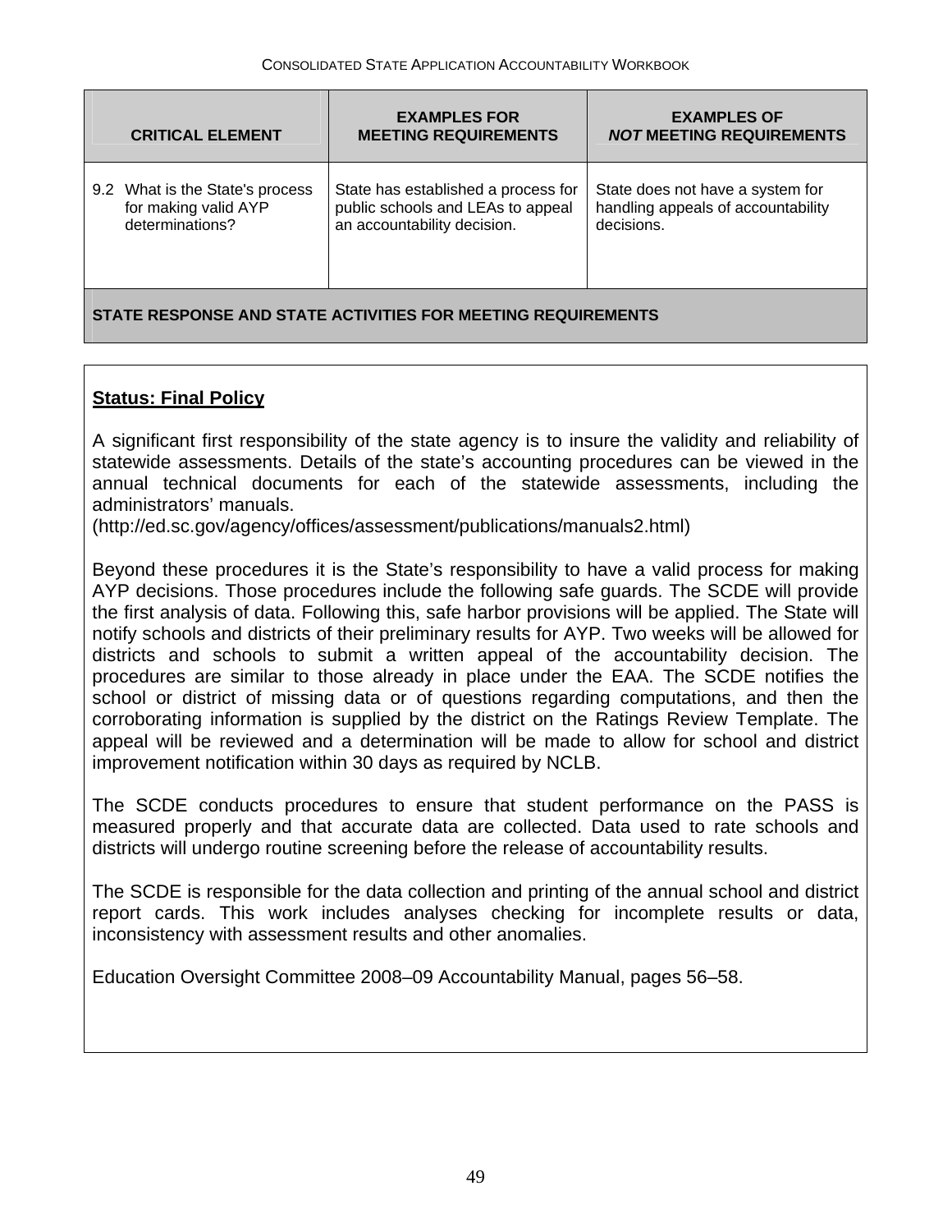| CRITICAL ELEMENT | EXAMPLES FOR MEETING REQUIREMENTS | EXAMPLES OF ***NOT*** MEETING REQUIREMENTS |
|---|---|---|
| 9.2 What is the State's process for making valid AYP determinations? | State has established a process for public schools and LEAs to appeal an accountability decision. | State does not have a system for handling appeals of accountability decisions. |
| **STATE RESPONSE AND STATE ACTIVITIES FOR MEETING REQUIREMENTS** | | |

**Status: Final Policy**

A significant first responsibility of the state agency is to insure the validity and reliability of statewide assessments. Details of the state's accounting procedures can be viewed in the annual technical documents for each of the statewide assessments, including the administrators' manuals.
(http://ed.sc.gov/agency/offices/assessment/publications/manuals2.html)

Beyond these procedures it is the State's responsibility to have a valid process for making AYP decisions. Those procedures include the following safe guards. The SCDE will provide the first analysis of data. Following this, safe harbor provisions will be applied. The State will notify schools and districts of their preliminary results for AYP. Two weeks will be allowed for districts and schools to submit a written appeal of the accountability decision. The procedures are similar to those already in place under the EAA. The SCDE notifies the school or district of missing data or of questions regarding computations, and then the corroborating information is supplied by the district on the Ratings Review Template. The appeal will be reviewed and a determination will be made to allow for school and district improvement notification within 30 days as required by NCLB.

The SCDE conducts procedures to ensure that student performance on the PASS is measured properly and that accurate data are collected. Data used to rate schools and districts will undergo routine screening before the release of accountability results.

The SCDE is responsible for the data collection and printing of the annual school and district report cards. This work includes analyses checking for incomplete results or data, inconsistency with assessment results and other anomalies.

Education Oversight Committee 2008–09 Accountability Manual, pages 56–58.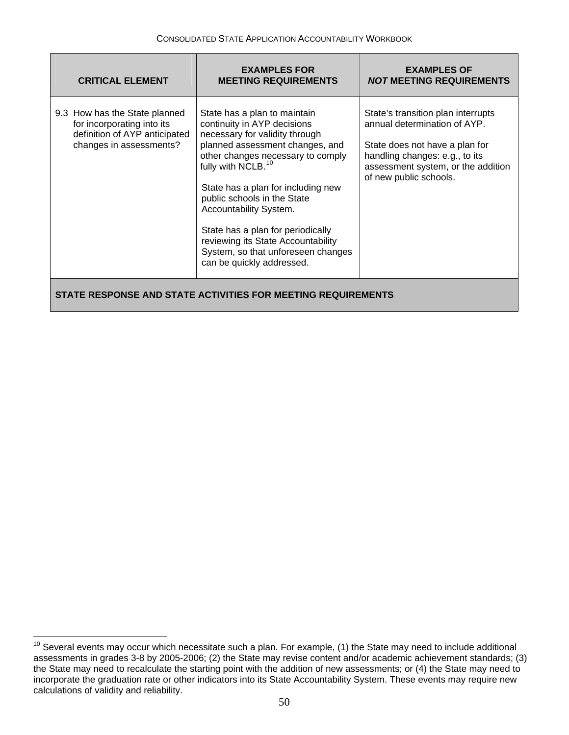| CRITICAL ELEMENT | EXAMPLES FOR MEETING REQUIREMENTS | EXAMPLES OF *NOT* MEETING REQUIREMENTS |
|---|---|---|
| 9.3 How has the State planned for incorporating into its definition of AYP anticipated changes in assessments? | State has a plan to maintain continuity in AYP decisions necessary for validity through planned assessment changes, and other changes necessary to comply fully with NCLB.[10]<br><br>State has a plan for including new public schools in the State Accountability System.<br><br>State has a plan for periodically reviewing its State Accountability System, so that unforeseen changes can be quickly addressed. | State's transition plan interrupts annual determination of AYP.<br><br>State does not have a plan for handling changes: e.g., to its assessment system, or the addition of new public schools. |
| **STATE RESPONSE AND STATE ACTIVITIES FOR MEETING REQUIREMENTS** | | |

[10] Several events may occur which necessitate such a plan. For example, (1) the State may need to include additional assessments in grades 3-8 by 2005-2006; (2) the State may revise content and/or academic achievement standards; (3) the State may need to recalculate the starting point with the addition of new assessments; or (4) the State may need to incorporate the graduation rate or other indicators into its State Accountability System. These events may require new calculations of validity and reliability.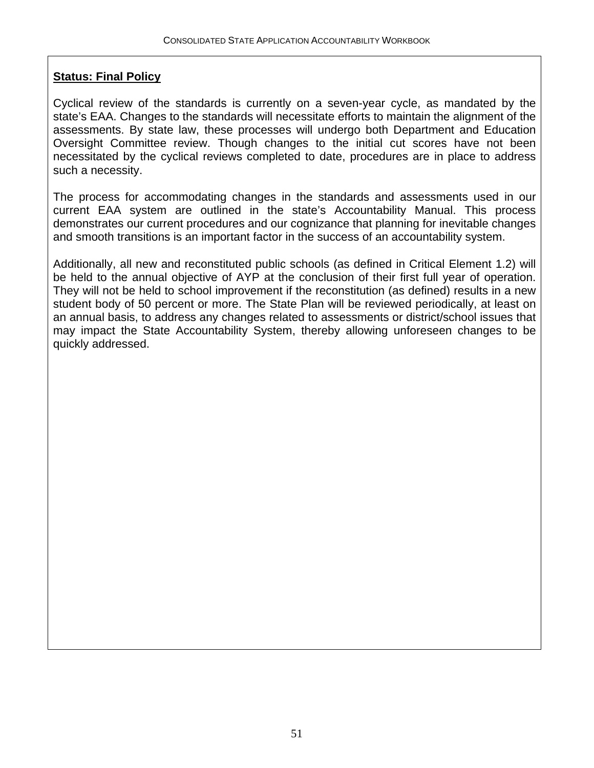**Status: Final Policy**

Cyclical review of the standards is currently on a seven-year cycle, as mandated by the state's EAA. Changes to the standards will necessitate efforts to maintain the alignment of the assessments. By state law, these processes will undergo both Department and Education Oversight Committee review. Though changes to the initial cut scores have not been necessitated by the cyclical reviews completed to date, procedures are in place to address such a necessity.

The process for accommodating changes in the standards and assessments used in our current EAA system are outlined in the state's Accountability Manual. This process demonstrates our current procedures and our cognizance that planning for inevitable changes and smooth transitions is an important factor in the success of an accountability system.

Additionally, all new and reconstituted public schools (as defined in Critical Element 1.2) will be held to the annual objective of AYP at the conclusion of their first full year of operation. They will not be held to school improvement if the reconstitution (as defined) results in a new student body of 50 percent or more. The State Plan will be reviewed periodically, at least on an annual basis, to address any changes related to assessments or district/school issues that may impact the State Accountability System, thereby allowing unforeseen changes to be quickly addressed.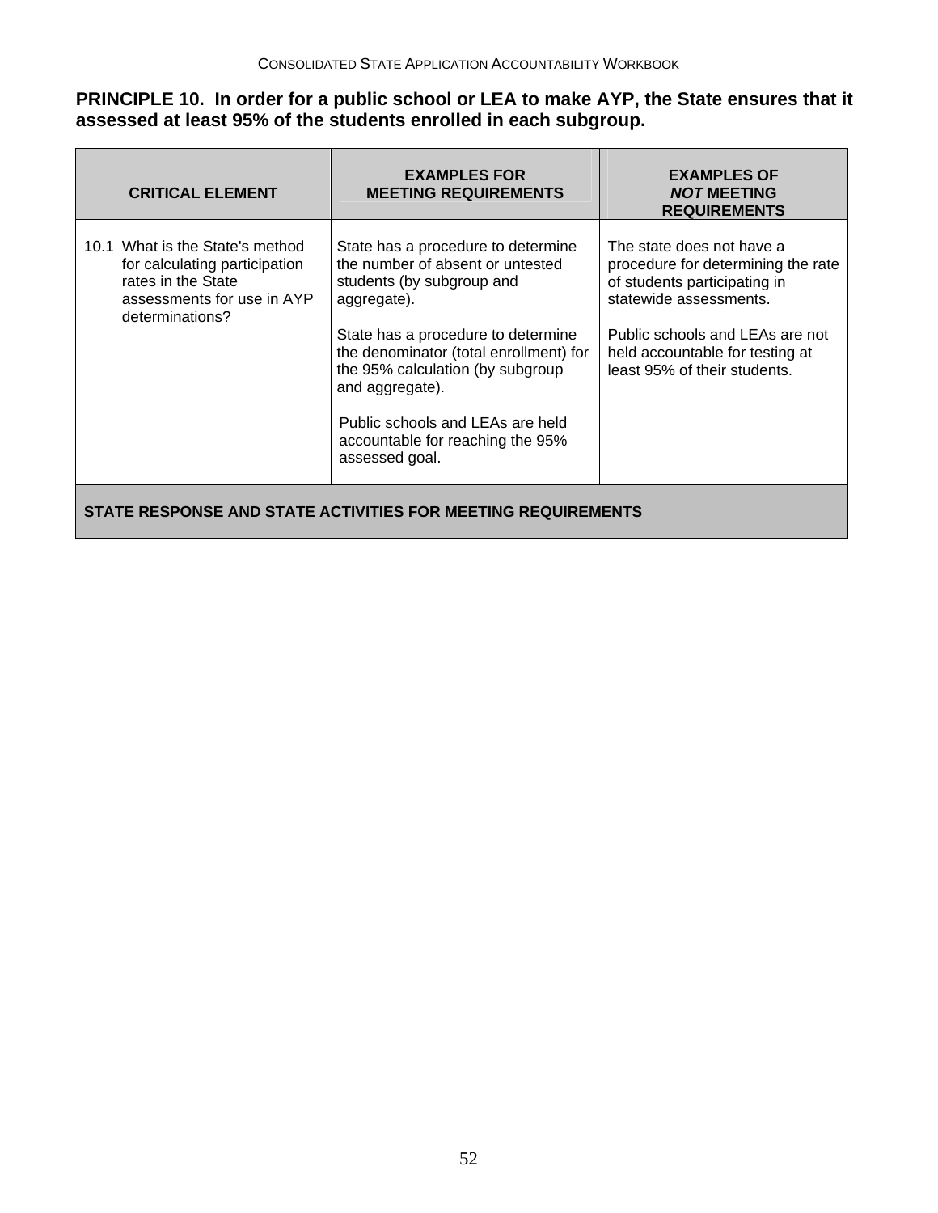**PRINCIPLE 10. In order for a public school or LEA to make AYP, the State ensures that it assessed at least 95% of the students enrolled in each subgroup.**

| CRITICAL ELEMENT | EXAMPLES FOR MEETING REQUIREMENTS | EXAMPLES OF ***NOT*** MEETING REQUIREMENTS |
|---|---|---|
| 10.1 What is the State's method for calculating participation rates in the State assessments for use in AYP determinations? | State has a procedure to determine the number of absent or untested students (by subgroup and aggregate).<br><br>State has a procedure to determine the denominator (total enrollment) for the 95% calculation (by subgroup and aggregate).<br><br>Public schools and LEAs are held accountable for reaching the 95% assessed goal. | The state does not have a procedure for determining the rate of students participating in statewide assessments.<br><br>Public schools and LEAs are not held accountable for testing at least 95% of their students. |
| **STATE RESPONSE AND STATE ACTIVITIES FOR MEETING REQUIREMENTS** | | |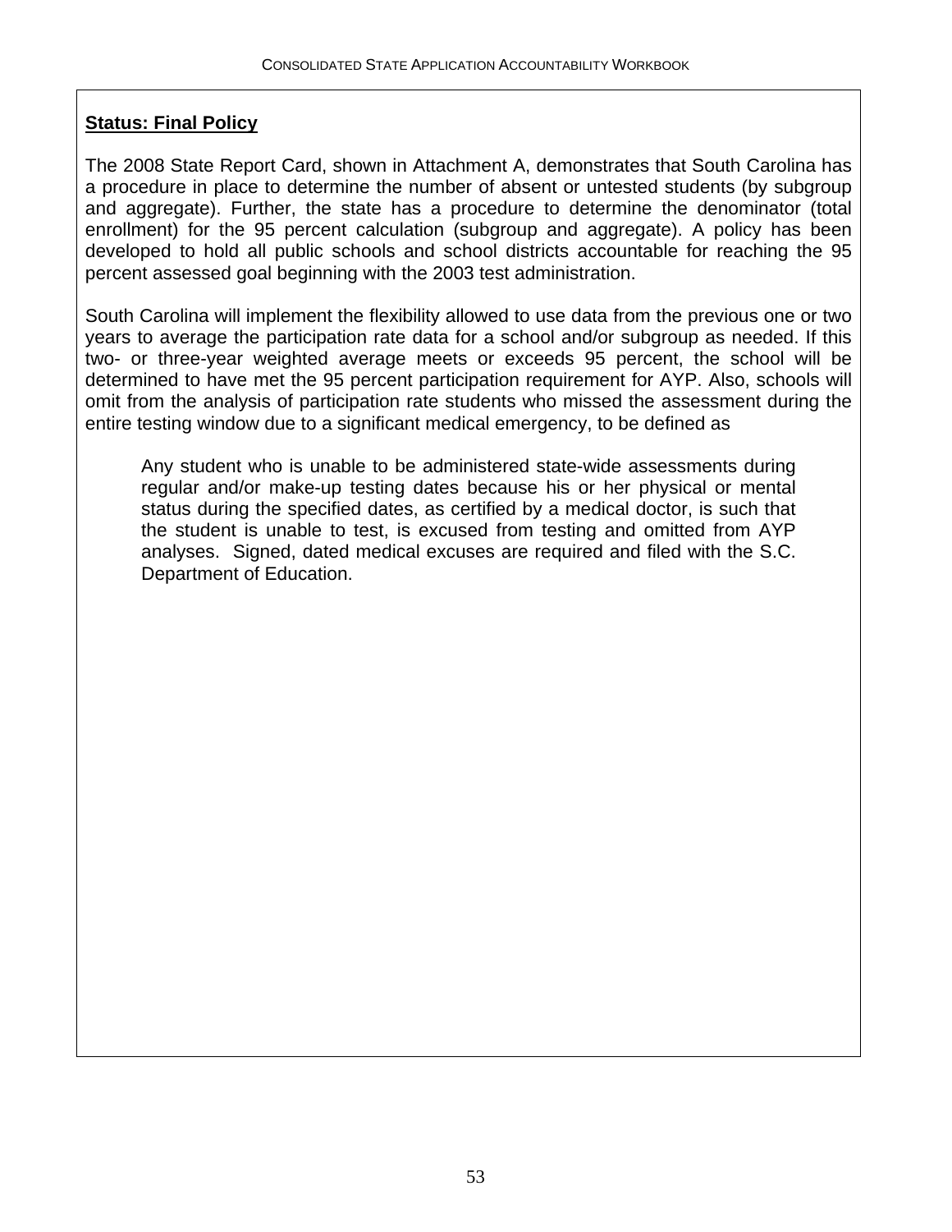**Status: Final Policy**

The 2008 State Report Card, shown in Attachment A, demonstrates that South Carolina has a procedure in place to determine the number of absent or untested students (by subgroup and aggregate). Further, the state has a procedure to determine the denominator (total enrollment) for the 95 percent calculation (subgroup and aggregate). A policy has been developed to hold all public schools and school districts accountable for reaching the 95 percent assessed goal beginning with the 2003 test administration.

South Carolina will implement the flexibility allowed to use data from the previous one or two years to average the participation rate data for a school and/or subgroup as needed. If this two- or three-year weighted average meets or exceeds 95 percent, the school will be determined to have met the 95 percent participation requirement for AYP. Also, schools will omit from the analysis of participation rate students who missed the assessment during the entire testing window due to a significant medical emergency, to be defined as

> Any student who is unable to be administered state-wide assessments during regular and/or make-up testing dates because his or her physical or mental status during the specified dates, as certified by a medical doctor, is such that the student is unable to test, is excused from testing and omitted from AYP analyses. Signed, dated medical excuses are required and filed with the S.C. Department of Education.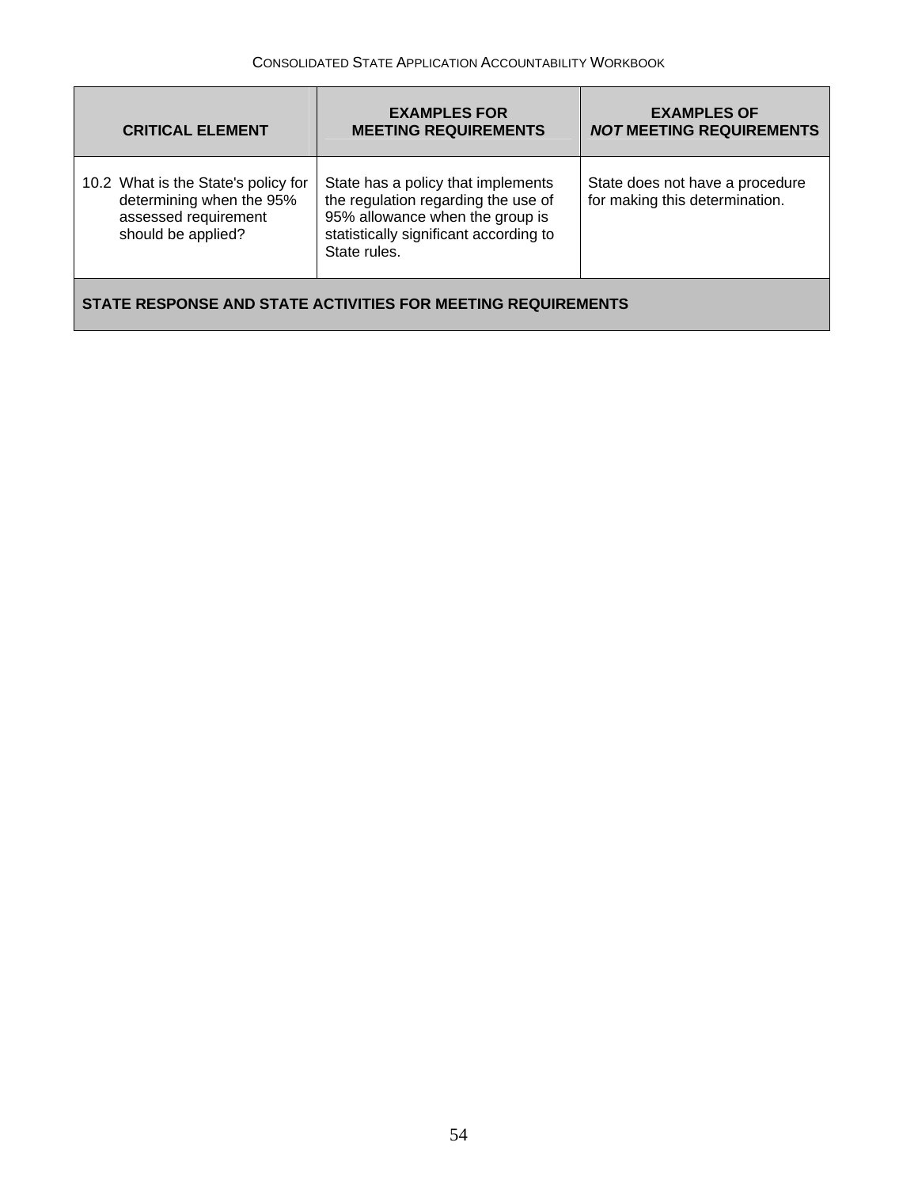| CRITICAL ELEMENT | EXAMPLES FOR MEETING REQUIREMENTS | EXAMPLES OF ***NOT*** MEETING REQUIREMENTS |
|---|---|---|
| 10.2 What is the State's policy for determining when the 95% assessed requirement should be applied? | State has a policy that implements the regulation regarding the use of 95% allowance when the group is statistically significant according to State rules. | State does not have a procedure for making this determination. |
| **STATE RESPONSE AND STATE ACTIVITIES FOR MEETING REQUIREMENTS** | | |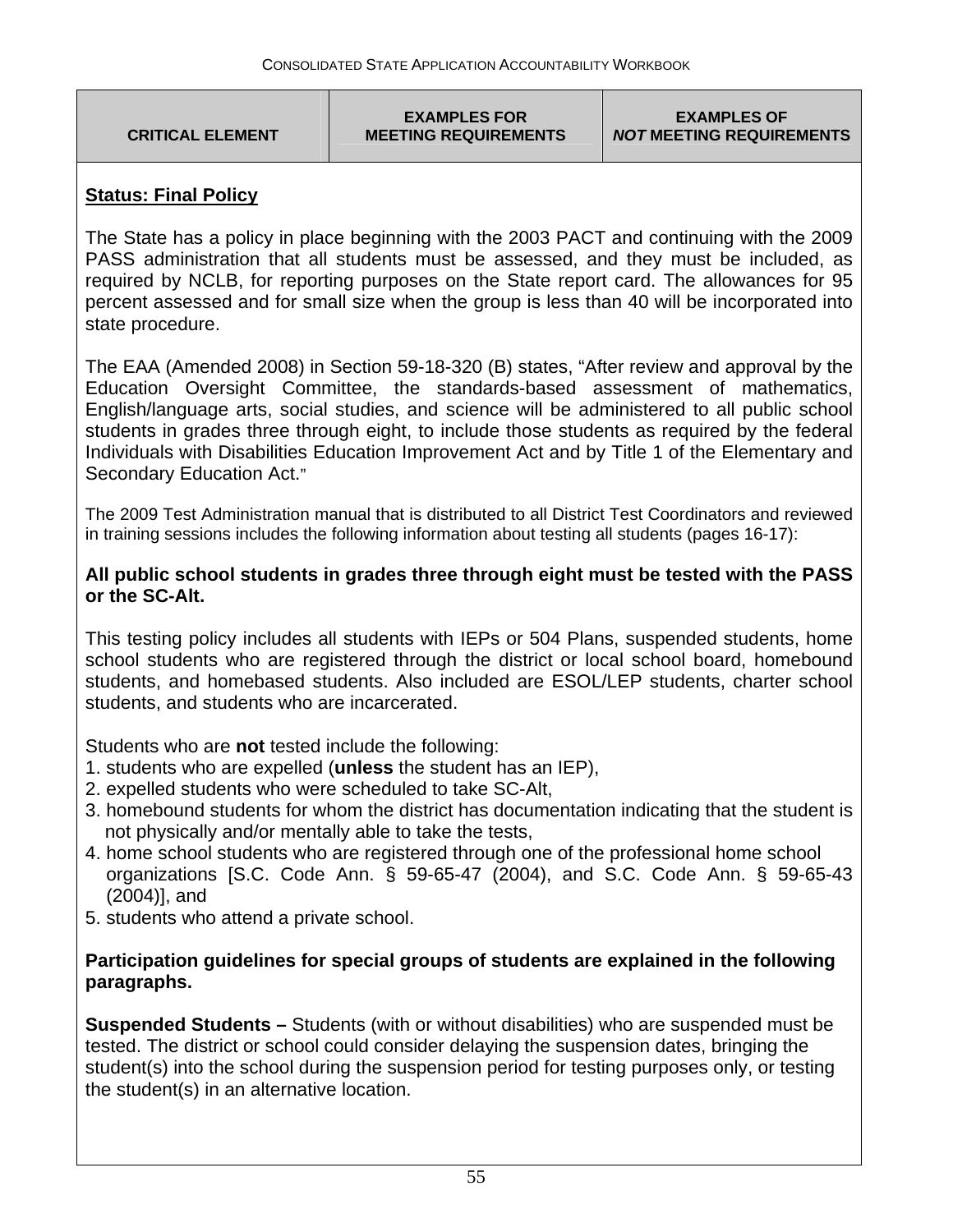| CRITICAL ELEMENT | EXAMPLES FOR MEETING REQUIREMENTS | EXAMPLES OF *NOT* MEETING REQUIREMENTS |
|---|---|---|

**Status: Final Policy**

The State has a policy in place beginning with the 2003 PACT and continuing with the 2009 PASS administration that all students must be assessed, and they must be included, as required by NCLB, for reporting purposes on the State report card. The allowances for 95 percent assessed and for small size when the group is less than 40 will be incorporated into state procedure.

The EAA (Amended 2008) in Section 59-18-320 (B) states, "After review and approval by the Education Oversight Committee, the standards-based assessment of mathematics, English/language arts, social studies, and science will be administered to all public school students in grades three through eight, to include those students as required by the federal Individuals with Disabilities Education Improvement Act and by Title 1 of the Elementary and Secondary Education Act."

The 2009 Test Administration manual that is distributed to all District Test Coordinators and reviewed in training sessions includes the following information about testing all students (pages 16-17):

**All public school students in grades three through eight must be tested with the PASS or the SC-Alt.**

This testing policy includes all students with IEPs or 504 Plans, suspended students, home school students who are registered through the district or local school board, homebound students, and homebased students. Also included are ESOL/LEP students, charter school students, and students who are incarcerated.

Students who are **not** tested include the following:

1. students who are expelled (**unless** the student has an IEP),
2. expelled students who were scheduled to take SC-Alt,
3. homebound students for whom the district has documentation indicating that the student is not physically and/or mentally able to take the tests,
4. home school students who are registered through one of the professional home school organizations [S.C. Code Ann. § 59-65-47 (2004), and S.C. Code Ann. § 59-65-43 (2004)], and
5. students who attend a private school.

**Participation guidelines for special groups of students are explained in the following paragraphs.**

**Suspended Students –** Students (with or without disabilities) who are suspended must be tested. The district or school could consider delaying the suspension dates, bringing the student(s) into the school during the suspension period for testing purposes only, or testing the student(s) in an alternative location.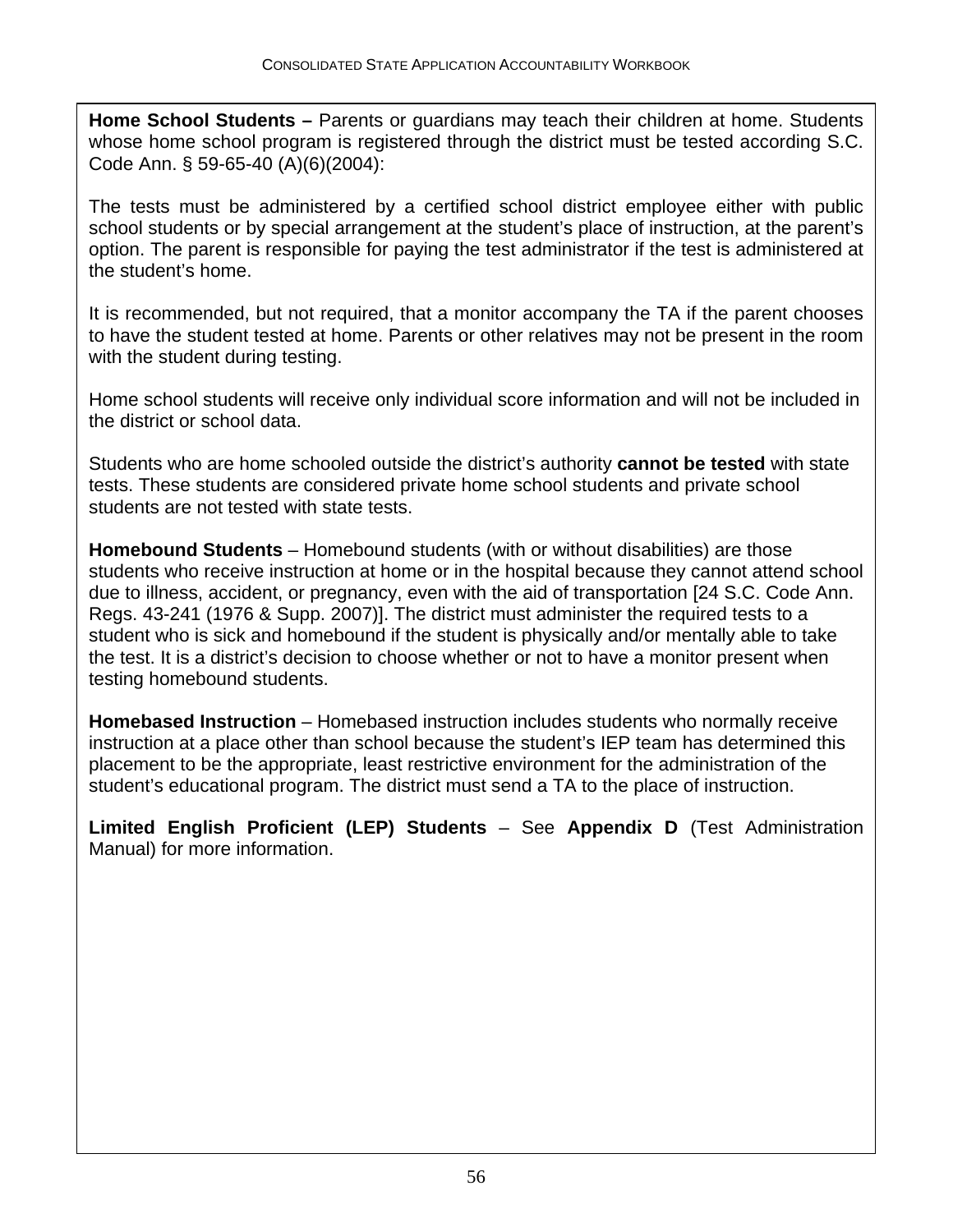**Home School Students –** Parents or guardians may teach their children at home. Students whose home school program is registered through the district must be tested according S.C. Code Ann. § 59-65-40 (A)(6)(2004):

The tests must be administered by a certified school district employee either with public school students or by special arrangement at the student's place of instruction, at the parent's option. The parent is responsible for paying the test administrator if the test is administered at the student's home.

It is recommended, but not required, that a monitor accompany the TA if the parent chooses to have the student tested at home. Parents or other relatives may not be present in the room with the student during testing.

Home school students will receive only individual score information and will not be included in the district or school data.

Students who are home schooled outside the district's authority **cannot be tested** with state tests. These students are considered private home school students and private school students are not tested with state tests.

**Homebound Students** – Homebound students (with or without disabilities) are those students who receive instruction at home or in the hospital because they cannot attend school due to illness, accident, or pregnancy, even with the aid of transportation [24 S.C. Code Ann. Regs. 43-241 (1976 & Supp. 2007)]. The district must administer the required tests to a student who is sick and homebound if the student is physically and/or mentally able to take the test. It is a district's decision to choose whether or not to have a monitor present when testing homebound students.

**Homebased Instruction** – Homebased instruction includes students who normally receive instruction at a place other than school because the student's IEP team has determined this placement to be the appropriate, least restrictive environment for the administration of the student's educational program. The district must send a TA to the place of instruction.

**Limited English Proficient (LEP) Students** – See **Appendix D** (Test Administration Manual) for more information.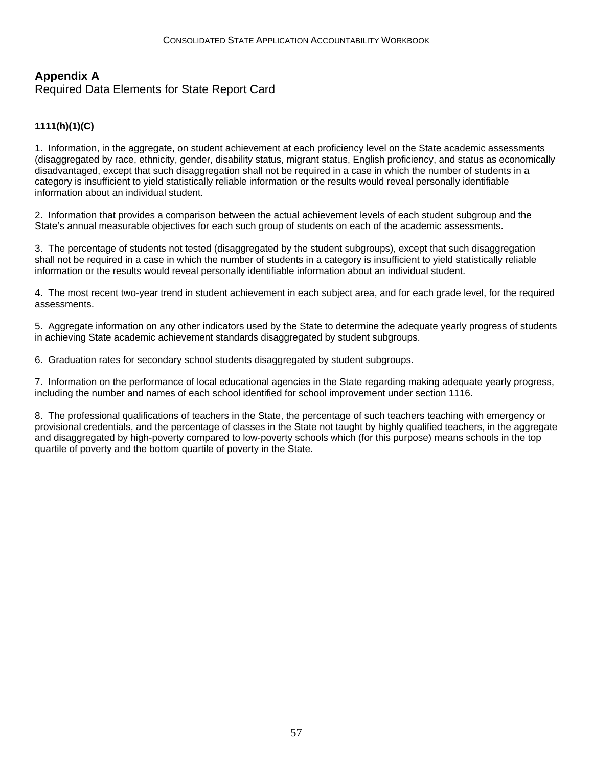## Appendix A

Required Data Elements for State Report Card

**1111(h)(1)(C)**

1. Information, in the aggregate, on student achievement at each proficiency level on the State academic assessments (disaggregated by race, ethnicity, gender, disability status, migrant status, English proficiency, and status as economically disadvantaged, except that such disaggregation shall not be required in a case in which the number of students in a category is insufficient to yield statistically reliable information or the results would reveal personally identifiable information about an individual student.

2. Information that provides a comparison between the actual achievement levels of each student subgroup and the State's annual measurable objectives for each such group of students on each of the academic assessments.

3. The percentage of students not tested (disaggregated by the student subgroups), except that such disaggregation shall not be required in a case in which the number of students in a category is insufficient to yield statistically reliable information or the results would reveal personally identifiable information about an individual student.

4. The most recent two-year trend in student achievement in each subject area, and for each grade level, for the required assessments.

5. Aggregate information on any other indicators used by the State to determine the adequate yearly progress of students in achieving State academic achievement standards disaggregated by student subgroups.

6. Graduation rates for secondary school students disaggregated by student subgroups.

7. Information on the performance of local educational agencies in the State regarding making adequate yearly progress, including the number and names of each school identified for school improvement under section 1116.

8. The professional qualifications of teachers in the State, the percentage of such teachers teaching with emergency or provisional credentials, and the percentage of classes in the State not taught by highly qualified teachers, in the aggregate and disaggregated by high-poverty compared to low-poverty schools which (for this purpose) means schools in the top quartile of poverty and the bottom quartile of poverty in the State.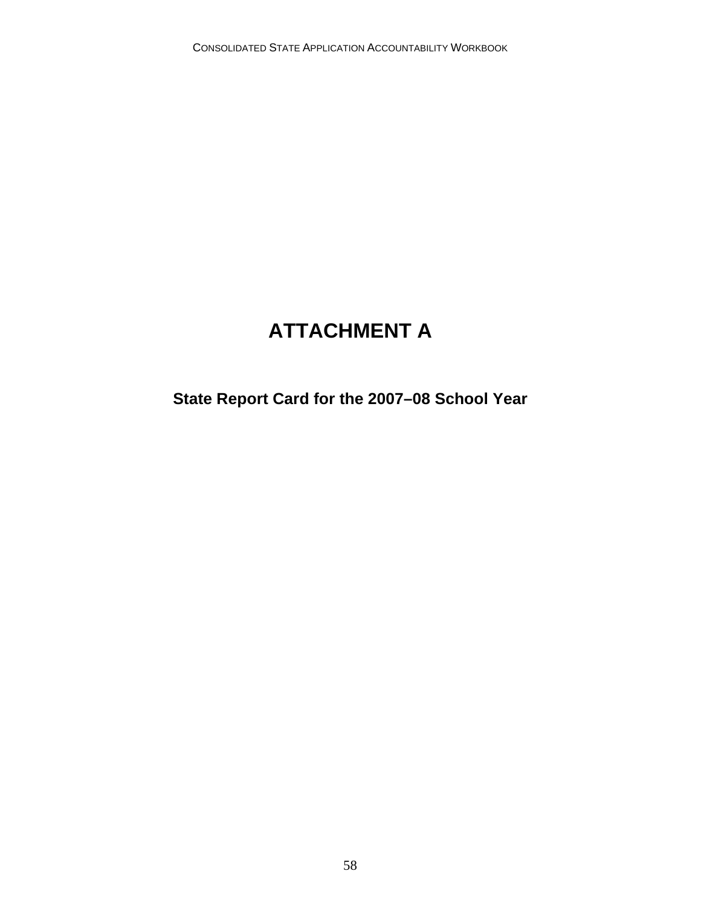# ATTACHMENT A

## State Report Card for the 2007–08 School Year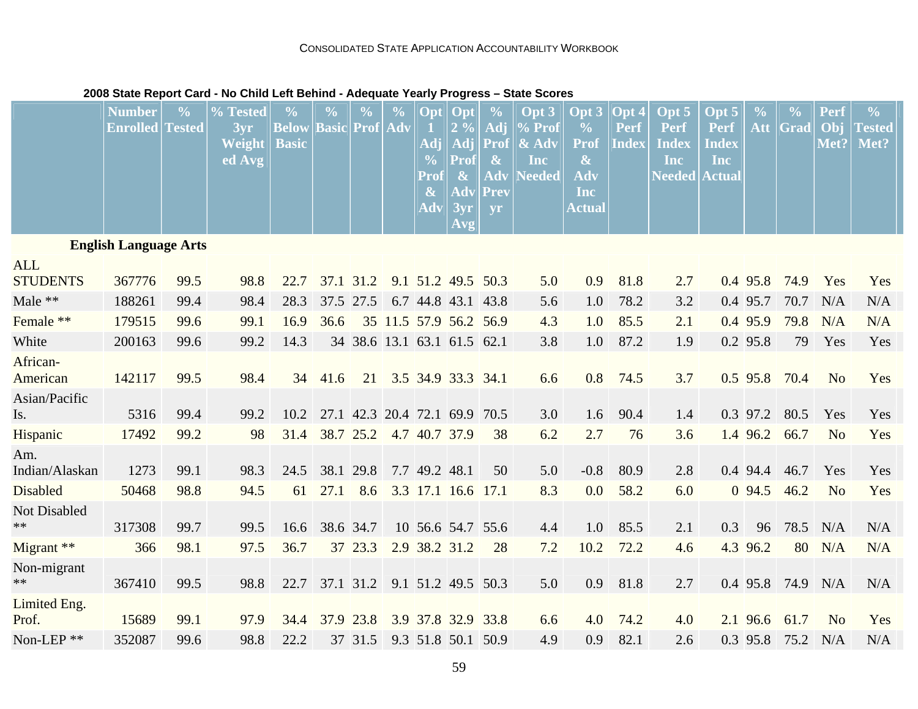**2008 State Report Card - No Child Left Behind - Adequate Yearly Progress – State Scores**

| | Number Enrolled | % Tested | % Tested 3yr Weighted Avg | % Below Basic | % Basic | % Prof | % Adv | Opt 1 Adj % Prof & Adv | Opt 2 % Adj Prof & Adv 3yr Avg | % Adj Prof & Adv Prev yr | Opt 3 % Prof & Adv Inc Needed | Opt 3 % Prof & Adv Inc Actual | Opt 4 Perf Index | Opt 5 Perf Index Inc Needed | Opt 5 Perf Index Inc Actual | % Att | % Grad | Perf Obj Met? | % Tested Met? |
|---|---|---|---|---|---|---|---|---|---|---|---|---|---|---|---|---|---|---|---|
| **English Language Arts** | | | | | | | | | | | | | | | | | | | |
| ALL STUDENTS | 367776 | 99.5 | 98.8 | 22.7 | 37.1 | 31.2 | 9.1 | 51.2 | 49.5 | 50.3 | 5.0 | 0.9 | 81.8 | 2.7 | 0.4 | 95.8 | 74.9 | Yes | Yes |
| Male ** | 188261 | 99.4 | 98.4 | 28.3 | 37.5 | 27.5 | 6.7 | 44.8 | 43.1 | 43.8 | 5.6 | 1.0 | 78.2 | 3.2 | 0.4 | 95.7 | 70.7 | N/A | N/A |
| Female ** | 179515 | 99.6 | 99.1 | 16.9 | 36.6 | 35 | 11.5 | 57.9 | 56.2 | 56.9 | 4.3 | 1.0 | 85.5 | 2.1 | 0.4 | 95.9 | 79.8 | N/A | N/A |
| White | 200163 | 99.6 | 99.2 | 14.3 | 34 | 38.6 | 13.1 | 63.1 | 61.5 | 62.1 | 3.8 | 1.0 | 87.2 | 1.9 | 0.2 | 95.8 | 79 | Yes | Yes |
| African-American | 142117 | 99.5 | 98.4 | 34 | 41.6 | 21 | 3.5 | 34.9 | 33.3 | 34.1 | 6.6 | 0.8 | 74.5 | 3.7 | 0.5 | 95.8 | 70.4 | No | Yes |
| Asian/Pacific Is. | 5316 | 99.4 | 99.2 | 10.2 | 27.1 | 42.3 | 20.4 | 72.1 | 69.9 | 70.5 | 3.0 | 1.6 | 90.4 | 1.4 | 0.3 | 97.2 | 80.5 | Yes | Yes |
| Hispanic | 17492 | 99.2 | 98 | 31.4 | 38.7 | 25.2 | 4.7 | 40.7 | 37.9 | 38 | 6.2 | 2.7 | 76 | 3.6 | 1.4 | 96.2 | 66.7 | No | Yes |
| Am. Indian/Alaskan | 1273 | 99.1 | 98.3 | 24.5 | 38.1 | 29.8 | 7.7 | 49.2 | 48.1 | 50 | 5.0 | -0.8 | 80.9 | 2.8 | 0.4 | 94.4 | 46.7 | Yes | Yes |
| Disabled | 50468 | 98.8 | 94.5 | 61 | 27.1 | 8.6 | 3.3 | 17.1 | 16.6 | 17.1 | 8.3 | 0.0 | 58.2 | 6.0 | 0 | 94.5 | 46.2 | No | Yes |
| Not Disabled ** | 317308 | 99.7 | 99.5 | 16.6 | 38.6 | 34.7 | 10 | 56.6 | 54.7 | 55.6 | 4.4 | 1.0 | 85.5 | 2.1 | 0.3 | 96 | 78.5 | N/A | N/A |
| Migrant ** | 366 | 98.1 | 97.5 | 36.7 | 37 | 23.3 | 2.9 | 38.2 | 31.2 | 28 | 7.2 | 10.2 | 72.2 | 4.6 | 4.3 | 96.2 | 80 | N/A | N/A |
| Non-migrant ** | 367410 | 99.5 | 98.8 | 22.7 | 37.1 | 31.2 | 9.1 | 51.2 | 49.5 | 50.3 | 5.0 | 0.9 | 81.8 | 2.7 | 0.4 | 95.8 | 74.9 | N/A | N/A |
| Limited Eng. Prof. | 15689 | 99.1 | 97.9 | 34.4 | 37.9 | 23.8 | 3.9 | 37.8 | 32.9 | 33.8 | 6.6 | 4.0 | 74.2 | 4.0 | 2.1 | 96.6 | 61.7 | No | Yes |
| Non-LEP ** | 352087 | 99.6 | 98.8 | 22.2 | 37 | 31.5 | 9.3 | 51.8 | 50.1 | 50.9 | 4.9 | 0.9 | 82.1 | 2.6 | 0.3 | 95.8 | 75.2 | N/A | N/A |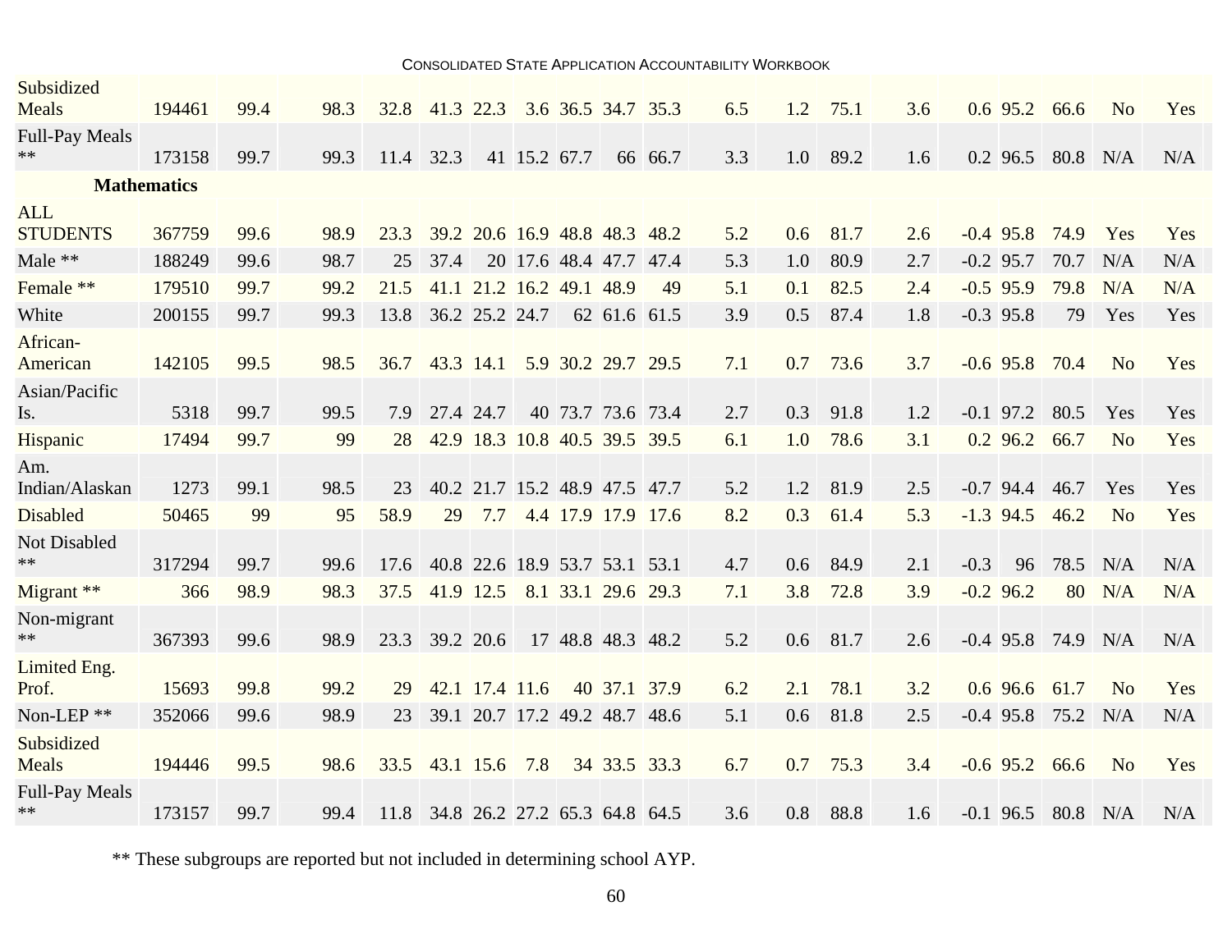| | | | | | | | | | | | | | | | | | | |
|---|---|---|---|---|---|---|---|---|---|---|---|---|---|---|---|---|---|---|
| Subsidized Meals | 194461 | 99.4 | 98.3 | 32.8 | 41.3 | 22.3 | 3.6 | 36.5 | 34.7 | 35.3 | 6.5 | 1.2 | 75.1 | 3.6 | 0.6 | 95.2 | 66.6 | No | Yes |
| Full-Pay Meals ** | 173158 | 99.7 | 99.3 | 11.4 | 32.3 | 41 | 15.2 | 67.7 | 66 | 66.7 | 3.3 | 1.0 | 89.2 | 1.6 | 0.2 | 96.5 | 80.8 | N/A | N/A |
| **Mathematics** | | | | | | | | | | | | | | | | | | | |
| ALL STUDENTS | 367759 | 99.6 | 98.9 | 23.3 | 39.2 | 20.6 | 16.9 | 48.8 | 48.3 | 48.2 | 5.2 | 0.6 | 81.7 | 2.6 | -0.4 | 95.8 | 74.9 | Yes | Yes |
| Male ** | 188249 | 99.6 | 98.7 | 25 | 37.4 | 20 | 17.6 | 48.4 | 47.7 | 47.4 | 5.3 | 1.0 | 80.9 | 2.7 | -0.2 | 95.7 | 70.7 | N/A | N/A |
| Female ** | 179510 | 99.7 | 99.2 | 21.5 | 41.1 | 21.2 | 16.2 | 49.1 | 48.9 | 49 | 5.1 | 0.1 | 82.5 | 2.4 | -0.5 | 95.9 | 79.8 | N/A | N/A |
| White | 200155 | 99.7 | 99.3 | 13.8 | 36.2 | 25.2 | 24.7 | 62 | 61.6 | 61.5 | 3.9 | 0.5 | 87.4 | 1.8 | -0.3 | 95.8 | 79 | Yes | Yes |
| African-American | 142105 | 99.5 | 98.5 | 36.7 | 43.3 | 14.1 | 5.9 | 30.2 | 29.7 | 29.5 | 7.1 | 0.7 | 73.6 | 3.7 | -0.6 | 95.8 | 70.4 | No | Yes |
| Asian/Pacific Is. | 5318 | 99.7 | 99.5 | 7.9 | 27.4 | 24.7 | 40 | 73.7 | 73.6 | 73.4 | 2.7 | 0.3 | 91.8 | 1.2 | -0.1 | 97.2 | 80.5 | Yes | Yes |
| Hispanic | 17494 | 99.7 | 99 | 28 | 42.9 | 18.3 | 10.8 | 40.5 | 39.5 | 39.5 | 6.1 | 1.0 | 78.6 | 3.1 | 0.2 | 96.2 | 66.7 | No | Yes |
| Am. Indian/Alaskan | 1273 | 99.1 | 98.5 | 23 | 40.2 | 21.7 | 15.2 | 48.9 | 47.5 | 47.7 | 5.2 | 1.2 | 81.9 | 2.5 | -0.7 | 94.4 | 46.7 | Yes | Yes |
| Disabled | 50465 | 99 | 95 | 58.9 | 29 | 7.7 | 4.4 | 17.9 | 17.9 | 17.6 | 8.2 | 0.3 | 61.4 | 5.3 | -1.3 | 94.5 | 46.2 | No | Yes |
| Not Disabled ** | 317294 | 99.7 | 99.6 | 17.6 | 40.8 | 22.6 | 18.9 | 53.7 | 53.1 | 53.1 | 4.7 | 0.6 | 84.9 | 2.1 | -0.3 | 96 | 78.5 | N/A | N/A |
| Migrant ** | 366 | 98.9 | 98.3 | 37.5 | 41.9 | 12.5 | 8.1 | 33.1 | 29.6 | 29.3 | 7.1 | 3.8 | 72.8 | 3.9 | -0.2 | 96.2 | 80 | N/A | N/A |
| Non-migrant ** | 367393 | 99.6 | 98.9 | 23.3 | 39.2 | 20.6 | 17 | 48.8 | 48.3 | 48.2 | 5.2 | 0.6 | 81.7 | 2.6 | -0.4 | 95.8 | 74.9 | N/A | N/A |
| Limited Eng. Prof. | 15693 | 99.8 | 99.2 | 29 | 42.1 | 17.4 | 11.6 | 40 | 37.1 | 37.9 | 6.2 | 2.1 | 78.1 | 3.2 | 0.6 | 96.6 | 61.7 | No | Yes |
| Non-LEP ** | 352066 | 99.6 | 98.9 | 23 | 39.1 | 20.7 | 17.2 | 49.2 | 48.7 | 48.6 | 5.1 | 0.6 | 81.8 | 2.5 | -0.4 | 95.8 | 75.2 | N/A | N/A |
| Subsidized Meals | 194446 | 99.5 | 98.6 | 33.5 | 43.1 | 15.6 | 7.8 | 34 | 33.5 | 33.3 | 6.7 | 0.7 | 75.3 | 3.4 | -0.6 | 95.2 | 66.6 | No | Yes |
| Full-Pay Meals ** | 173157 | 99.7 | 99.4 | 11.8 | 34.8 | 26.2 | 27.2 | 65.3 | 64.8 | 64.5 | 3.6 | 0.8 | 88.8 | 1.6 | -0.1 | 96.5 | 80.8 | N/A | N/A |

** These subgroups are reported but not included in determining school AYP.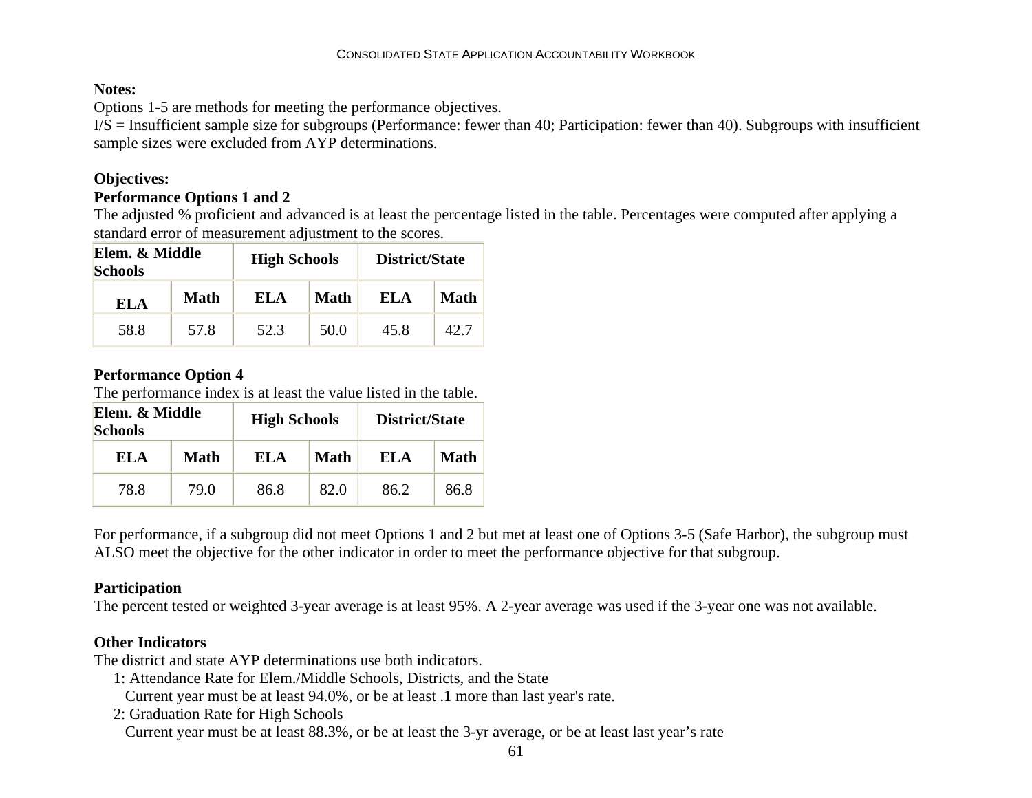**Notes:**
Options 1-5 are methods for meeting the performance objectives.
I/S = Insufficient sample size for subgroups (Performance: fewer than 40; Participation: fewer than 40). Subgroups with insufficient sample sizes were excluded from AYP determinations.

**Objectives:**

**Performance Options 1 and 2**
The adjusted % proficient and advanced is at least the percentage listed in the table. Percentages were computed after applying a standard error of measurement adjustment to the scores.

| Elem. & Middle Schools | | High Schools | | District/State | |
|---|---|---|---|---|---|
| ELA | Math | ELA | Math | ELA | Math |
| 58.8 | 57.8 | 52.3 | 50.0 | 45.8 | 42.7 |

**Performance Option 4**
The performance index is at least the value listed in the table.

| Elem. & Middle Schools | | High Schools | | District/State | |
|---|---|---|---|---|---|
| ELA | Math | ELA | Math | ELA | Math |
| 78.8 | 79.0 | 86.8 | 82.0 | 86.2 | 86.8 |

For performance, if a subgroup did not meet Options 1 and 2 but met at least one of Options 3-5 (Safe Harbor), the subgroup must ALSO meet the objective for the other indicator in order to meet the performance objective for that subgroup.

**Participation**
The percent tested or weighted 3-year average is at least 95%. A 2-year average was used if the 3-year one was not available.

**Other Indicators**
The district and state AYP determinations use both indicators.

1: Attendance Rate for Elem./Middle Schools, Districts, and the State
   Current year must be at least 94.0%, or be at least .1 more than last year's rate.

2: Graduation Rate for High Schools
   Current year must be at least 88.3%, or be at least the 3-yr average, or be at least last year's rate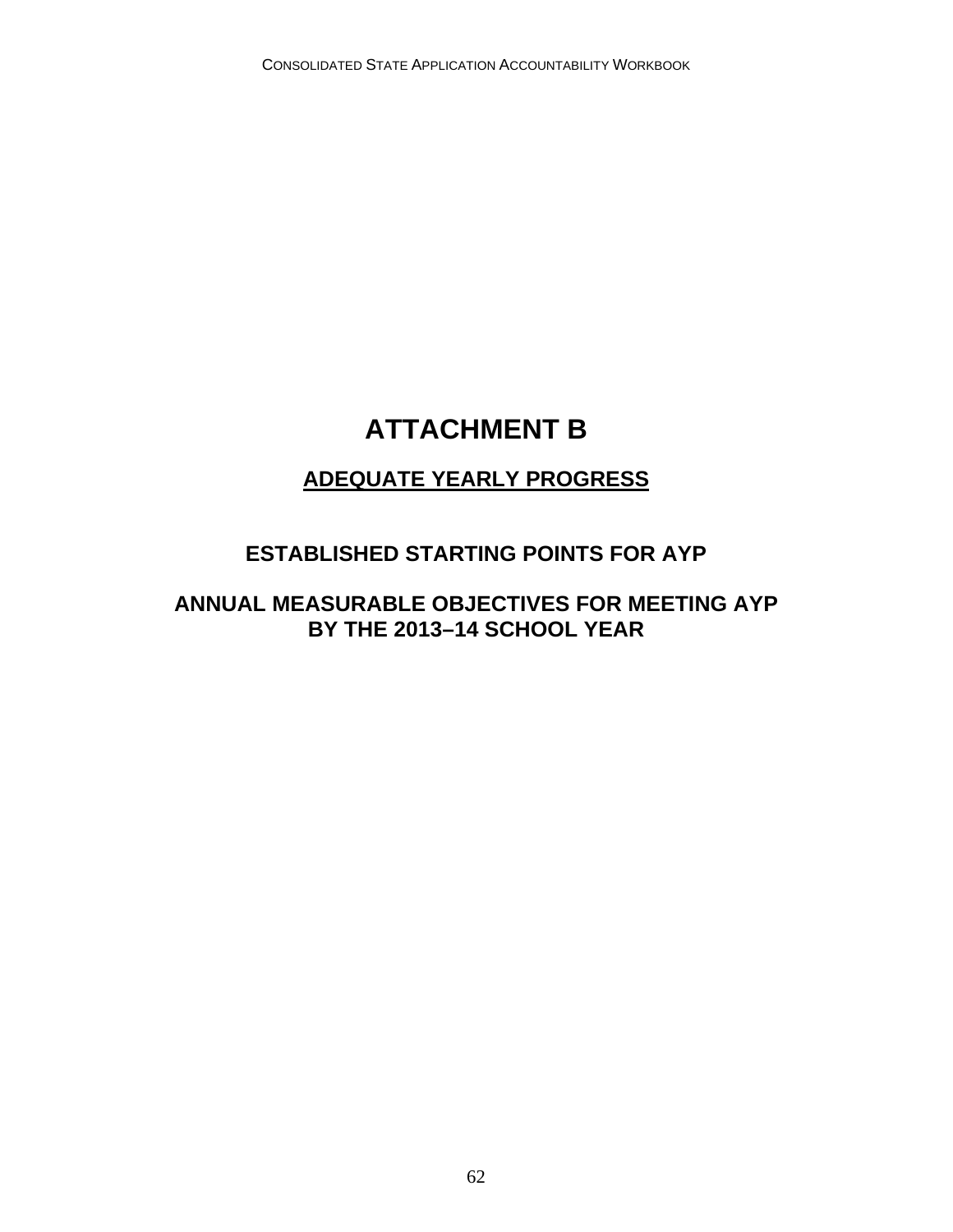# ATTACHMENT B

## ADEQUATE YEARLY PROGRESS

### ESTABLISHED STARTING POINTS FOR AYP

### ANNUAL MEASURABLE OBJECTIVES FOR MEETING AYP BY THE 2013–14 SCHOOL YEAR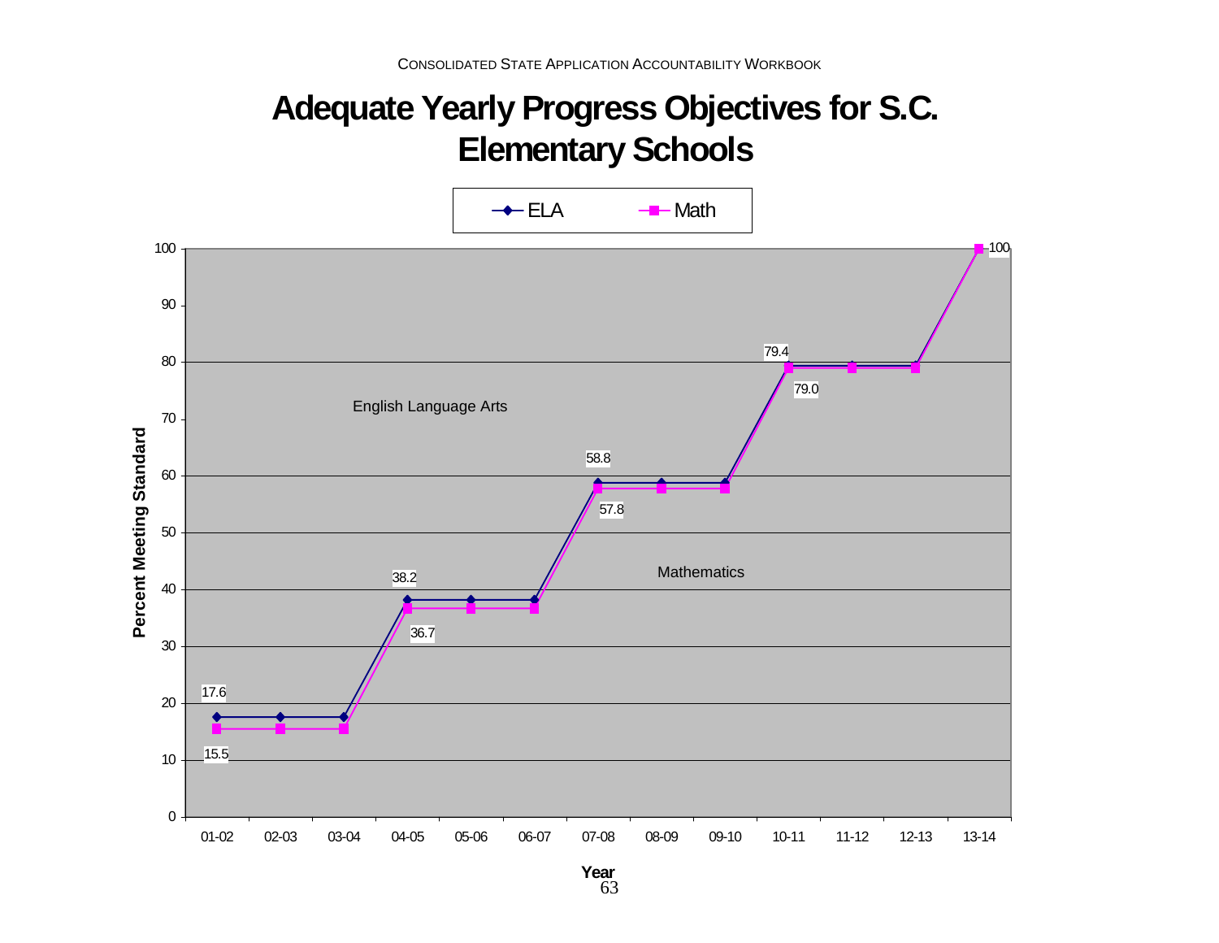# Adequate Yearly Progress Objectives for S.C. Elementary Schools

| Year | ELA | Math |
|---|---|---|
| 01-02 | 17.6 | 15.5 |
| 02-03 | 17.6 | 15.5 |
| 03-04 | 17.6 | 15.5 |
| 04-05 | 38.2 | 36.7 |
| 05-06 | 38.2 | 36.7 |
| 06-07 | 38.2 | 36.7 |
| 07-08 | 58.8 | 57.8 |
| 08-09 | 58.8 | 57.8 |
| 09-10 | 58.8 | 57.8 |
| 10-11 | 79.4 | 79.0 |
| 11-12 | 79.4 | 79.0 |
| 12-13 | 79.4 | 79.0 |
| 13-14 | 100 | 100 |

Y-axis: Percent Meeting Standard; X-axis: Year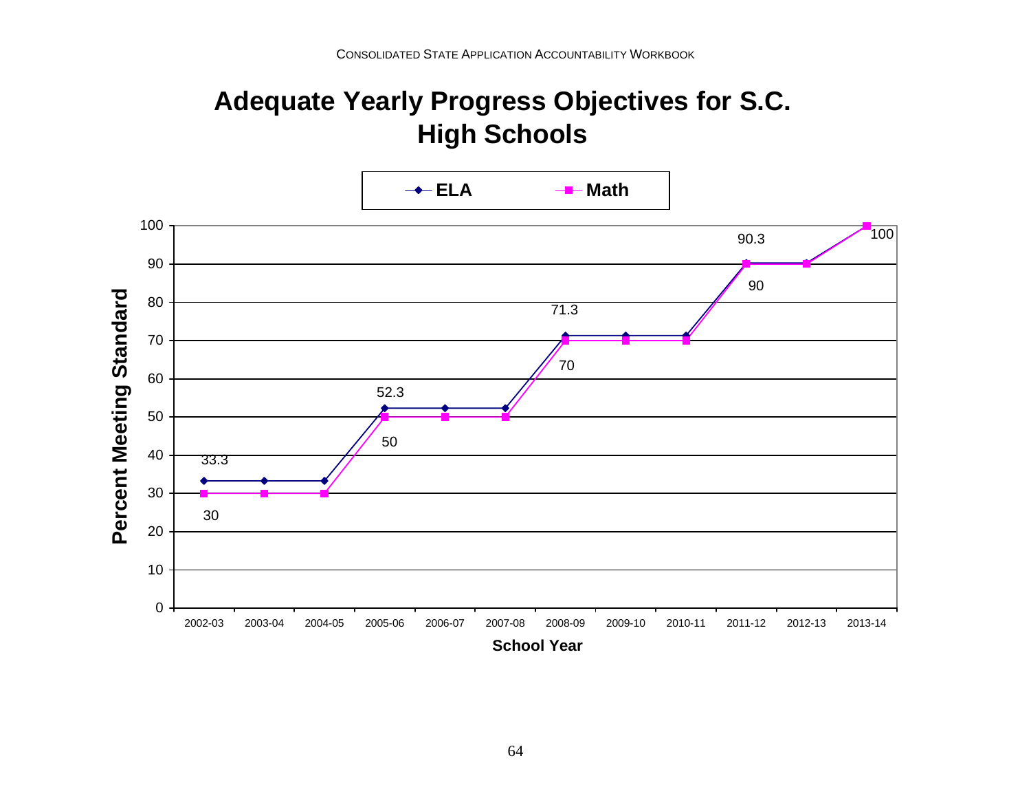# Adequate Yearly Progress Objectives for S.C. High Schools

| School Year | ELA | Math |
|---|---|---|
| 2002-03 | 33.3 | 30 |
| 2003-04 | 33.3 | 30 |
| 2004-05 | 33.3 | 30 |
| 2005-06 | 52.3 | 50 |
| 2006-07 | 52.3 | 50 |
| 2007-08 | 52.3 | 50 |
| 2008-09 | 71.3 | 70 |
| 2009-10 | 71.3 | 70 |
| 2010-11 | 71.3 | 70 |
| 2011-12 | 90.3 | 90 |
| 2012-13 | 90.3 | 90 |
| 2013-14 | 100 | 100 |

Percent Meeting Standard by School Year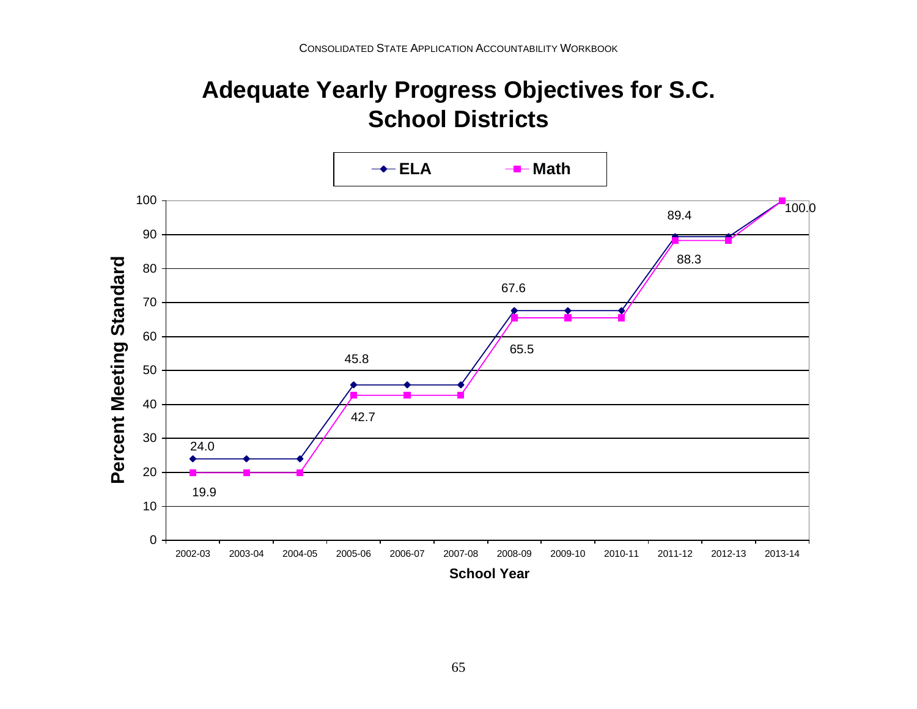# Adequate Yearly Progress Objectives for S.C. School Districts

| School Year | ELA | Math |
|---|---|---|
| 2002-03 | 24.0 | 19.9 |
| 2003-04 | 24.0 | 19.9 |
| 2004-05 | 24.0 | 19.9 |
| 2005-06 | 45.8 | 42.7 |
| 2006-07 | 45.8 | 42.7 |
| 2007-08 | 45.8 | 42.7 |
| 2008-09 | 67.6 | 65.5 |
| 2009-10 | 67.6 | 65.5 |
| 2010-11 | 67.6 | 65.5 |
| 2011-12 | 89.4 | 88.3 |
| 2012-13 | 89.4 | 88.3 |
| 2013-14 | 100.0 | 100.0 |

Percent Meeting Standard

School Year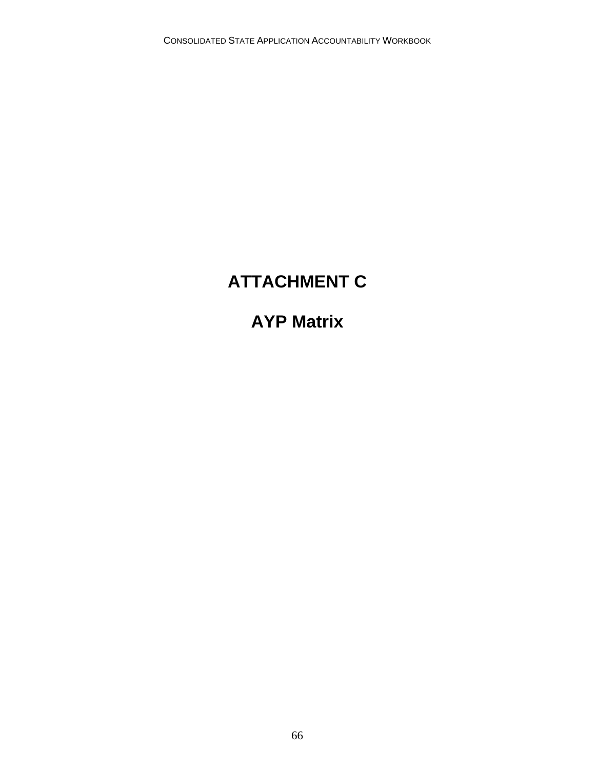# ATTACHMENT C

## AYP Matrix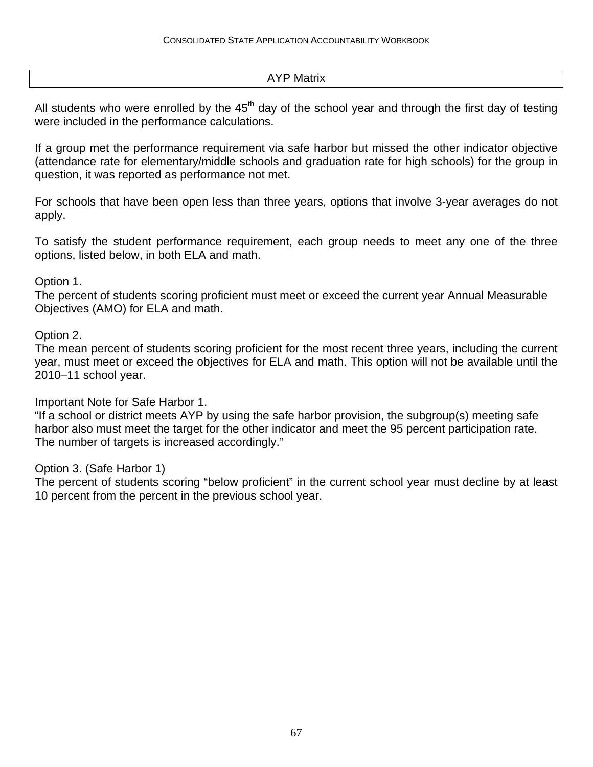## AYP Matrix

All students who were enrolled by the 45th day of the school year and through the first day of testing were included in the performance calculations.

If a group met the performance requirement via safe harbor but missed the other indicator objective (attendance rate for elementary/middle schools and graduation rate for high schools) for the group in question, it was reported as performance not met.

For schools that have been open less than three years, options that involve 3-year averages do not apply.

To satisfy the student performance requirement, each group needs to meet any one of the three options, listed below, in both ELA and math.

Option 1.
The percent of students scoring proficient must meet or exceed the current year Annual Measurable Objectives (AMO) for ELA and math.

Option 2.
The mean percent of students scoring proficient for the most recent three years, including the current year, must meet or exceed the objectives for ELA and math. This option will not be available until the 2010–11 school year.

Important Note for Safe Harbor 1.
"If a school or district meets AYP by using the safe harbor provision, the subgroup(s) meeting safe harbor also must meet the target for the other indicator and meet the 95 percent participation rate. The number of targets is increased accordingly."

Option 3. (Safe Harbor 1)
The percent of students scoring "below proficient" in the current school year must decline by at least 10 percent from the percent in the previous school year.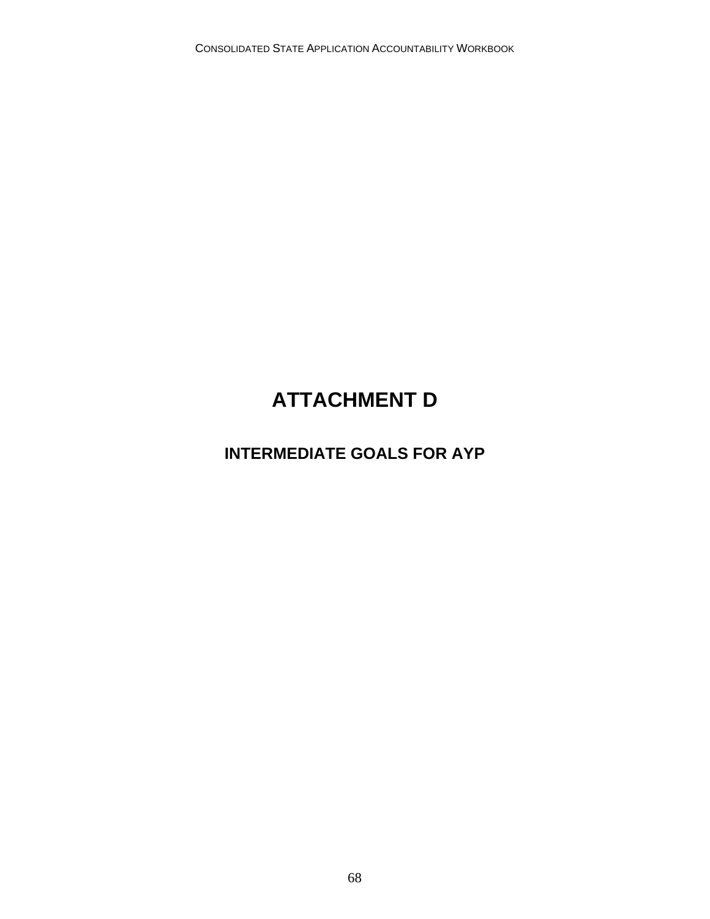# ATTACHMENT D

## INTERMEDIATE GOALS FOR AYP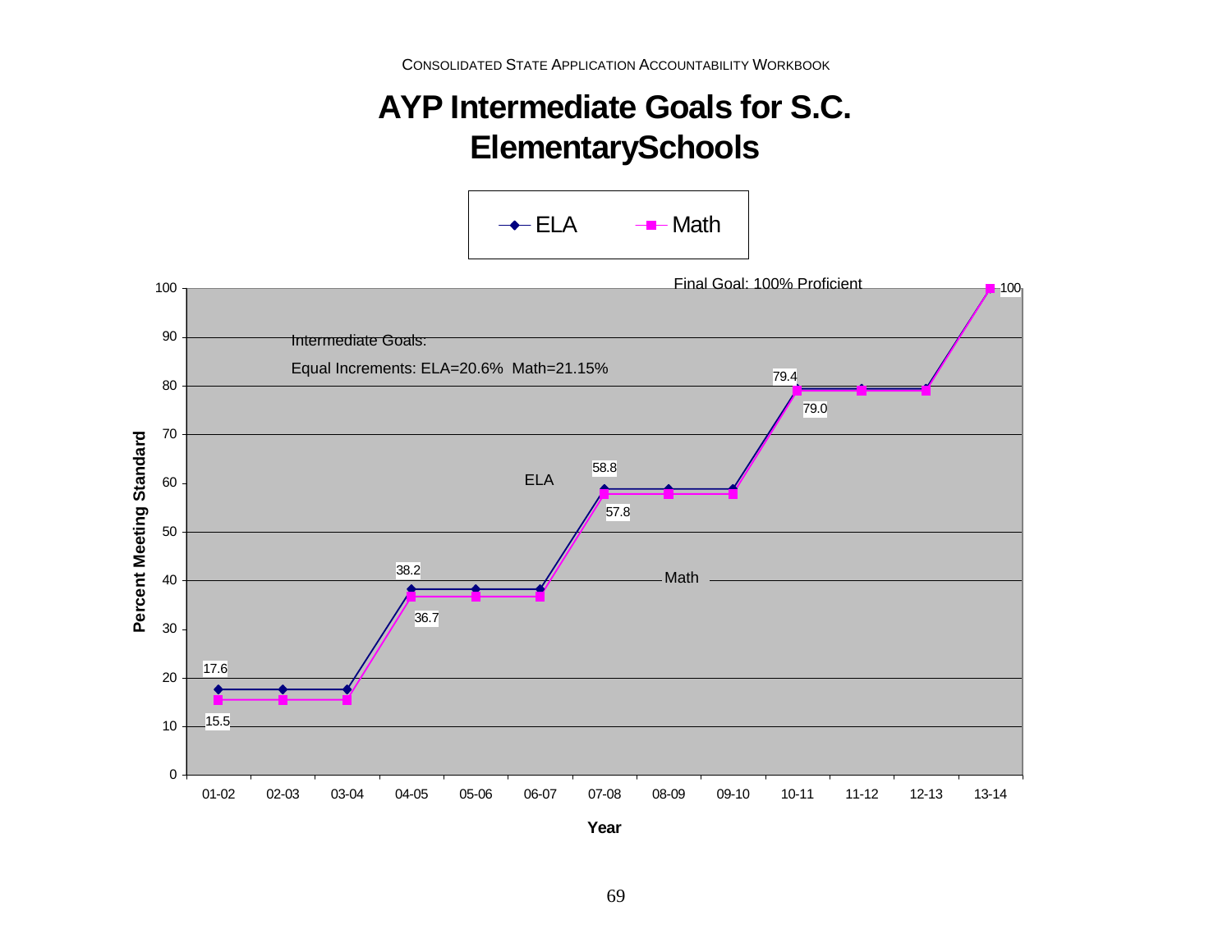# AYP Intermediate Goals for S.C. ElementarySchools

| Year | ELA | Math |
| --- | --- | --- |
| 01-02 | 17.6 | 15.5 |
| 02-03 | 17.6 | 15.5 |
| 03-04 | 17.6 | 15.5 |
| 04-05 | 38.2 | 36.7 |
| 05-06 | 38.2 | 36.7 |
| 06-07 | 38.2 | 36.7 |
| 07-08 | 58.8 | 57.8 |
| 08-09 | 58.8 | 57.8 |
| 09-10 | 58.8 | 57.8 |
| 10-11 | 79.4 | 79.0 |
| 11-12 | 79.4 | 79.0 |
| 12-13 | 79.4 | 79.0 |
| 13-14 | 100 | 100 |

Intermediate Goals:

Equal Increments: ELA=20.6% Math=21.15%

Final Goal: 100% Proficient

Y-axis: Percent Meeting Standard; X-axis: Year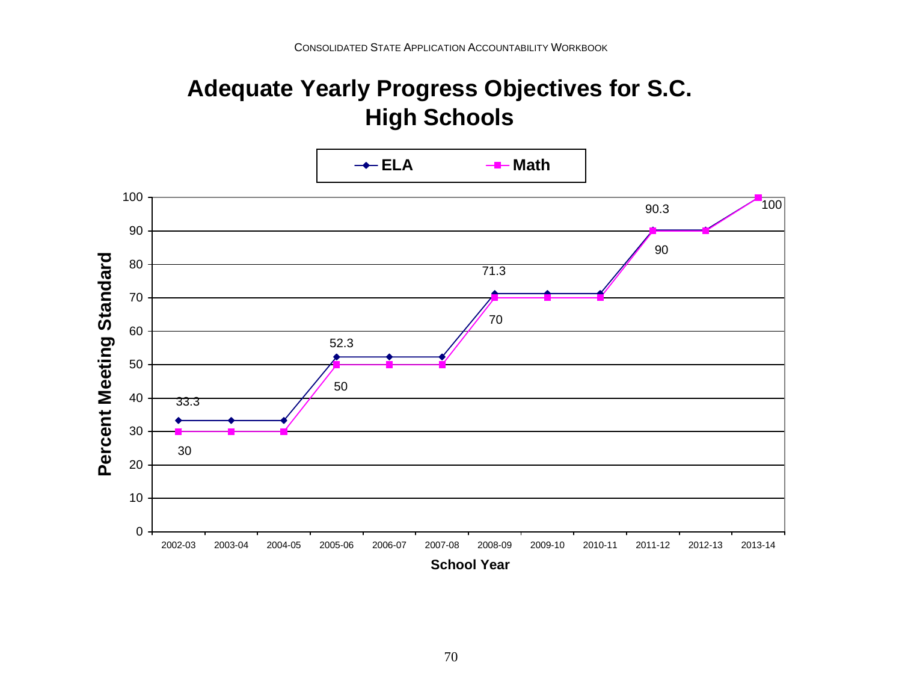# Adequate Yearly Progress Objectives for S.C. High Schools

| School Year | ELA | Math |
|---|---|---|
| 2002-03 | 33.3 | 30 |
| 2003-04 | 33.3 | 30 |
| 2004-05 | 33.3 | 30 |
| 2005-06 | 52.3 | 50 |
| 2006-07 | 52.3 | 50 |
| 2007-08 | 52.3 | 50 |
| 2008-09 | 71.3 | 70 |
| 2009-10 | 71.3 | 70 |
| 2010-11 | 71.3 | 70 |
| 2011-12 | 90.3 | 90 |
| 2012-13 | 90.3 | 90 |
| 2013-14 | 100 | 100 |

Y-axis: Percent Meeting Standard; X-axis: School Year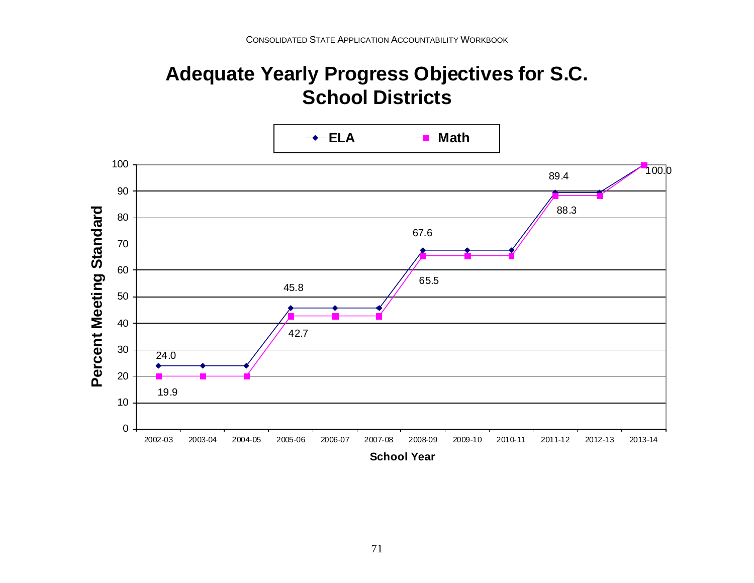# Adequate Yearly Progress Objectives for S.C. School Districts

ELA
Math

100
90
80
70
60
50
40
30
20
10
0

Percent Meeting Standard

24.0
19.9
45.8
42.7
67.6
65.5
89.4
88.3
100.0

2002-03
2003-04
2004-05
2005-06
2006-07
2007-08
2008-09
2009-10
2010-11
2011-12
2012-13
2013-14

School Year